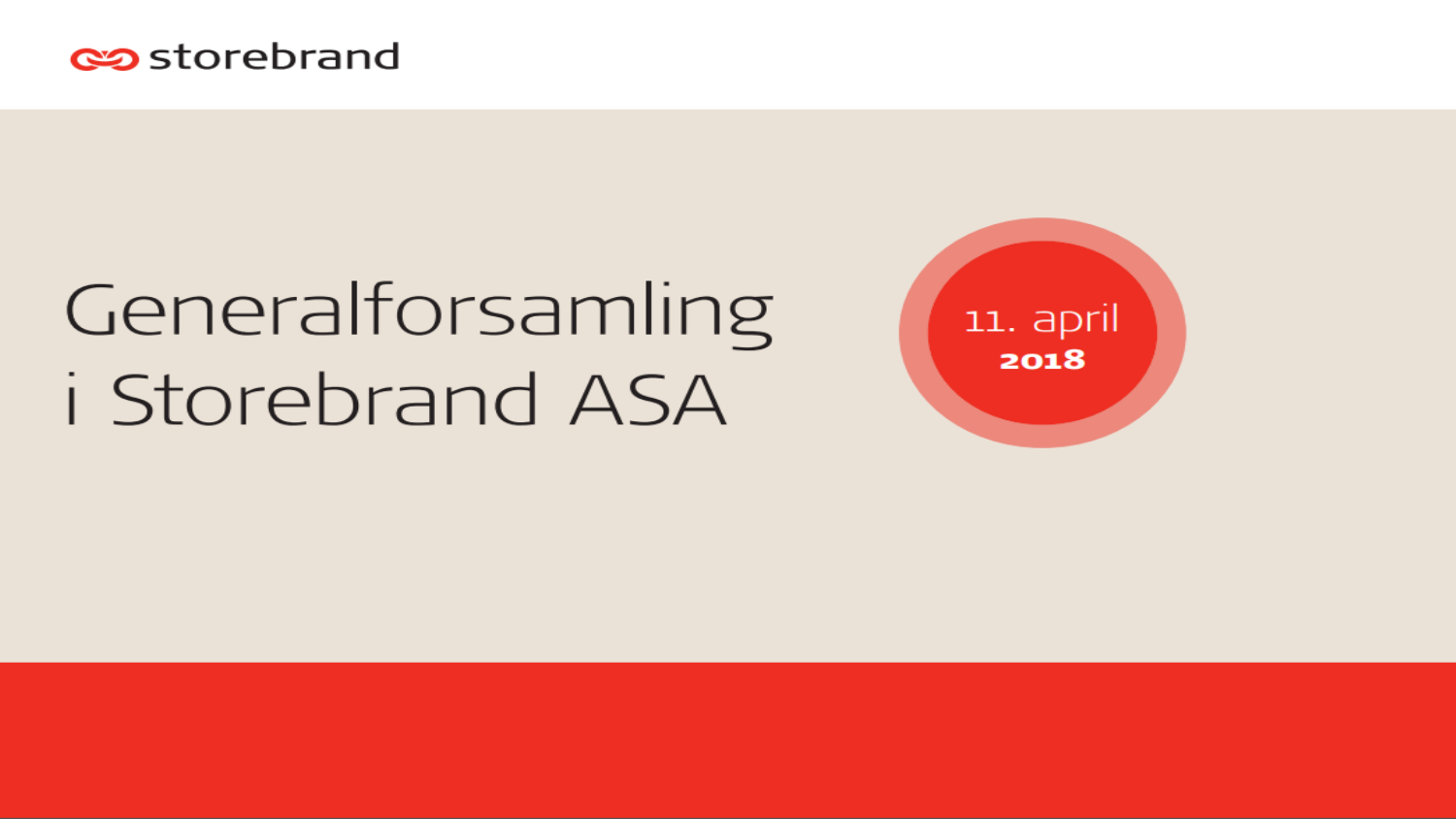storebrand

# Generalforsamling i Storebrand ASA

11. april
**2018**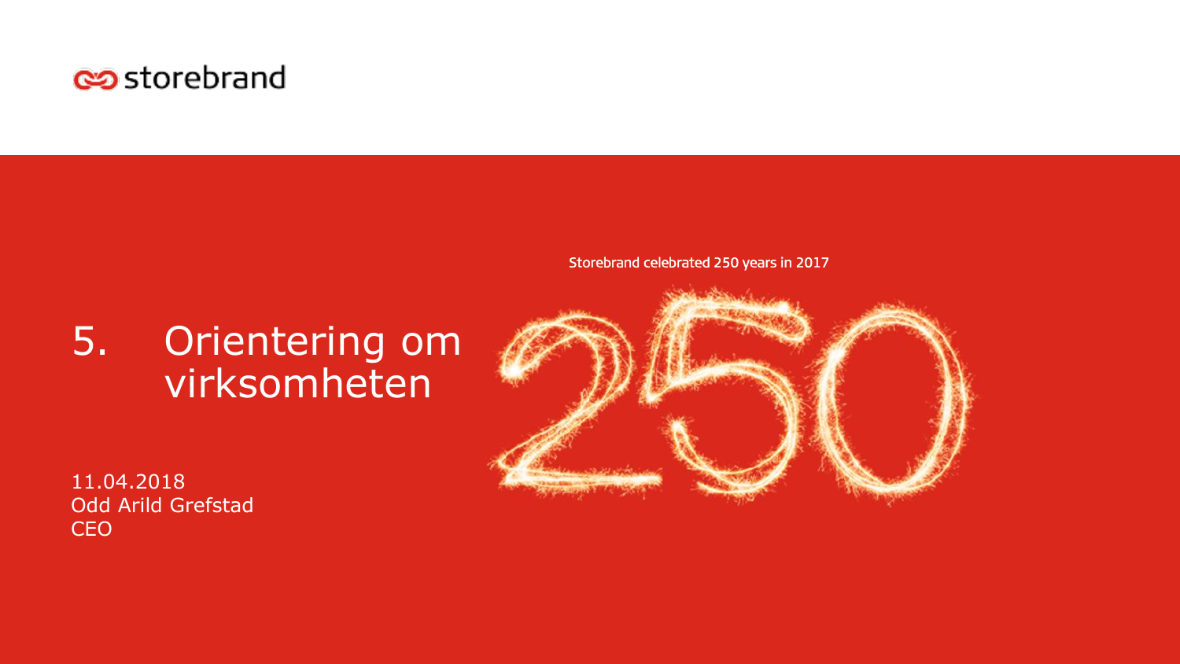storebrand

Storebrand celebrated 250 years in 2017

# 5. Orientering om virksomheten

11.04.2018
Odd Arild Grefstad
CEO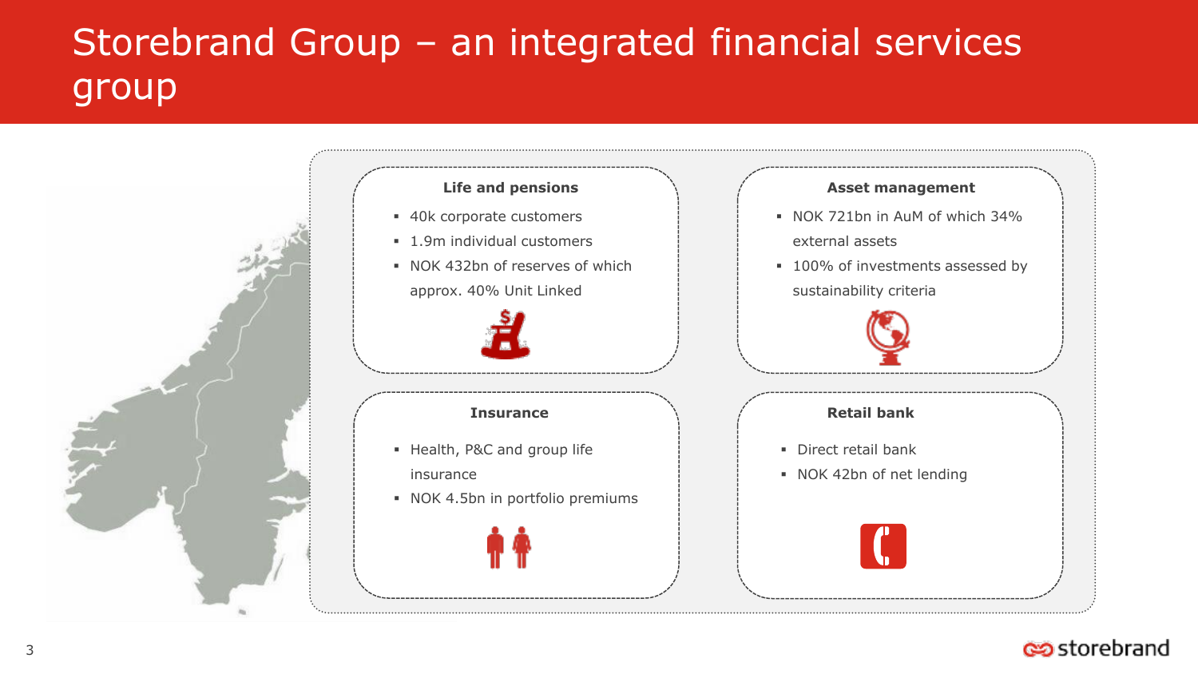# Storebrand Group – an integrated financial services group

### Life and pensions

- 40k corporate customers
- 1.9m individual customers
- NOK 432bn of reserves of which approx. 40% Unit Linked

### Asset management

- NOK 721bn in AuM of which 34% external assets
- 100% of investments assessed by sustainability criteria

### Insurance

- Health, P&C and group life insurance
- NOK 4.5bn in portfolio premiums

### Retail bank

- Direct retail bank
- NOK 42bn of net lending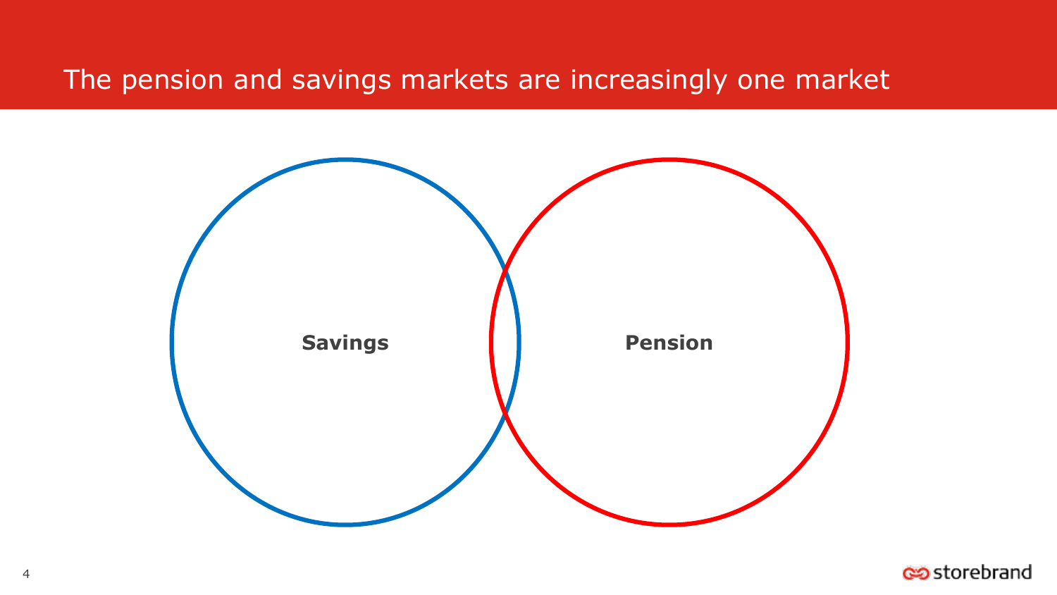# The pension and savings markets are increasingly one market

**Savings**

**Pension**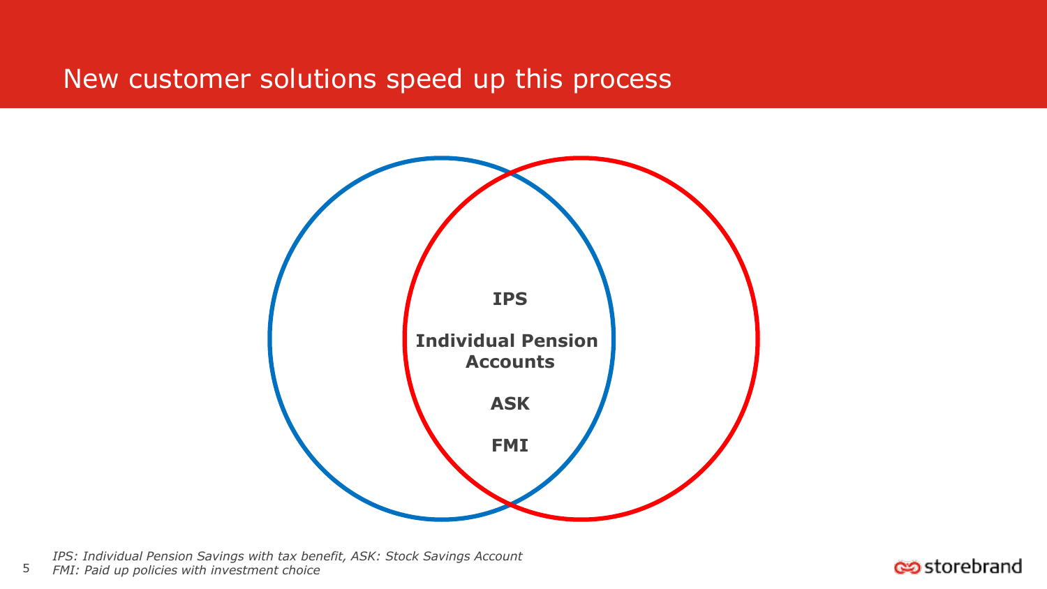# New customer solutions speed up this process

**IPS**

**Individual Pension Accounts**

**ASK**

**FMI**

*IPS: Individual Pension Savings with tax benefit, ASK: Stock Savings Account*
*FMI: Paid up policies with investment choice*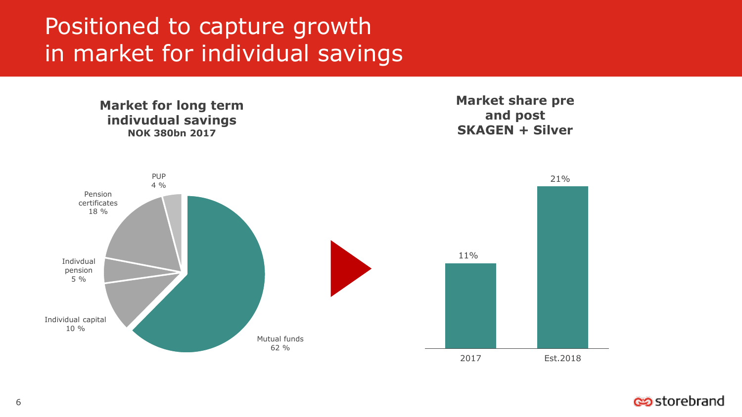# Positioned to capture growth in market for individual savings

**Market for long term indivudual savings**
**NOK 380bn 2017**

| Segment | Share |
| --- | --- |
| Mutual funds | 62 % |
| Individual capital | 10 % |
| Indivdual pension | 5 % |
| Pension certificates | 18 % |
| PUP | 4 % |

**Market share pre and post SKAGEN + Silver**

| Year | Market share |
| --- | --- |
| 2017 | 11% |
| Est.2018 | 21% |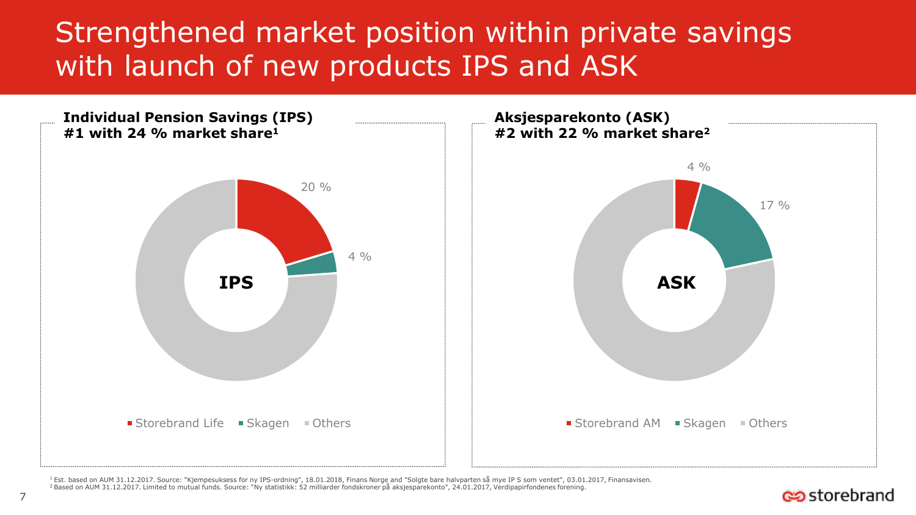# Strengthened market position within private savings with launch of new products IPS and ASK

## Individual Pension Savings (IPS)
**#1 with 24 % market share[1]**

| IPS | Share |
|---|---|
| Storebrand Life | 20 % |
| Skagen | 4 % |
| Others | |

## Aksjesparekonto (ASK)
**#2 with 22 % market share[2]**

| ASK | Share |
|---|---|
| Storebrand AM | 4 % |
| Skagen | 17 % |
| Others | |

[1] Est. based on AUM 31.12.2017. Source: "Kjempesuksess for ny IPS-ordning", 18.01.2018, Finans Norge and "Solgte bare halvparten så mye IP S som ventet", 03.01.2017, Finansavisen.
[2] Based on AUM 31.12.2017. Limited to mutual funds. Source: "Ny statistikk: 52 milliarder fondskroner på aksjesparekonto", 24.01.2017, Verdipapirfondenes forening.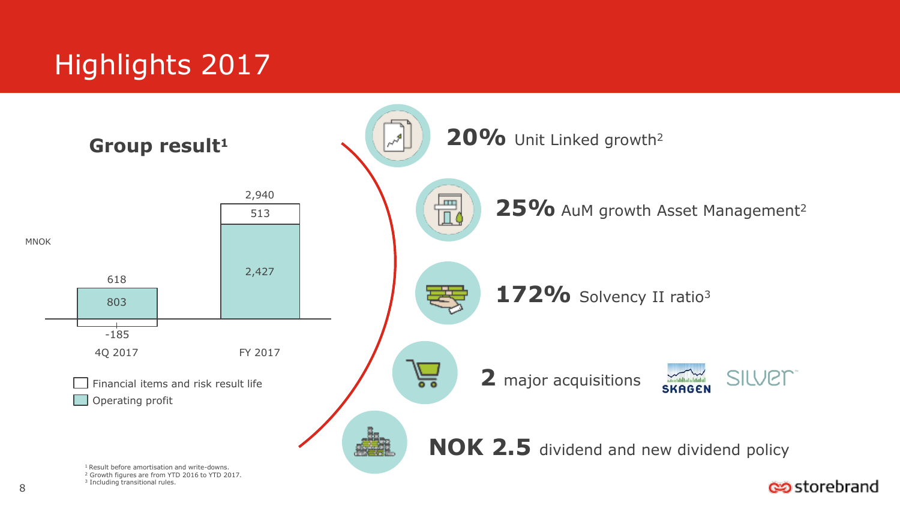# Highlights 2017

## Group result[1]

MNOK

| | 4Q 2017 | FY 2017 |
|---|---|---|
| Financial items and risk result life | -185 | 513 |
| Operating profit | 803 | 2,427 |
| Total | 618 | 2,940 |

- **20%** Unit Linked growth[2]
- **25%** AuM growth Asset Management[2]
- **172%** Solvency II ratio[3]
- **2** major acquisitions SKAGEN Silver
- **NOK 2.5** dividend and new dividend policy

[1] Result before amortisation and write-downs.
[2] Growth figures are from YTD 2016 to YTD 2017.
[3] Including transitional rules.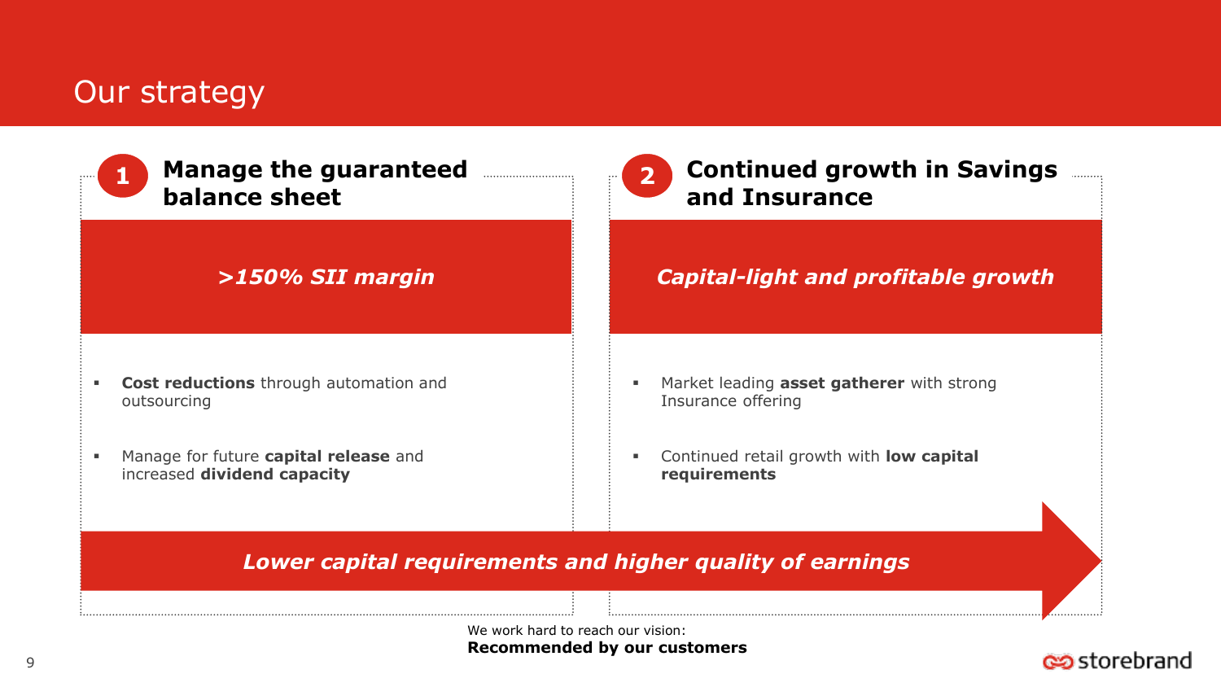# Our strategy

## 1 Manage the guaranteed balance sheet

***>150% SII margin***

- **Cost reductions** through automation and outsourcing
- Manage for future **capital release** and increased **dividend capacity**

## 2 Continued growth in Savings and Insurance

***Capital-light and profitable growth***

- Market leading **asset gatherer** with strong Insurance offering
- Continued retail growth with **low capital requirements**

***Lower capital requirements and higher quality of earnings***

We work hard to reach our vision:
**Recommended by our customers**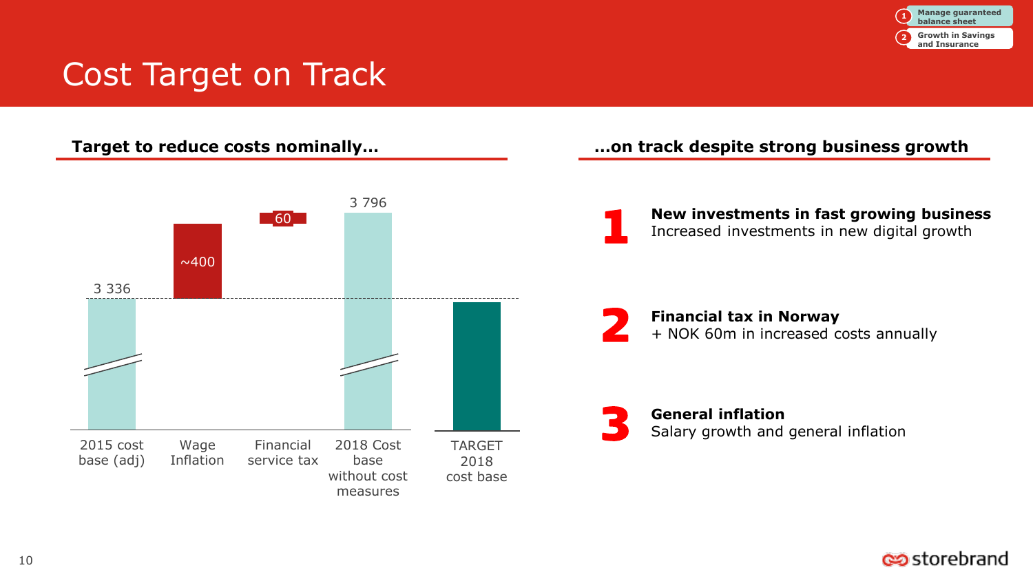# Cost Target on Track

1. Manage guaranteed balance sheet
2. Growth in Savings and Insurance

## Target to reduce costs nominally…

| | Value |
|---|---|
| 2015 cost base (adj) | 3 336 |
| Wage Inflation | ~400 |
| Financial service tax | 60 |
| 2018 Cost base without cost measures | 3 796 |
| TARGET 2018 cost base | |

## …on track despite strong business growth

**1** **New investments in fast growing business**
Increased investments in new digital growth

**2** **Financial tax in Norway**
+ NOK 60m in increased costs annually

**3** **General inflation**
Salary growth and general inflation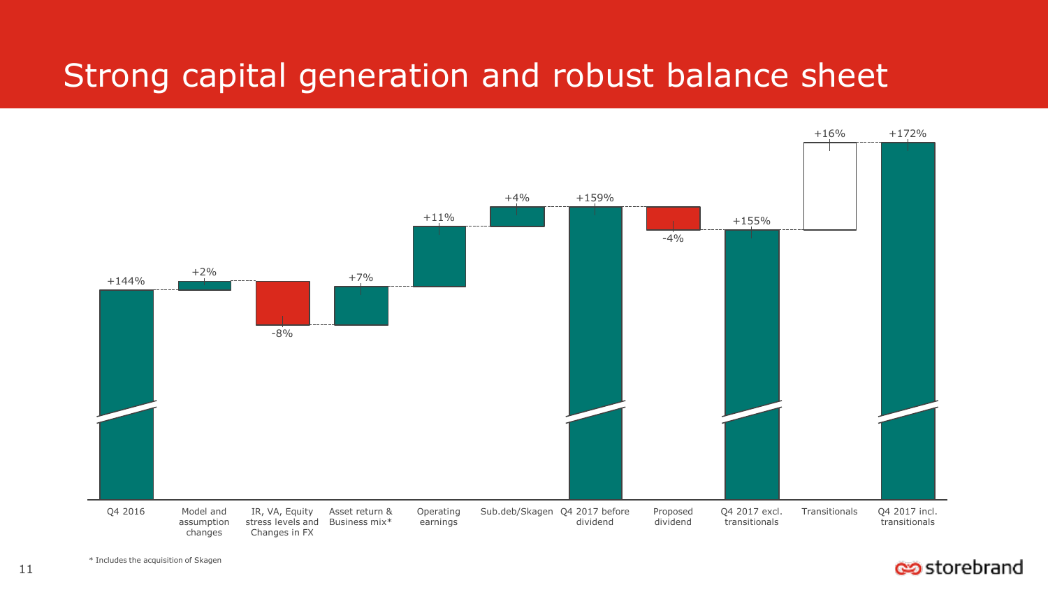# Strong capital generation and robust balance sheet

| Q4 2016 | Model and assumption changes | IR, VA, Equity stress levels and Changes in FX | Asset return & Business mix* | Operating earnings | Sub.deb/Skagen | Q4 2017 before dividend | Proposed dividend | Q4 2017 excl. transitionals | Transitionals | Q4 2017 incl. transitionals |
|---|---|---|---|---|---|---|---|---|---|---|
| +144% | +2% | -8% | +7% | +11% | +4% | +159% | -4% | +155% | +16% | +172% |

\* Includes the acquisition of Skagen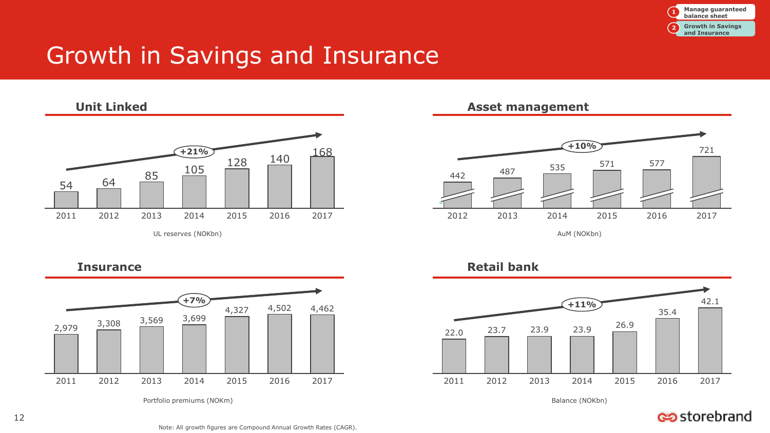# Growth in Savings and Insurance

1 Manage guaranteed balance sheet
2 Growth in Savings and Insurance

## Unit Linked

+21%

| 2011 | 2012 | 2013 | 2014 | 2015 | 2016 | 2017 |
|---|---|---|---|---|---|---|
| 54 | 64 | 85 | 105 | 128 | 140 | 168 |

UL reserves (NOKbn)

## Asset management

+10%

| 2012 | 2013 | 2014 | 2015 | 2016 | 2017 |
|---|---|---|---|---|---|
| 442 | 487 | 535 | 571 | 577 | 721 |

AuM (NOKbn)

## Insurance

+7%

| 2011 | 2012 | 2013 | 2014 | 2015 | 2016 | 2017 |
|---|---|---|---|---|---|---|
| 2,979 | 3,308 | 3,569 | 3,699 | 4,327 | 4,502 | 4,462 |

Portfolio premiums (NOKm)

## Retail bank

+11%

| 2011 | 2012 | 2013 | 2014 | 2015 | 2016 | 2017 |
|---|---|---|---|---|---|---|
| 22.0 | 23.7 | 23.9 | 23.9 | 26.9 | 35.4 | 42.1 |

Balance (NOKbn)

Note: All growth figures are Compound Annual Growth Rates (CAGR).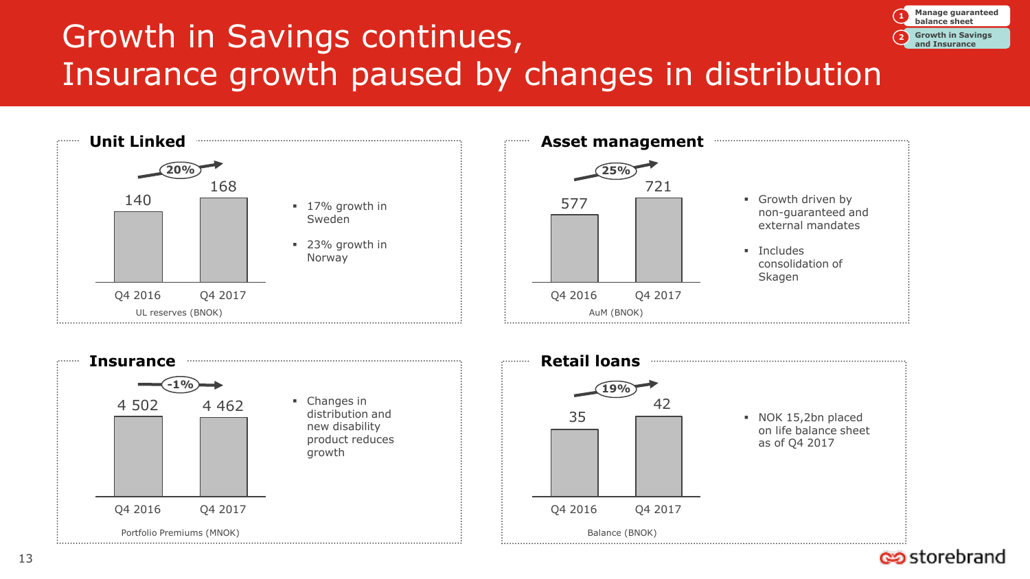# Growth in Savings continues, Insurance growth paused by changes in distribution

1. Manage guaranteed balance sheet
2. Growth in Savings and Insurance

## Unit Linked

UL reserves (BNOK)

| | Q4 2016 | Q4 2017 |
|---|---|---|
| UL reserves (BNOK) | 140 | 168 |

Growth: 20%

- 17% growth in Sweden
- 23% growth in Norway

## Asset management

AuM (BNOK)

| | Q4 2016 | Q4 2017 |
|---|---|---|
| AuM (BNOK) | 577 | 721 |

Growth: 25%

- Growth driven by non-guaranteed and external mandates
- Includes consolidation of Skagen

## Insurance

Portfolio Premiums (MNOK)

| | Q4 2016 | Q4 2017 |
|---|---|---|
| Portfolio Premiums (MNOK) | 4 502 | 4 462 |

Growth: -1%

- Changes in distribution and new disability product reduces growth

## Retail loans

Balance (BNOK)

| | Q4 2016 | Q4 2017 |
|---|---|---|
| Balance (BNOK) | 35 | 42 |

Growth: 19%

- NOK 15,2bn placed on life balance sheet as of Q4 2017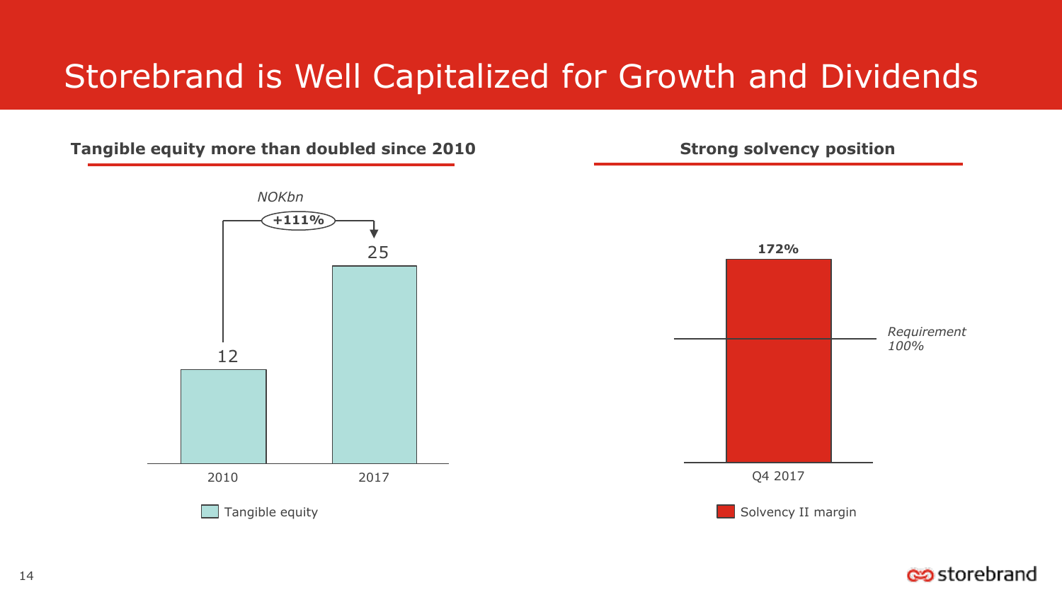# Storebrand is Well Capitalized for Growth and Dividends

## Tangible equity more than doubled since 2010

*NOKbn*

| | 2010 | 2017 |
|---|---|---|
| Tangible equity | 12 | 25 |

+111%

## Strong solvency position

| | Q4 2017 |
|---|---|
| Solvency II margin | 172% |

*Requirement 100%*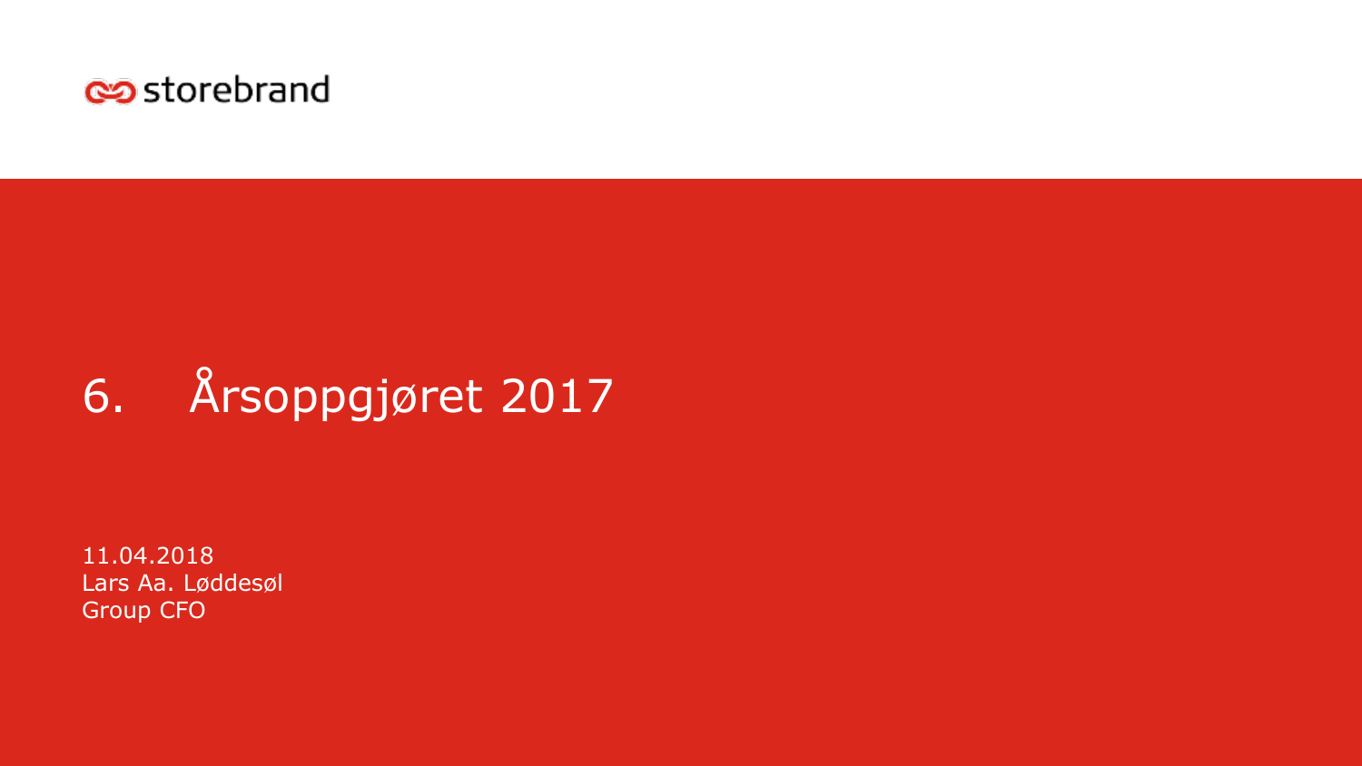storebrand

# 6. Årsoppgjøret 2017

11.04.2018
Lars Aa. Løddesøl
Group CFO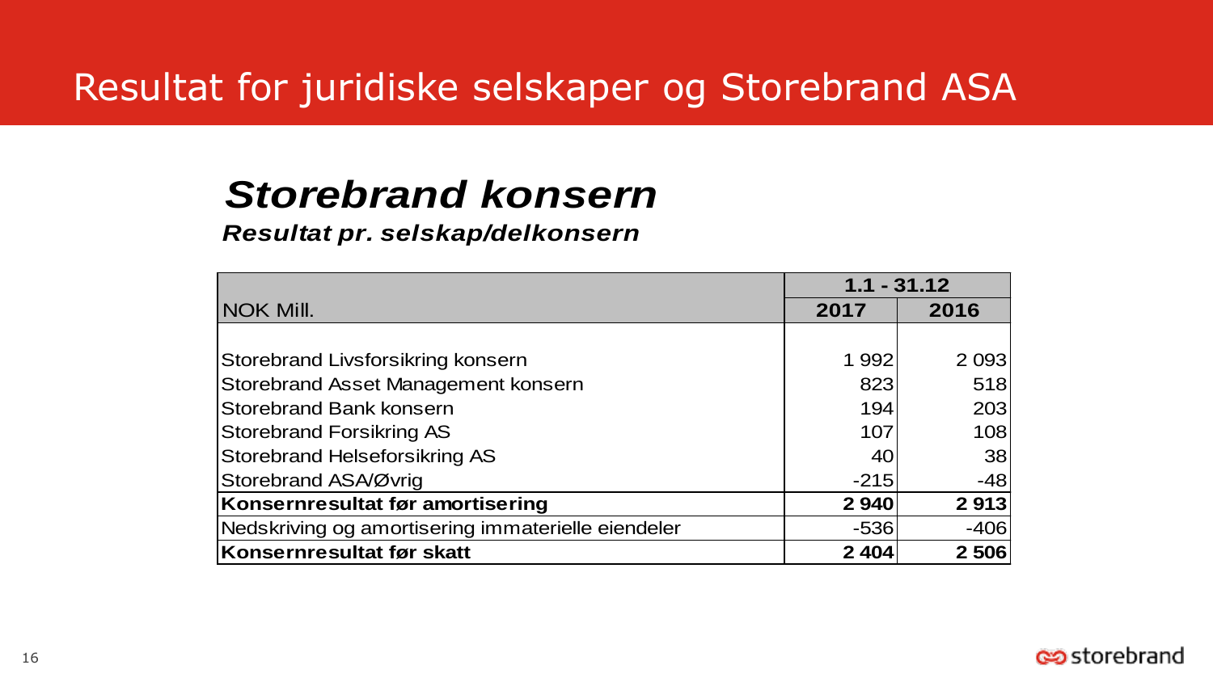# Resultat for juridiske selskaper og Storebrand ASA

## *Storebrand konsern*

***Resultat pr. selskap/delkonsern***

| NOK Mill. | 1.1 - 31.12 | |
|---|---|---|
| | **2017** | **2016** |
| Storebrand Livsforsikring konsern | 1 992 | 2 093 |
| Storebrand Asset Management konsern | 823 | 518 |
| Storebrand Bank konsern | 194 | 203 |
| Storebrand Forsikring AS | 107 | 108 |
| Storebrand Helseforsikring AS | 40 | 38 |
| Storebrand ASA/Øvrig | -215 | -48 |
| **Konsernresultat før amortisering** | **2 940** | **2 913** |
| Nedskriving og amortisering immaterielle eiendeler | -536 | -406 |
| **Konsernresultat før skatt** | **2 404** | **2 506** |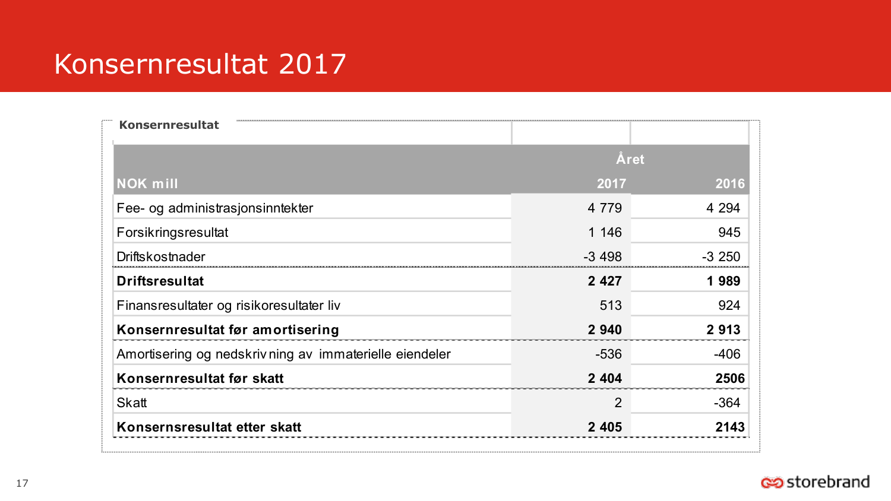# Konsernresultat 2017

**Konsernresultat**

| NOK mill | Året 2017 | Året 2016 |
|---|---|---|
| Fee- og administrasjonsinntekter | 4 779 | 4 294 |
| Forsikringsresultat | 1 146 | 945 |
| Driftskostnader | -3 498 | -3 250 |
| **Driftsresultat** | **2 427** | **1 989** |
| Finansresultater og risikoresultater liv | 513 | 924 |
| **Konsernresultat før amortisering** | **2 940** | **2 913** |
| Amortisering og nedskrivning av immaterielle eiendeler | -536 | -406 |
| **Konsernresultat før skatt** | **2 404** | **2506** |
| Skatt | 2 | -364 |
| **Konsernsresultat etter skatt** | **2 405** | **2143** |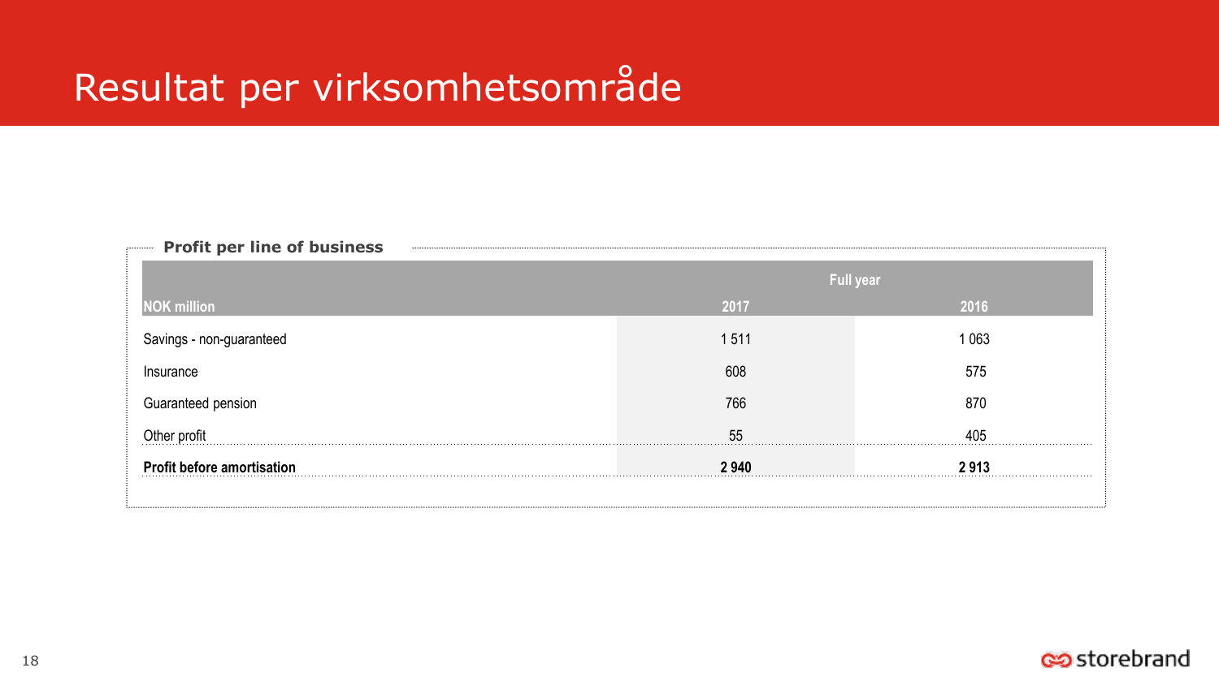# Resultat per virksomhetsområde

**Profit per line of business**

| NOK million | Full year 2017 | Full year 2016 |
|---|---|---|
| Savings - non-guaranteed | 1 511 | 1 063 |
| Insurance | 608 | 575 |
| Guaranteed pension | 766 | 870 |
| Other profit | 55 | 405 |
| **Profit before amortisation** | **2 940** | **2 913** |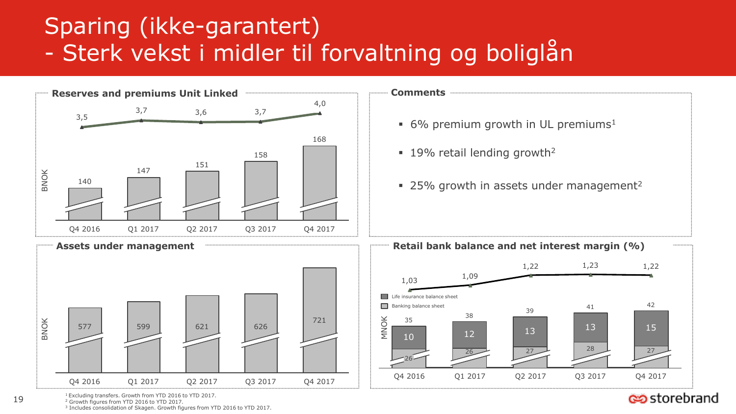# Sparing (ikke-garantert)
# - Sterk vekst i midler til forvaltning og boliglån

## Reserves and premiums Unit Linked

| | Q4 2016 | Q1 2017 | Q2 2017 | Q3 2017 | Q4 2017 |
|---|---|---|---|---|---|
| Reserves (BNOK) | 140 | 147 | 151 | 158 | 168 |
| Premiums (BNOK) | 3,5 | 3,7 | 3,6 | 3,7 | 4,0 |

## Comments

- 6% premium growth in UL premiums[1]
- 19% retail lending growth[2]
- 25% growth in assets under management[2]

## Assets under management

| | Q4 2016 | Q1 2017 | Q2 2017 | Q3 2017 | Q4 2017 |
|---|---|---|---|---|---|
| BNOK | 577 | 599 | 621 | 626 | 721 |

## Retail bank balance and net interest margin (%)

| | Q4 2016 | Q1 2017 | Q2 2017 | Q3 2017 | Q4 2017 |
|---|---|---|---|---|---|
| Net interest margin (%) | 1,03 | 1,09 | 1,22 | 1,23 | 1,22 |
| Total (MNOK) | 35 | 38 | 39 | 41 | 42 |
| Life insurance balance sheet | 10 | 12 | 13 | 13 | 15 |
| Banking balance sheet | 26 | 26 | 27 | 28 | 27 |

[1] Excluding transfers. Growth from YTD 2016 to YTD 2017.
[2] Growth figures from YTD 2016 to YTD 2017.
[3] Includes consolidation of Skagen. Growth figures from YTD 2016 to YTD 2017.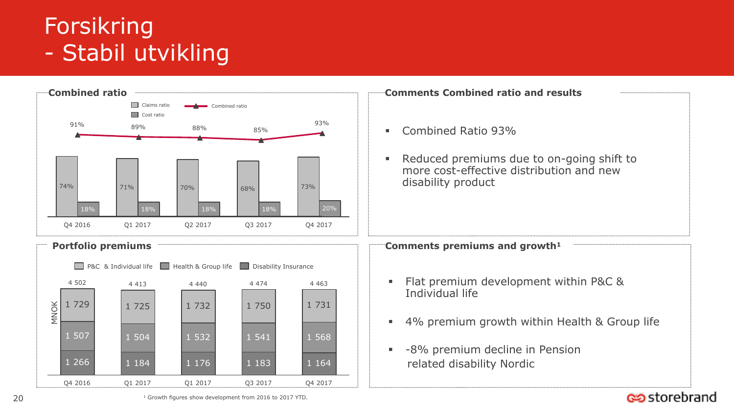# Forsikring
# - Stabil utvikling

## Combined ratio

| | Q4 2016 | Q1 2017 | Q2 2017 | Q3 2017 | Q4 2017 |
|---|---|---|---|---|---|
| Claims ratio | 74% | 71% | 70% | 68% | 73% |
| Cost ratio | 18% | 18% | 18% | 18% | 20% |
| Combined ratio | 91% | 89% | 88% | 85% | 93% |

## Comments Combined ratio and results

- Combined Ratio 93%
- Reduced premiums due to on-going shift to more cost-effective distribution and new disability product

## Portfolio premiums

MNOK

| | Q4 2016 | Q1 2017 | Q1 2017 | Q3 2017 | Q4 2017 |
|---|---|---|---|---|---|
| P&C & Individual life | 1 729 | 1 725 | 1 732 | 1 750 | 1 731 |
| Health & Group life | 1 507 | 1 504 | 1 532 | 1 541 | 1 568 |
| Disability Insurance | 1 266 | 1 184 | 1 176 | 1 183 | 1 164 |
| Total | 4 502 | 4 413 | 4 440 | 4 474 | 4 463 |

## Comments premiums and growth[1]

- Flat premium development within P&C & Individual life
- 4% premium growth within Health & Group life
- -8% premium decline in Pension related disability Nordic

[1] Growth figures show development from 2016 to 2017 YTD.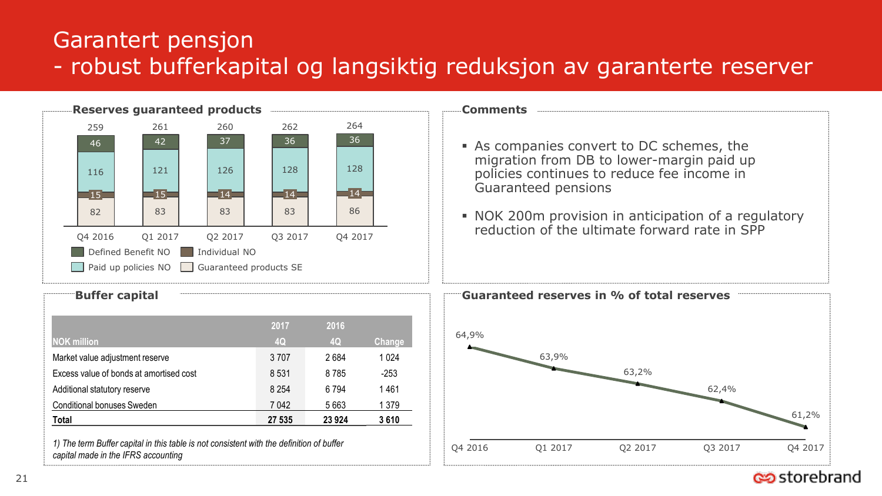# Garantert pensjon
## - robust bufferkapital og langsiktig reduksjon av garanterte reserver

### Reserves guaranteed products

| | Q4 2016 | Q1 2017 | Q2 2017 | Q3 2017 | Q4 2017 |
|---|---|---|---|---|---|
| Defined Benefit NO | 46 | 42 | 37 | 36 | 36 |
| Paid up policies NO | 116 | 121 | 126 | 128 | 128 |
| Individual NO | 15 | 15 | 14 | 14 | 14 |
| Guaranteed products SE | 82 | 83 | 83 | 83 | 86 |
| Total | 259 | 261 | 260 | 262 | 264 |

### Comments

- As companies convert to DC schemes, the migration from DB to lower-margin paid up policies continues to reduce fee income in Guaranteed pensions
- NOK 200m provision in anticipation of a regulatory reduction of the ultimate forward rate in SPP

### Buffer capital

| NOK million | 2017 4Q | 2016 4Q | Change |
|---|---|---|---|
| Market value adjustment reserve | 3 707 | 2 684 | 1 024 |
| Excess value of bonds at amortised cost | 8 531 | 8 785 | -253 |
| Additional statutory reserve | 8 254 | 6 794 | 1 461 |
| Conditional bonuses Sweden | 7 042 | 5 663 | 1 379 |
| **Total** | **27 535** | **23 924** | **3 610** |

*1) The term Buffer capital in this table is not consistent with the definition of buffer capital made in the IFRS accounting*

### Guaranteed reserves in % of total reserves

| Q4 2016 | Q1 2017 | Q2 2017 | Q3 2017 | Q4 2017 |
|---|---|---|---|---|
| 64,9% | 63,9% | 63,2% | 62,4% | 61,2% |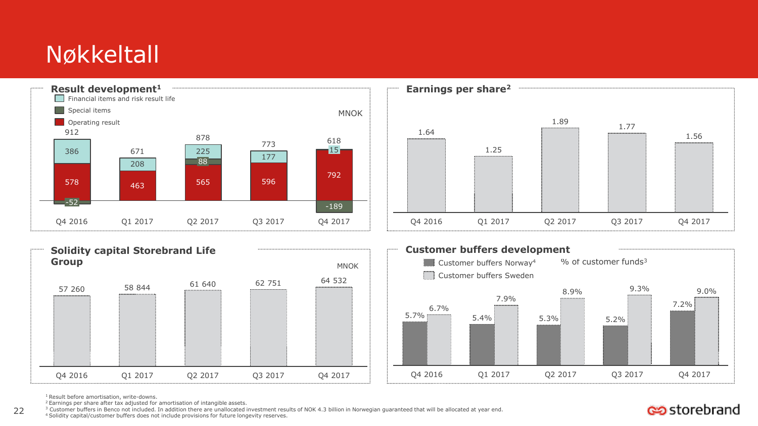# Nøkkeltall

## Result development[1]

MNOK

| | Q4 2016 | Q1 2017 | Q2 2017 | Q3 2017 | Q4 2017 |
|---|---|---|---|---|---|
| Financial items and risk result life | 386 | 208 | 225 | 177 | 15 |
| Special items | -52 | | 88 | | -189 |
| Operating result | 578 | 463 | 565 | 596 | 792 |
| Total | 912 | 671 | 878 | 773 | 618 |

## Earnings per share[2]

| Q4 2016 | Q1 2017 | Q2 2017 | Q3 2017 | Q4 2017 |
|---|---|---|---|---|
| 1.64 | 1.25 | 1.89 | 1.77 | 1.56 |

## Solidity capital Storebrand Life Group

MNOK

| Q4 2016 | Q1 2017 | Q2 2017 | Q3 2017 | Q4 2017 |
|---|---|---|---|---|
| 57 260 | 58 844 | 61 640 | 62 751 | 64 532 |

## Customer buffers development

% of customer funds[3]

| | Q4 2016 | Q1 2017 | Q2 2017 | Q3 2017 | Q4 2017 |
|---|---|---|---|---|---|
| Customer buffers Norway[4] | 5.7% | 5.4% | 5.3% | 5.2% | 7.2% |
| Customer buffers Sweden | 6.7% | 7.9% | 8.9% | 9.3% | 9.0% |

[1] Result before amortisation, write-downs.
[2] Earnings per share after tax adjusted for amortisation of intangible assets.
[3] Customer buffers in Benco not included. In addition there are unallocated investment results of NOK 4.3 billion in Norwegian guaranteed that will be allocated at year end.
[4] Solidity capital/customer buffers does not include provisions for future longevity reserves.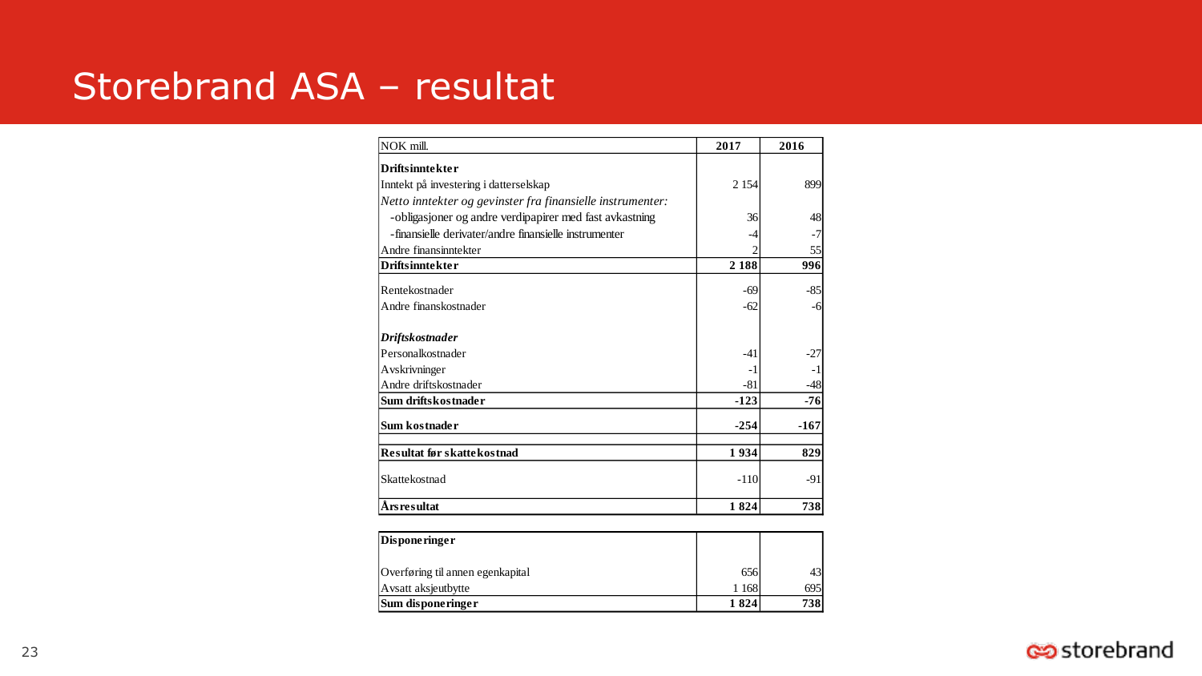# Storebrand ASA – resultat

| NOK mill. | 2017 | 2016 |
|---|---|---|
| **Driftsinntekter** | | |
| Inntekt på investering i datterselskap | 2 154 | 899 |
| *Netto inntekter og gevinster fra finansielle instrumenter:* | | |
| -obligasjoner og andre verdipapirer med fast avkastning | 36 | 48 |
| -finansielle derivater/andre finansielle instrumenter | -4 | -7 |
| Andre finansinntekter | 2 | 55 |
| **Driftsinntekter** | **2 188** | **996** |
| Rentekostnader | -69 | -85 |
| Andre finanskostnader | -62 | -6 |
| ***Driftskostnader*** | | |
| Personalkostnader | -41 | -27 |
| Avskrivninger | -1 | -1 |
| Andre driftskostnader | -81 | -48 |
| **Sum driftskostnader** | **-123** | **-76** |
| **Sum kostnader** | **-254** | **-167** |
| **Resultat før skattekostnad** | **1 934** | **829** |
| Skattekostnad | -110 | -91 |
| **Årsresultat** | **1 824** | **738** |

| **Disponeringer** | | |
|---|---|---|
| Overføring til annen egenkapital | 656 | 43 |
| Avsatt aksjeutbytte | 1 168 | 695 |
| **Sum disponeringer** | **1 824** | **738** |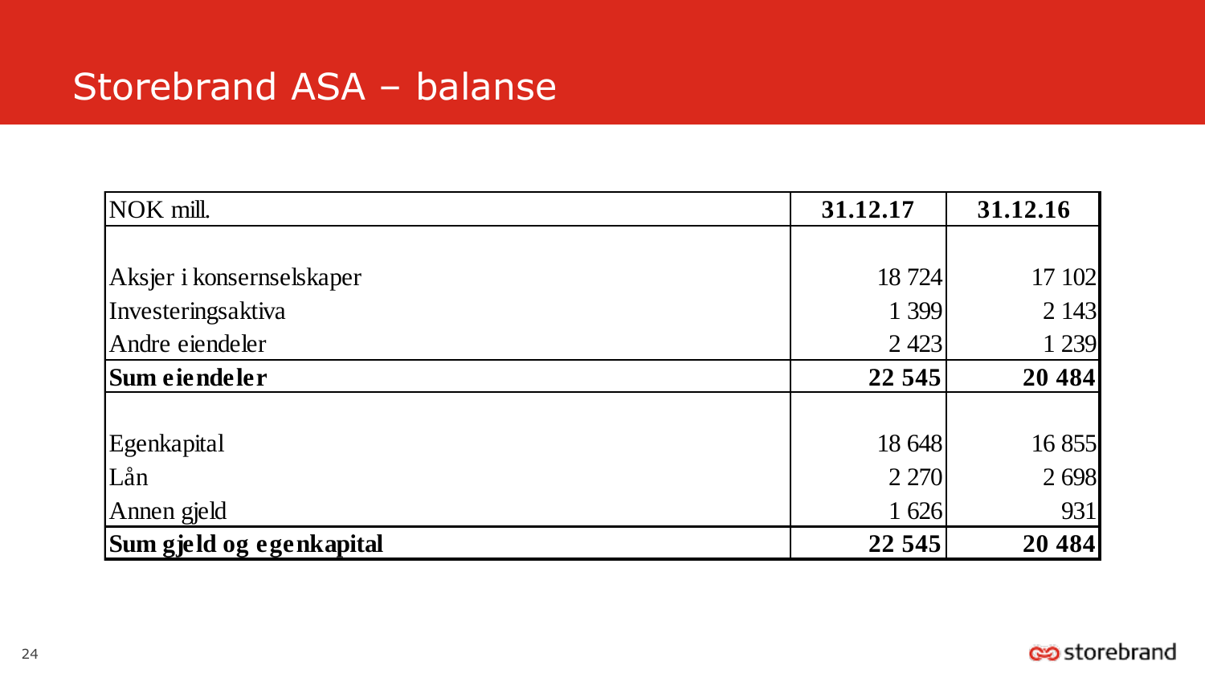# Storebrand ASA – balanse

| NOK mill. | 31.12.17 | 31.12.16 |
|---|---|---|
| | | |
| Aksjer i konsernselskaper | 18 724 | 17 102 |
| Investeringsaktiva | 1 399 | 2 143 |
| Andre eiendeler | 2 423 | 1 239 |
| **Sum eiendeler** | **22 545** | **20 484** |
| | | |
| Egenkapital | 18 648 | 16 855 |
| Lån | 2 270 | 2 698 |
| Annen gjeld | 1 626 | 931 |
| **Sum gjeld og egenkapital** | **22 545** | **20 484** |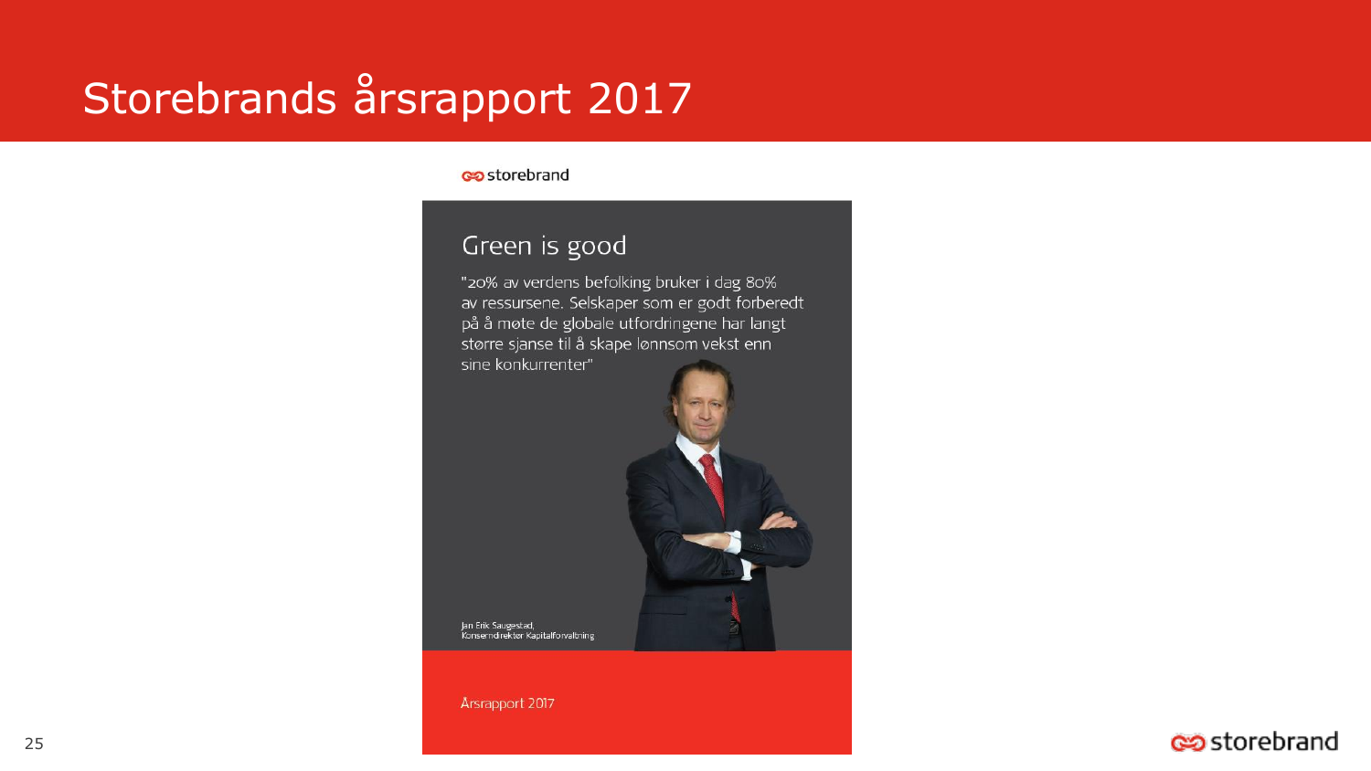# Storebrands årsrapport 2017

storebrand

## Green is good

"20% av verdens befolking bruker i dag 80% av ressursene. Selskaper som er godt forberedt på å møte de globale utfordringene har langt større sjanse til å skape lønnsom vekst enn sine konkurrenter"

Jan Erik Saugestad,
Konserndirektør Kapitalforvaltning

Årsrapport 2017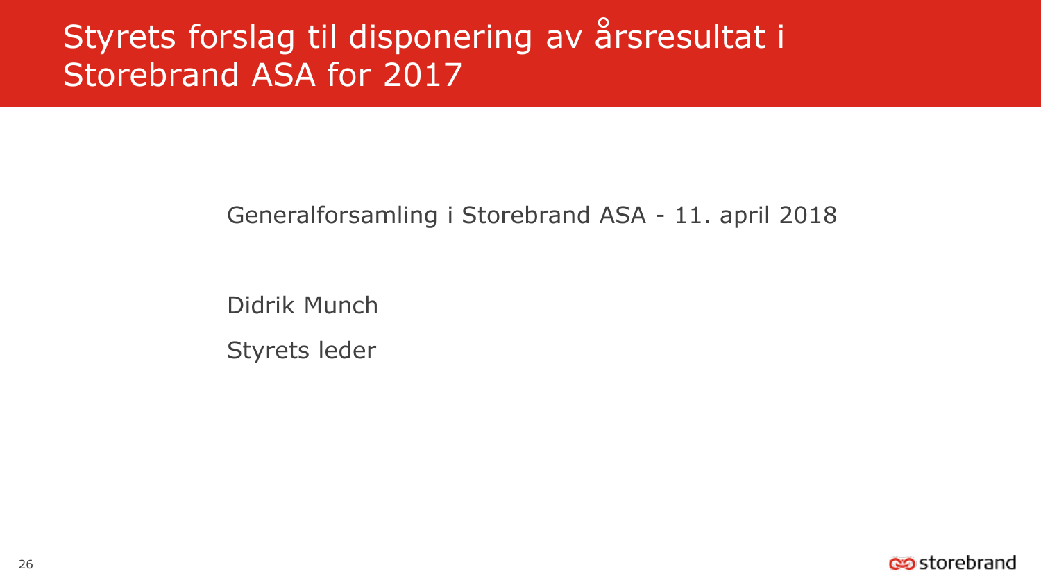# Styrets forslag til disponering av årsresultat i Storebrand ASA for 2017

Generalforsamling i Storebrand ASA - 11. april 2018

Didrik Munch

Styrets leder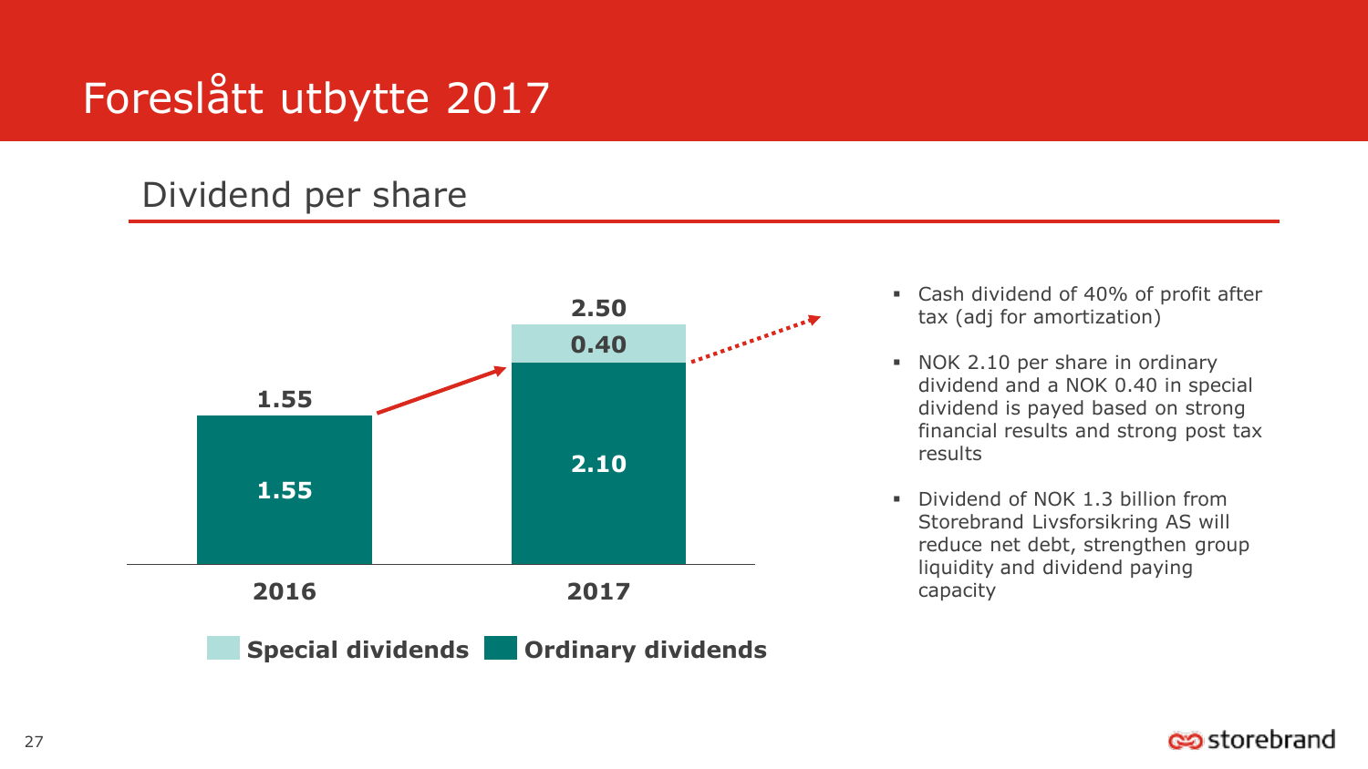# Foreslått utbytte 2017

## Dividend per share

| | 2016 | 2017 |
|---|---|---|
| Special dividends | | 0.40 |
| Ordinary dividends | 1.55 | 2.10 |
| Total | 1.55 | 2.50 |

- Cash dividend of 40% of profit after tax (adj for amortization)
- NOK 2.10 per share in ordinary dividend and a NOK 0.40 in special dividend is payed based on strong financial results and strong post tax results
- Dividend of NOK 1.3 billion from Storebrand Livsforsikring AS will reduce net debt, strengthen group liquidity and dividend paying capacity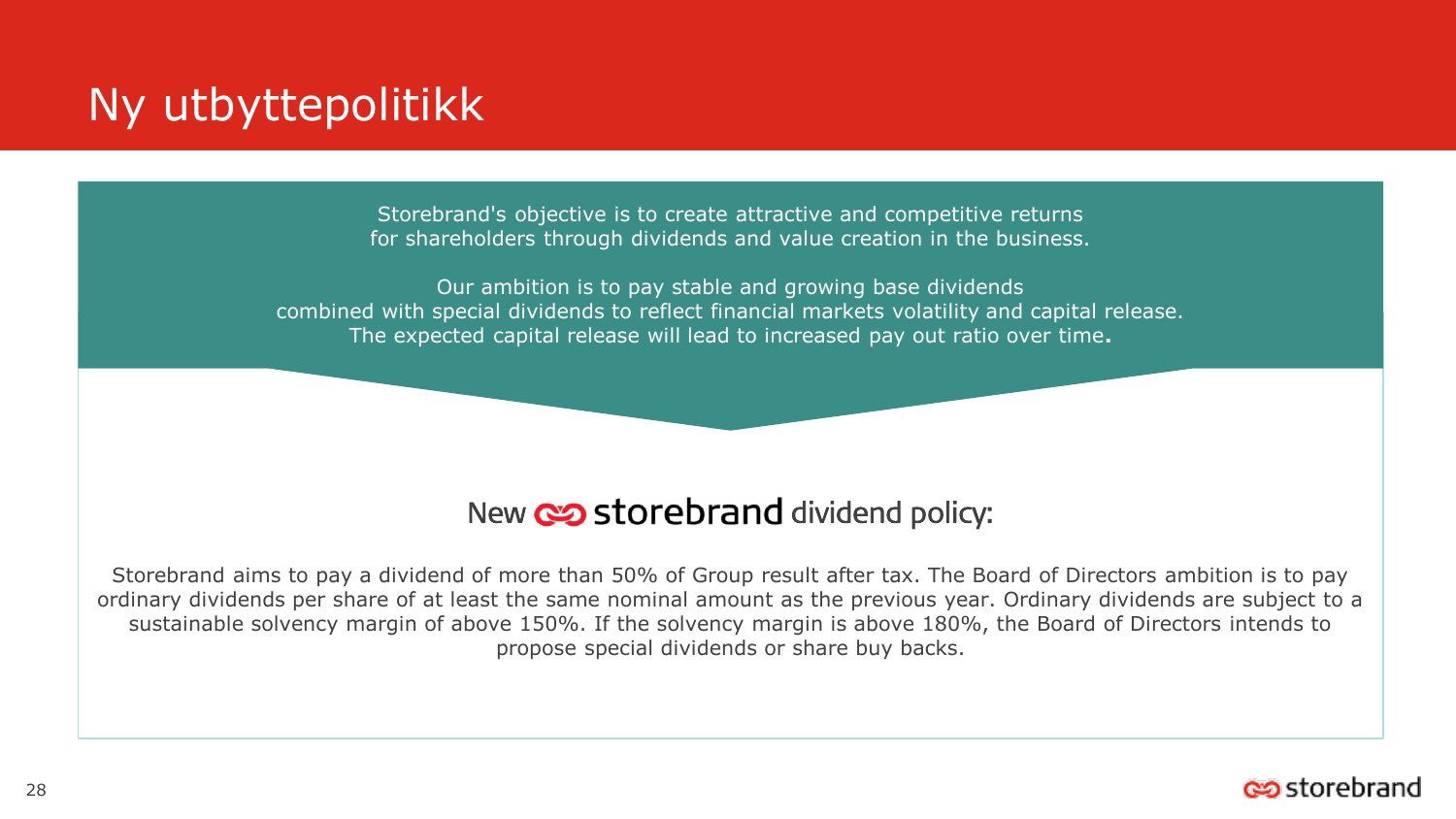# Ny utbyttepolitikk

Storebrand's objective is to create attractive and competitive returns for shareholders through dividends and value creation in the business.

Our ambition is to pay stable and growing base dividends combined with special dividends to reflect financial markets volatility and capital release. The expected capital release will lead to increased pay out ratio over time**.**

## New storebrand dividend policy:

Storebrand aims to pay a dividend of more than 50% of Group result after tax. The Board of Directors ambition is to pay ordinary dividends per share of at least the same nominal amount as the previous year. Ordinary dividends are subject to a sustainable solvency margin of above 150%. If the solvency margin is above 180%, the Board of Directors intends to propose special dividends or share buy backs.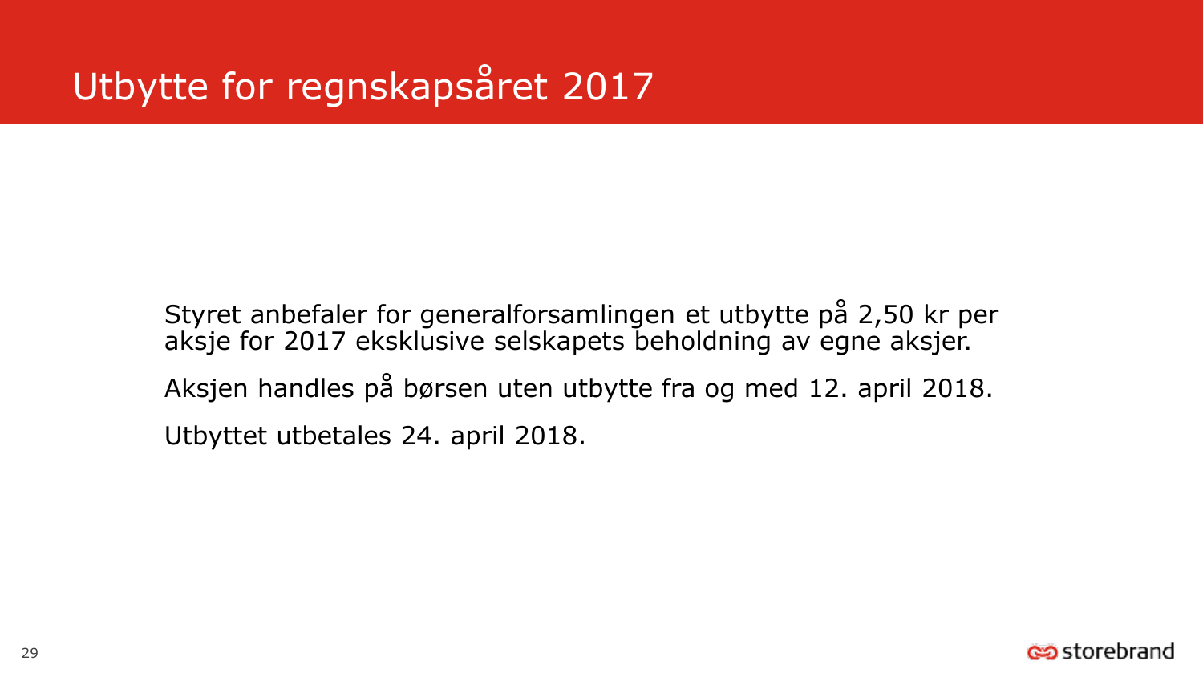# Utbytte for regnskapsåret 2017

Styret anbefaler for generalforsamlingen et utbytte på 2,50 kr per aksje for 2017 eksklusive selskapets beholdning av egne aksjer.

Aksjen handles på børsen uten utbytte fra og med 12. april 2018.

Utbyttet utbetales 24. april 2018.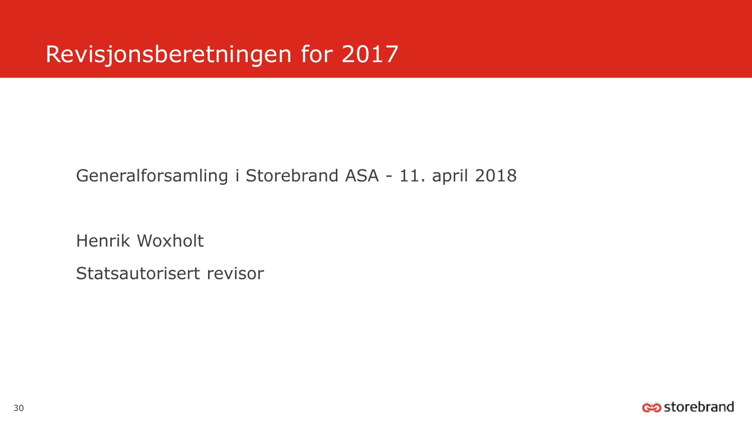# Revisjonsberetningen for 2017

Generalforsamling i Storebrand ASA - 11. april 2018

Henrik Woxholt

Statsautorisert revisor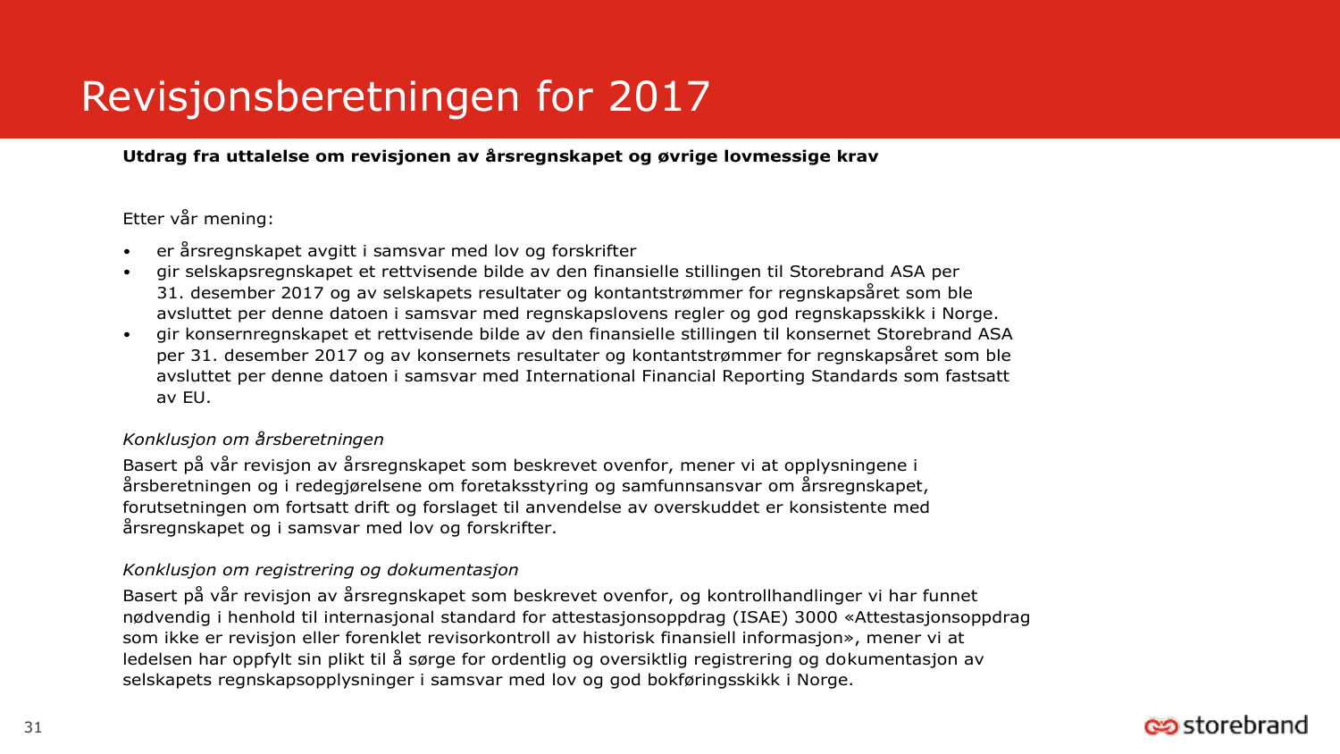# Revisjonsberetningen for 2017

**Utdrag fra uttalelse om revisjonen av årsregnskapet og øvrige lovmessige krav**

Etter vår mening:

- er årsregnskapet avgitt i samsvar med lov og forskrifter
- gir selskapsregnskapet et rettvisende bilde av den finansielle stillingen til Storebrand ASA per 31. desember 2017 og av selskapets resultater og kontantstrømmer for regnskapsåret som ble avsluttet per denne datoen i samsvar med regnskapslovens regler og god regnskapsskikk i Norge.
- gir konsernregnskapet et rettvisende bilde av den finansielle stillingen til konsernet Storebrand ASA per 31. desember 2017 og av konsernets resultater og kontantstrømmer for regnskapsåret som ble avsluttet per denne datoen i samsvar med International Financial Reporting Standards som fastsatt av EU.

*Konklusjon om årsberetningen*

Basert på vår revisjon av årsregnskapet som beskrevet ovenfor, mener vi at opplysningene i årsberetningen og i redegjørelsene om foretaksstyring og samfunnsansvar om årsregnskapet, forutsetningen om fortsatt drift og forslaget til anvendelse av overskuddet er konsistente med årsregnskapet og i samsvar med lov og forskrifter.

*Konklusjon om registrering og dokumentasjon*

Basert på vår revisjon av årsregnskapet som beskrevet ovenfor, og kontrollhandlinger vi har funnet nødvendig i henhold til internasjonal standard for attestasjonsoppdrag (ISAE) 3000 «Attestasjonsoppdrag som ikke er revisjon eller forenklet revisorkontroll av historisk finansiell informasjon», mener vi at ledelsen har oppfylt sin plikt til å sørge for ordentlig og oversiktlig registrering og dokumentasjon av selskapets regnskapsopplysninger i samsvar med lov og god bokføringsskikk i Norge.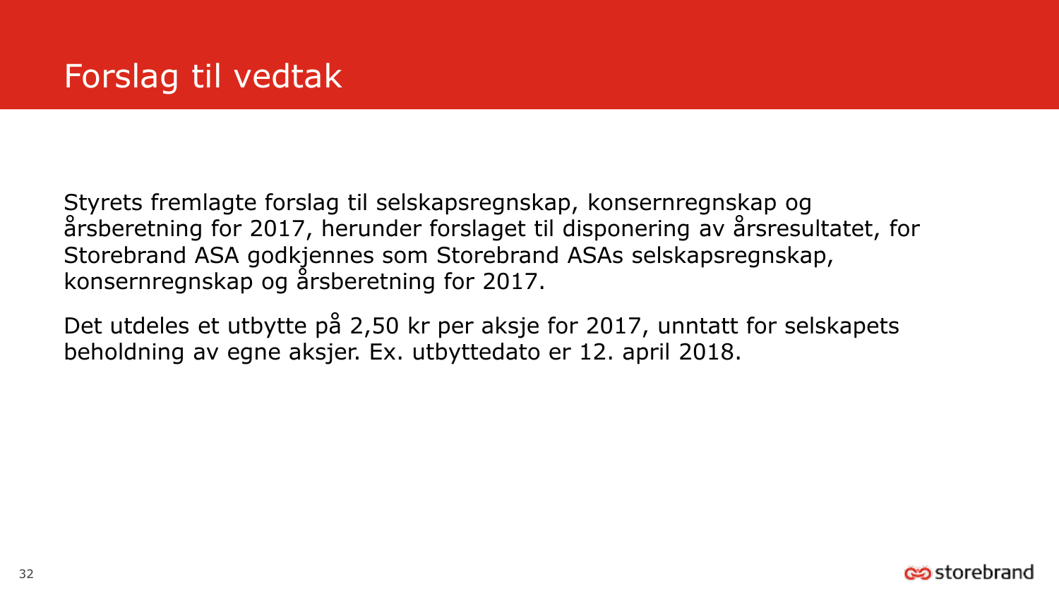# Forslag til vedtak

Styrets fremlagte forslag til selskapsregnskap, konsernregnskap og årsberetning for 2017, herunder forslaget til disponering av årsresultatet, for Storebrand ASA godkjennes som Storebrand ASAs selskapsregnskap, konsernregnskap og årsberetning for 2017.

Det utdeles et utbytte på 2,50 kr per aksje for 2017, unntatt for selskapets beholdning av egne aksjer. Ex. utbyttedato er 12. april 2018.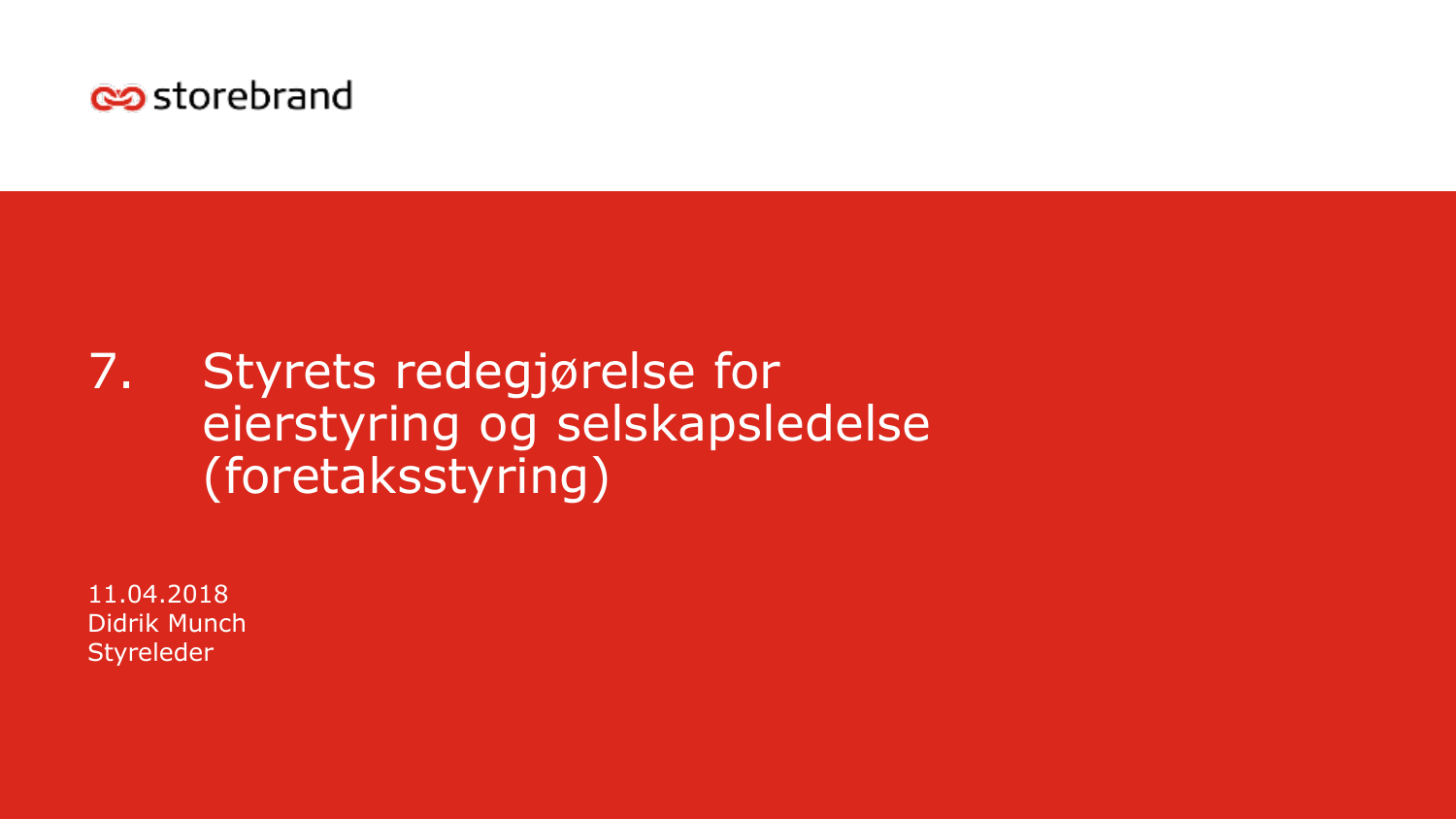storebrand

# 7. Styrets redegjørelse for eierstyring og selskapsledelse (foretaksstyring)

11.04.2018
Didrik Munch
Styreleder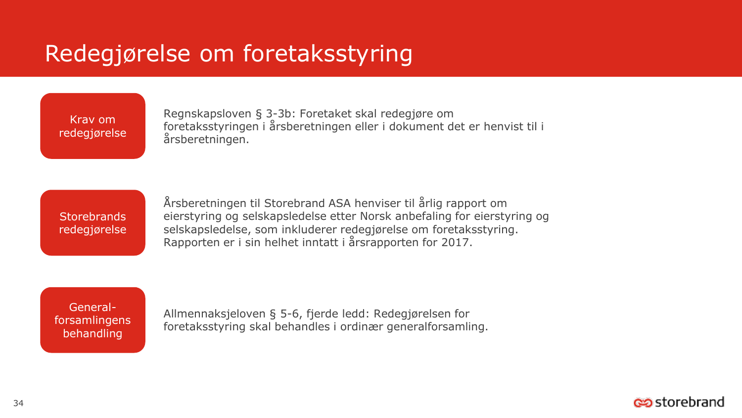# Redegjørelse om foretaksstyring

**Krav om redegjørelse**

Regnskapsloven § 3-3b: Foretaket skal redegjøre om foretaksstyringen i årsberetningen eller i dokument det er henvist til i årsberetningen.

**Storebrands redegjørelse**

Årsberetningen til Storebrand ASA henviser til årlig rapport om eierstyring og selskapsledelse etter Norsk anbefaling for eierstyring og selskapsledelse, som inkluderer redegjørelse om foretaksstyring. Rapporten er i sin helhet inntatt i årsrapporten for 2017.

**Generalforsamlingens behandling**

Allmennaksjeloven § 5-6, fjerde ledd: Redegjørelsen for foretaksstyring skal behandles i ordinær generalforsamling.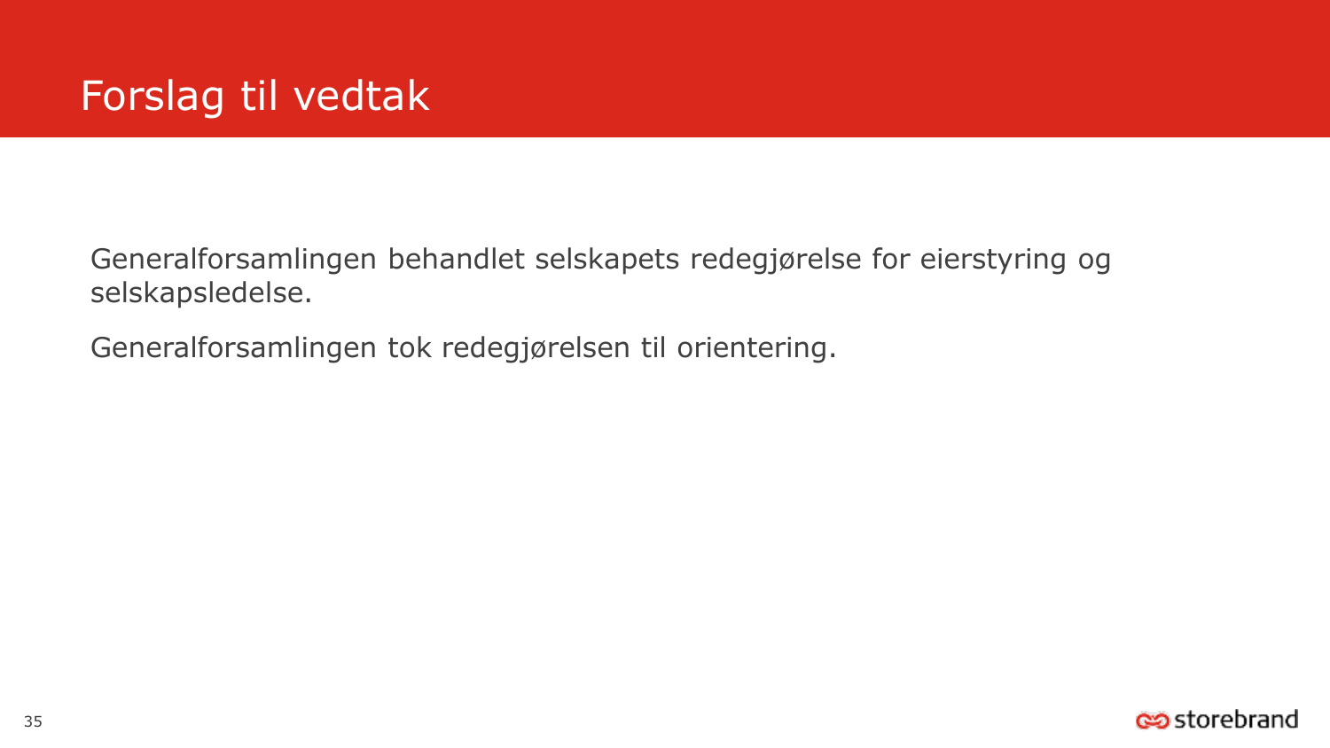# Forslag til vedtak

Generalforsamlingen behandlet selskapets redegjørelse for eierstyring og selskapsledelse.

Generalforsamlingen tok redegjørelsen til orientering.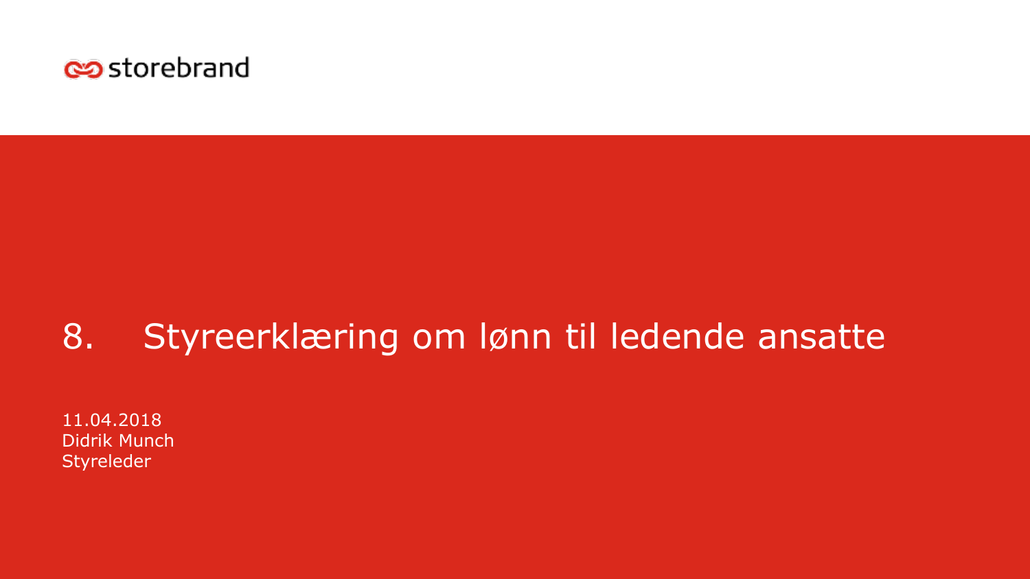storebrand

# 8. Styreerklæring om lønn til ledende ansatte

11.04.2018
Didrik Munch
Styreleder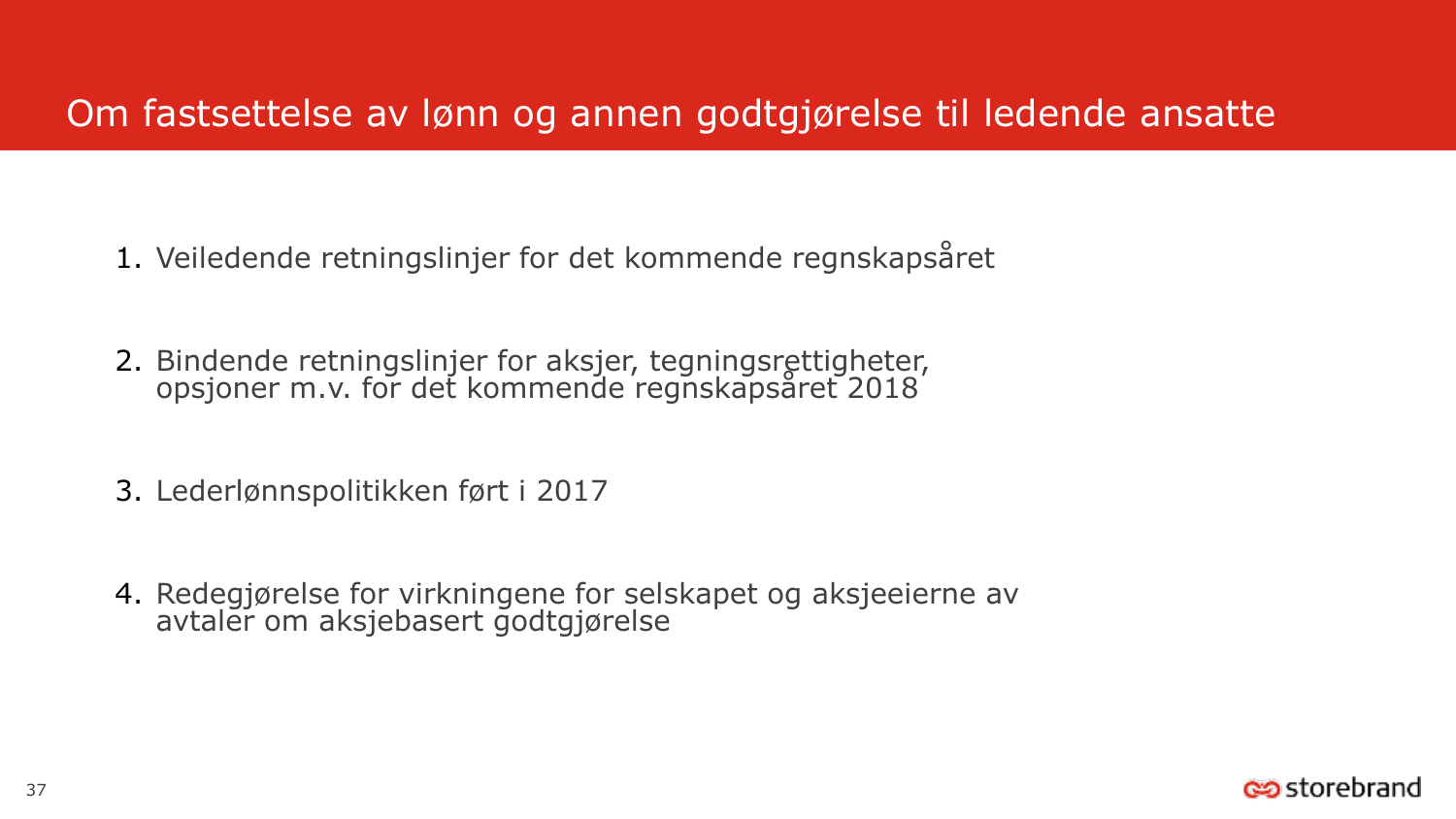# Om fastsettelse av lønn og annen godtgjørelse til ledende ansatte

1. Veiledende retningslinjer for det kommende regnskapsåret

2. Bindende retningslinjer for aksjer, tegningsrettigheter, opsjoner m.v. for det kommende regnskapsåret 2018

3. Lederlønnspolitikken ført i 2017

4. Redegjørelse for virkningene for selskapet og aksjeeierne av avtaler om aksjebasert godtgjørelse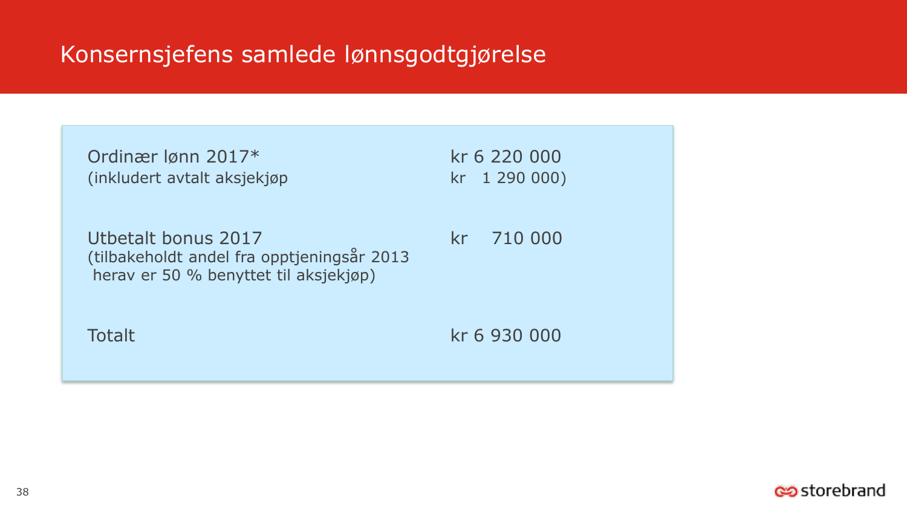# Konsernsjefens samlede lønnsgodtgjørelse

| | |
|---|---|
| Ordinær lønn 2017*<br>(inkludert avtalt aksjekjøp | kr 6 220 000<br>kr 1 290 000) |
| Utbetalt bonus 2017<br>(tilbakeholdt andel fra opptjeningsår 2013<br>herav er 50 % benyttet til aksjekjøp) | kr 710 000 |
| Totalt | kr 6 930 000 |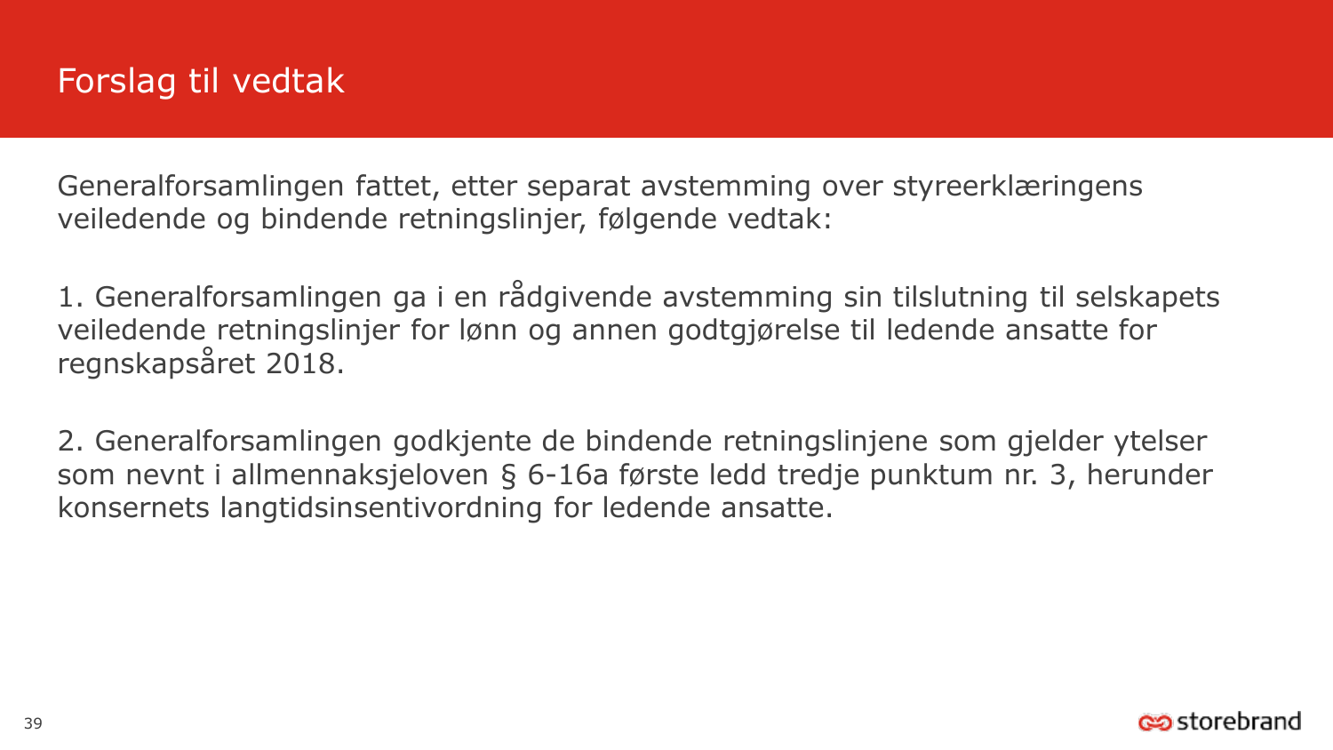# Forslag til vedtak

Generalforsamlingen fattet, etter separat avstemming over styreerklæringens veiledende og bindende retningslinjer, følgende vedtak:

1. Generalforsamlingen ga i en rådgivende avstemming sin tilslutning til selskapets veiledende retningslinjer for lønn og annen godtgjørelse til ledende ansatte for regnskapsåret 2018.

2. Generalforsamlingen godkjente de bindende retningslinjene som gjelder ytelser som nevnt i allmennaksjeloven § 6-16a første ledd tredje punktum nr. 3, herunder konsernets langtidsinsentivordning for ledende ansatte.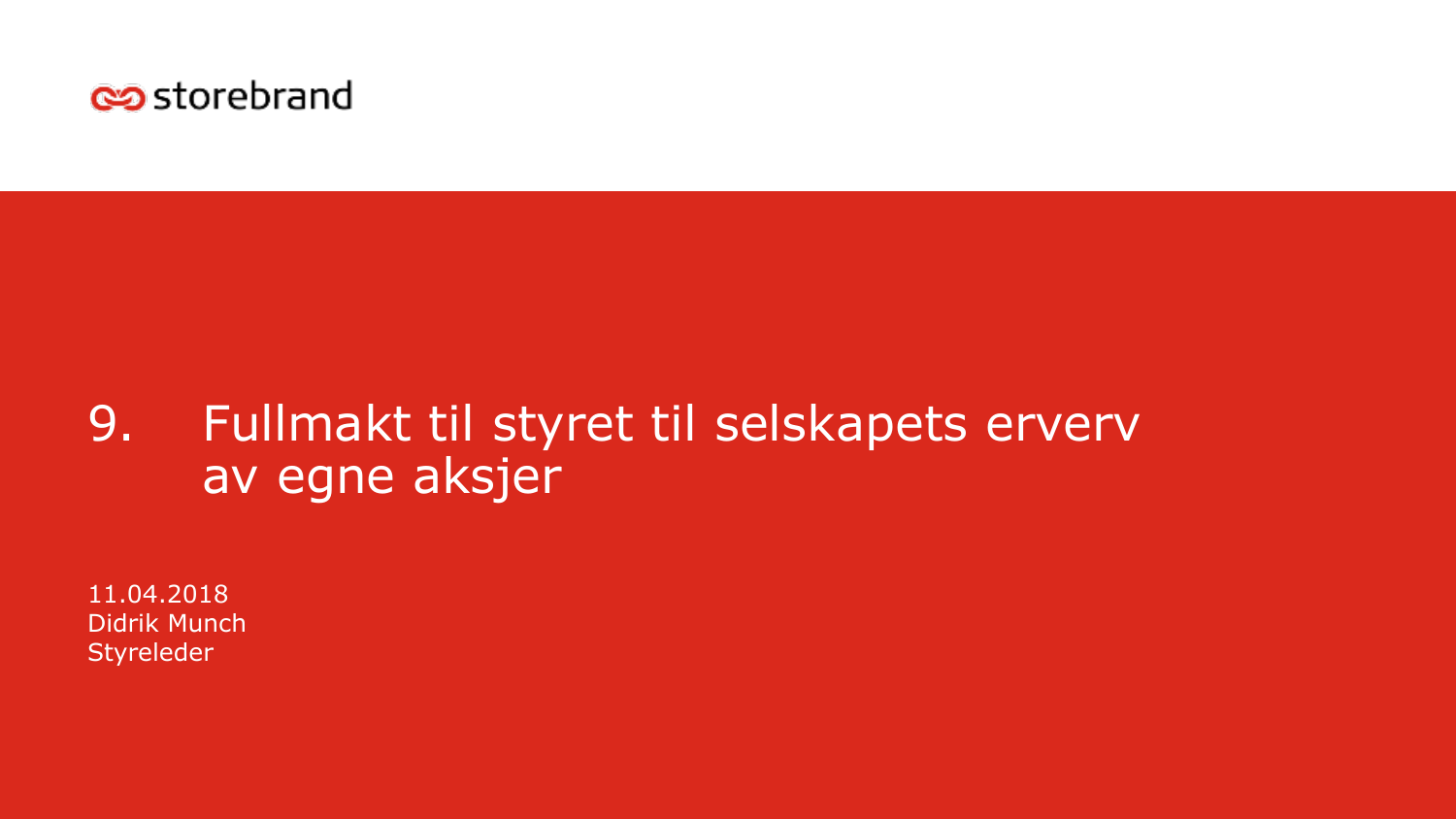storebrand

# 9. Fullmakt til styret til selskapets erverv av egne aksjer

11.04.2018
Didrik Munch
Styreleder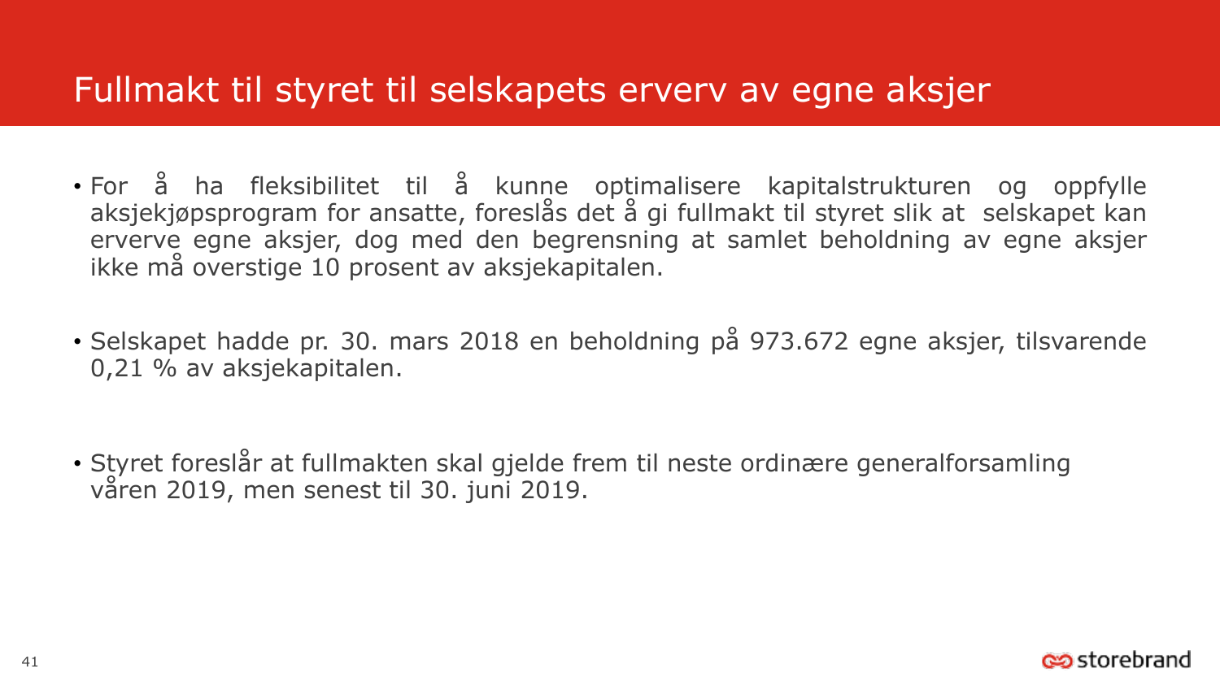# Fullmakt til styret til selskapets erverv av egne aksjer

- For å ha fleksibilitet til å kunne optimalisere kapitalstrukturen og oppfylle aksjekjøpsprogram for ansatte, foreslås det å gi fullmakt til styret slik at selskapet kan erverve egne aksjer, dog med den begrensning at samlet beholdning av egne aksjer ikke må overstige 10 prosent av aksjekapitalen.

- Selskapet hadde pr. 30. mars 2018 en beholdning på 973.672 egne aksjer, tilsvarende 0,21 % av aksjekapitalen.

- Styret foreslår at fullmakten skal gjelde frem til neste ordinære generalforsamling våren 2019, men senest til 30. juni 2019.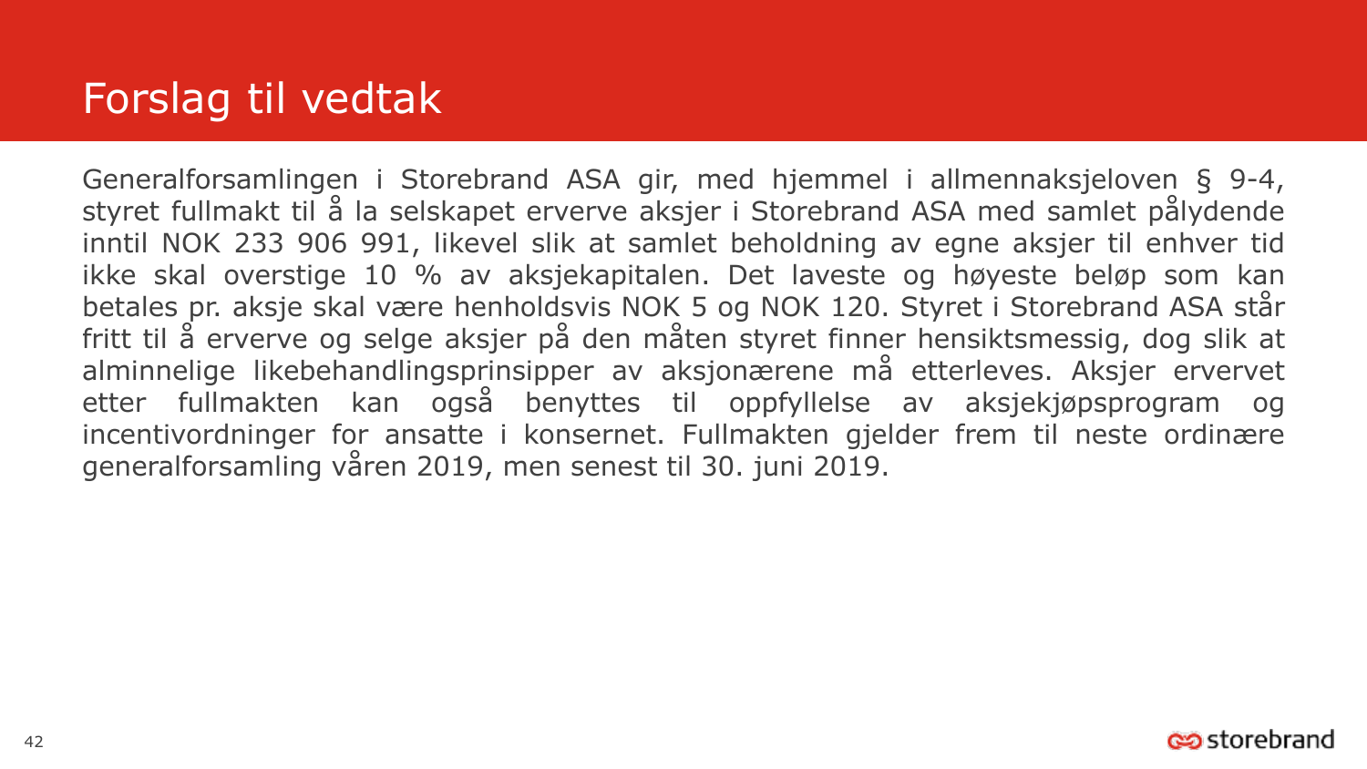# Forslag til vedtak

Generalforsamlingen i Storebrand ASA gir, med hjemmel i allmennaksjeloven § 9-4, styret fullmakt til å la selskapet erverve aksjer i Storebrand ASA med samlet pålydende inntil NOK 233 906 991, likevel slik at samlet beholdning av egne aksjer til enhver tid ikke skal overstige 10 % av aksjekapitalen. Det laveste og høyeste beløp som kan betales pr. aksje skal være henholdsvis NOK 5 og NOK 120. Styret i Storebrand ASA står fritt til å erverve og selge aksjer på den måten styret finner hensiktsmessig, dog slik at alminnelige likebehandlingsprinsipper av aksjonærene må etterleves. Aksjer ervervet etter fullmakten kan også benyttes til oppfyllelse av aksjekjøpsprogram og incentivordninger for ansatte i konsernet. Fullmakten gjelder frem til neste ordinære generalforsamling våren 2019, men senest til 30. juni 2019.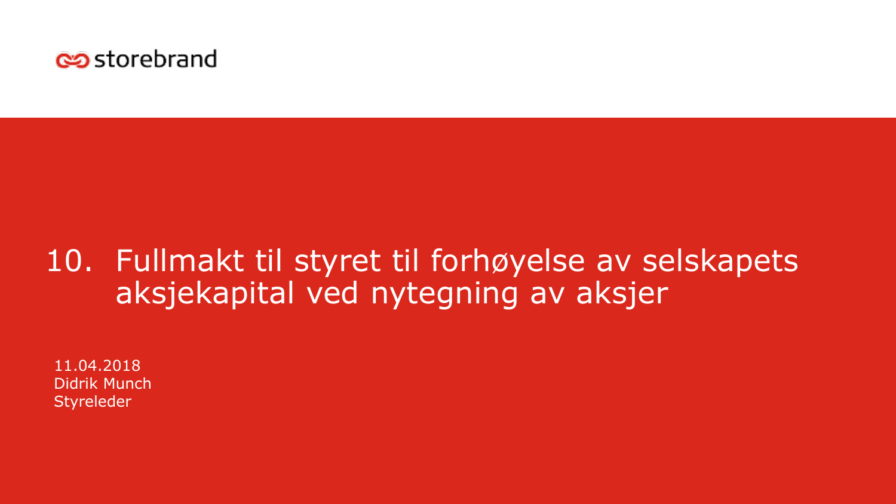storebrand

# 10. Fullmakt til styret til forhøyelse av selskapets aksjekapital ved nytegning av aksjer

11.04.2018
Didrik Munch
Styreleder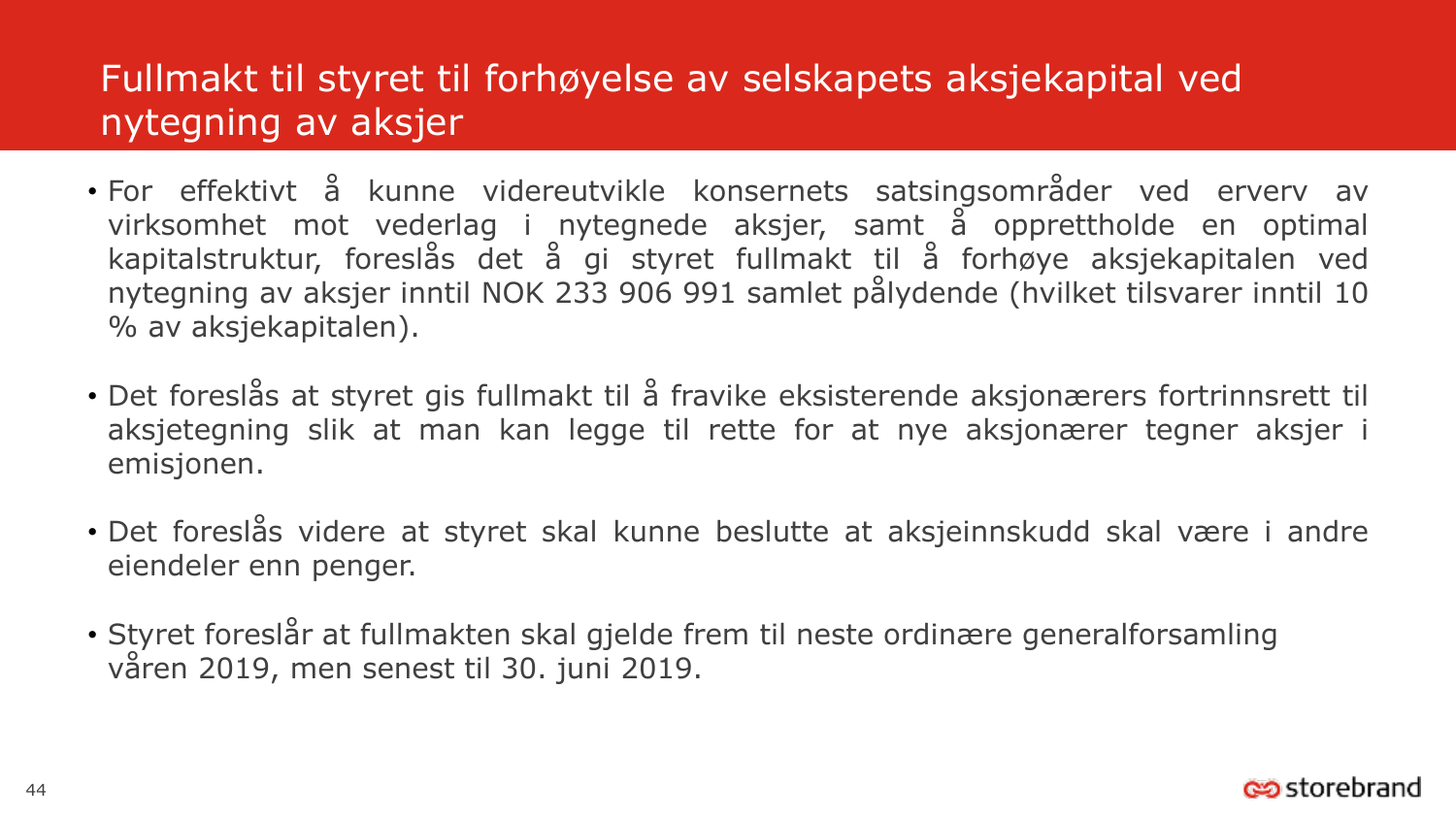# Fullmakt til styret til forhøyelse av selskapets aksjekapital ved nytegning av aksjer

- For effektivt å kunne videreutvikle konsernets satsingsområder ved erverv av virksomhet mot vederlag i nytegnede aksjer, samt å opprettholde en optimal kapitalstruktur, foreslås det å gi styret fullmakt til å forhøye aksjekapitalen ved nytegning av aksjer inntil NOK 233 906 991 samlet pålydende (hvilket tilsvarer inntil 10 % av aksjekapitalen).
- Det foreslås at styret gis fullmakt til å fravike eksisterende aksjonærers fortrinnsrett til aksjetegning slik at man kan legge til rette for at nye aksjonærer tegner aksjer i emisjonen.
- Det foreslås videre at styret skal kunne beslutte at aksjeinnskudd skal være i andre eiendeler enn penger.
- Styret foreslår at fullmakten skal gjelde frem til neste ordinære generalforsamling våren 2019, men senest til 30. juni 2019.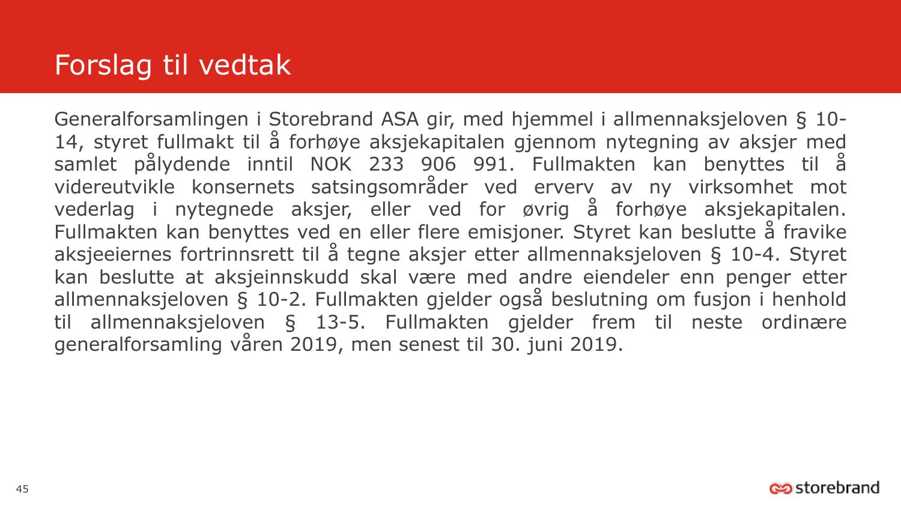# Forslag til vedtak

Generalforsamlingen i Storebrand ASA gir, med hjemmel i allmennaksjeloven § 10-14, styret fullmakt til å forhøye aksjekapitalen gjennom nytegning av aksjer med samlet pålydende inntil NOK 233 906 991. Fullmakten kan benyttes til å videreutvikle konsernets satsingsområder ved erverv av ny virksomhet mot vederlag i nytegnede aksjer, eller ved for øvrig å forhøye aksjekapitalen. Fullmakten kan benyttes ved en eller flere emisjoner. Styret kan beslutte å fravike aksjeeiernes fortrinnsrett til å tegne aksjer etter allmennaksjeloven § 10-4. Styret kan beslutte at aksjeinnskudd skal være med andre eiendeler enn penger etter allmennaksjeloven § 10-2. Fullmakten gjelder også beslutning om fusjon i henhold til allmennaksjeloven § 13-5. Fullmakten gjelder frem til neste ordinære generalforsamling våren 2019, men senest til 30. juni 2019.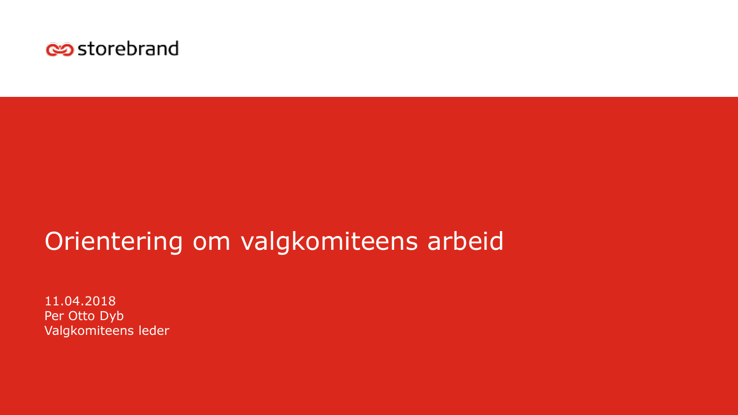storebrand

# Orientering om valgkomiteens arbeid

11.04.2018
Per Otto Dyb
Valgkomiteens leder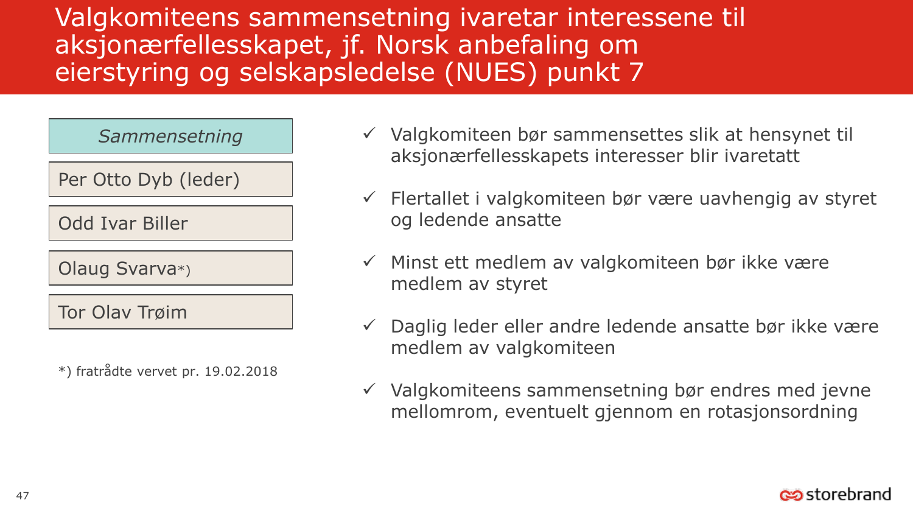# Valgkomiteens sammensetning ivaretar interessene til aksjonærfellesskapet, jf. Norsk anbefaling om eierstyring og selskapsledelse (NUES) punkt 7

| *Sammensetning* |
| --- |
| Per Otto Dyb (leder) |
| Odd Ivar Biller |
| Olaug Svarva*) |
| Tor Olav Trøim |

*) fratrådte vervet pr. 19.02.2018

- ✓ Valgkomiteen bør sammensettes slik at hensynet til aksjonærfellesskapets interesser blir ivaretatt
- ✓ Flertallet i valgkomiteen bør være uavhengig av styret og ledende ansatte
- ✓ Minst ett medlem av valgkomiteen bør ikke være medlem av styret
- ✓ Daglig leder eller andre ledende ansatte bør ikke være medlem av valgkomiteen
- ✓ Valgkomiteens sammensetning bør endres med jevne mellomrom, eventuelt gjennom en rotasjonsordning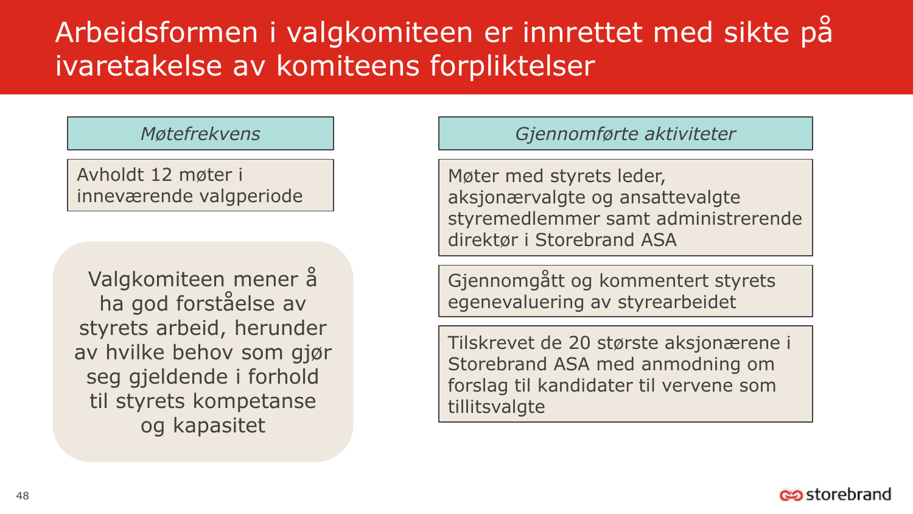# Arbeidsformen i valgkomiteen er innrettet med sikte på ivaretakelse av komiteens forpliktelser

*Møtefrekvens*

Avholdt 12 møter i inneværende valgperiode

Valgkomiteen mener å ha god forståelse av styrets arbeid, herunder av hvilke behov som gjør seg gjeldende i forhold til styrets kompetanse og kapasitet

*Gjennomførte aktiviteter*

Møter med styrets leder, aksjonærvalgte og ansattevalgte styremedlemmer samt administrerende direktør i Storebrand ASA

Gjennomgått og kommentert styrets egenevaluering av styrearbeidet

Tilskrevet de 20 største aksjonærene i Storebrand ASA med anmodning om forslag til kandidater til vervene som tillitsvalgte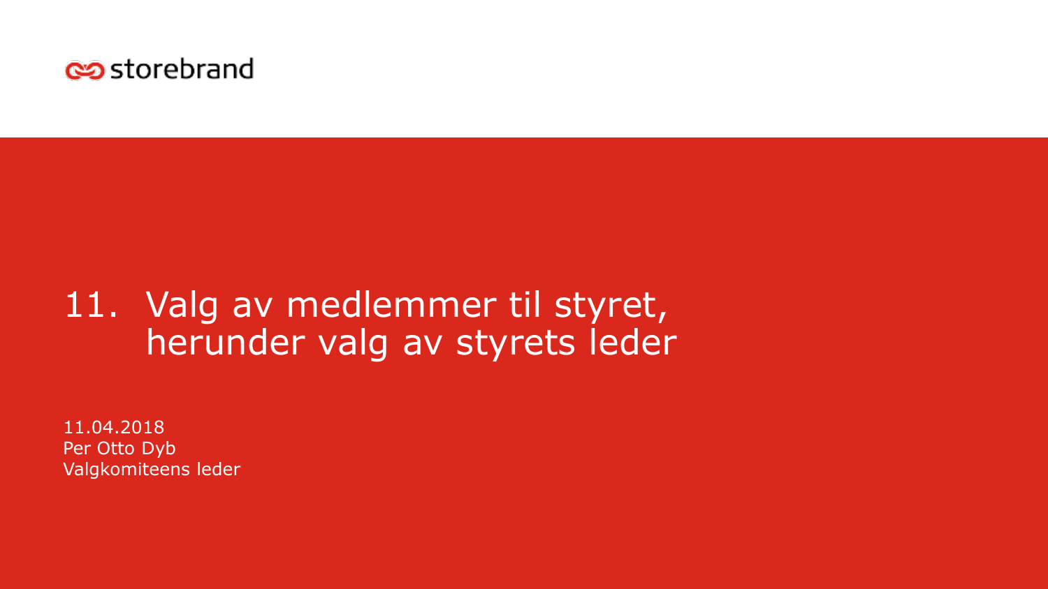storebrand

# 11. Valg av medlemmer til styret, herunder valg av styrets leder

11.04.2018
Per Otto Dyb
Valgkomiteens leder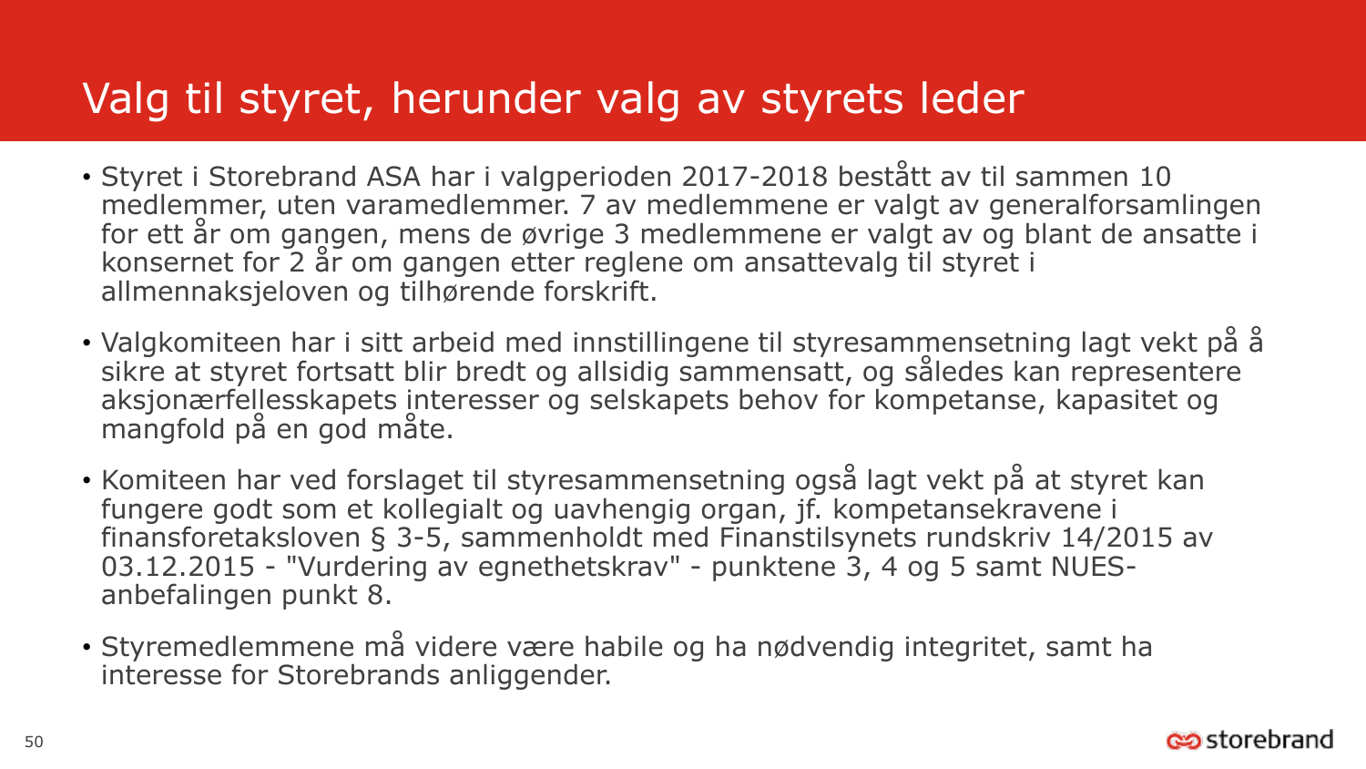# Valg til styret, herunder valg av styrets leder

- Styret i Storebrand ASA har i valgperioden 2017-2018 bestått av til sammen 10 medlemmer, uten varamedlemmer. 7 av medlemmene er valgt av generalforsamlingen for ett år om gangen, mens de øvrige 3 medlemmene er valgt av og blant de ansatte i konsernet for 2 år om gangen etter reglene om ansattevalg til styret i allmennaksjeloven og tilhørende forskrift.
- Valgkomiteen har i sitt arbeid med innstillingene til styresammensetning lagt vekt på å sikre at styret fortsatt blir bredt og allsidig sammensatt, og således kan representere aksjonærfellesskapets interesser og selskapets behov for kompetanse, kapasitet og mangfold på en god måte.
- Komiteen har ved forslaget til styresammensetning også lagt vekt på at styret kan fungere godt som et kollegialt og uavhengig organ, jf. kompetansekravene i finansforetaksloven § 3-5, sammenholdt med Finanstilsynets rundskriv 14/2015 av 03.12.2015 - "Vurdering av egnethetskrav" - punktene 3, 4 og 5 samt NUES-anbefalingen punkt 8.
- Styremedlemmene må videre være habile og ha nødvendig integritet, samt ha interesse for Storebrands anliggender.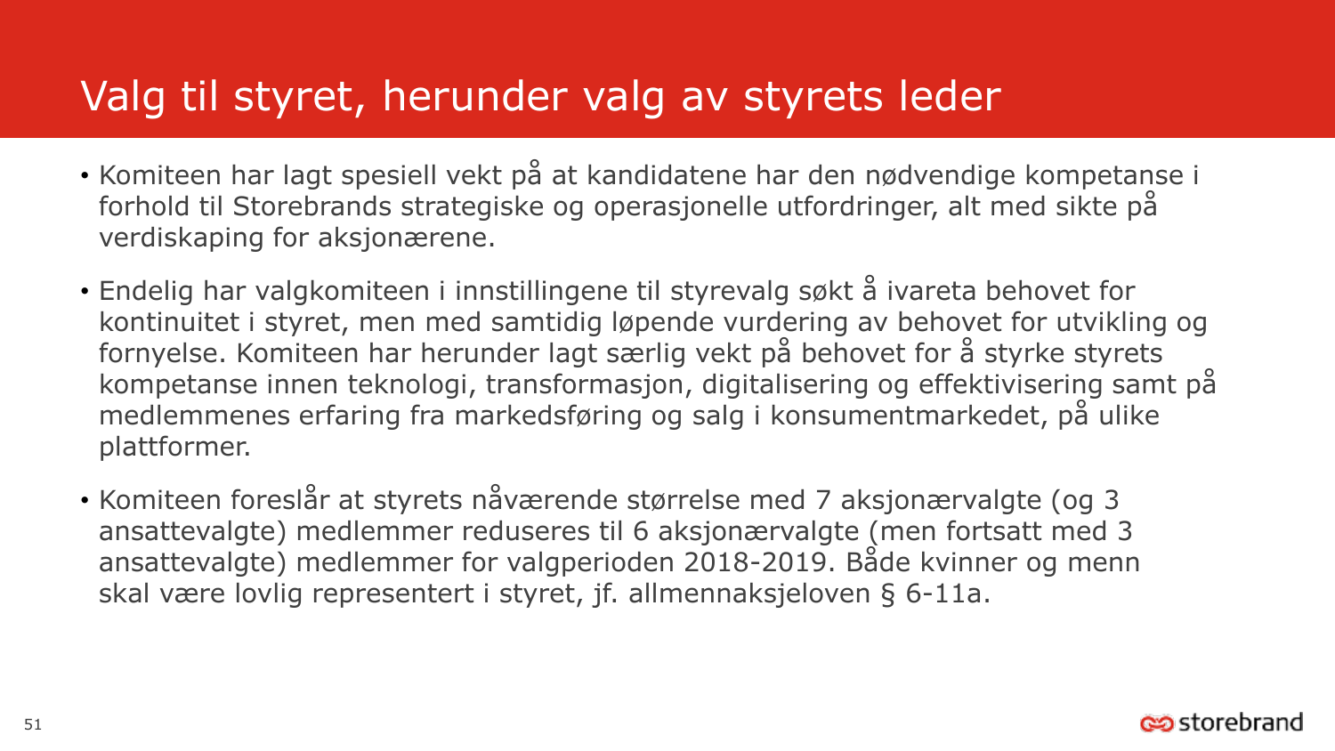# Valg til styret, herunder valg av styrets leder

- Komiteen har lagt spesiell vekt på at kandidatene har den nødvendige kompetanse i forhold til Storebrands strategiske og operasjonelle utfordringer, alt med sikte på verdiskaping for aksjonærene.
- Endelig har valgkomiteen i innstillingene til styrevalg søkt å ivareta behovet for kontinuitet i styret, men med samtidig løpende vurdering av behovet for utvikling og fornyelse. Komiteen har herunder lagt særlig vekt på behovet for å styrke styrets kompetanse innen teknologi, transformasjon, digitalisering og effektivisering samt på medlemmenes erfaring fra markedsføring og salg i konsumentmarkedet, på ulike plattformer.
- Komiteen foreslår at styrets nåværende størrelse med 7 aksjonærvalgte (og 3 ansattevalgte) medlemmer reduseres til 6 aksjonærvalgte (men fortsatt med 3 ansattevalgte) medlemmer for valgperioden 2018-2019. Både kvinner og menn skal være lovlig representert i styret, jf. allmennaksjeloven § 6-11a.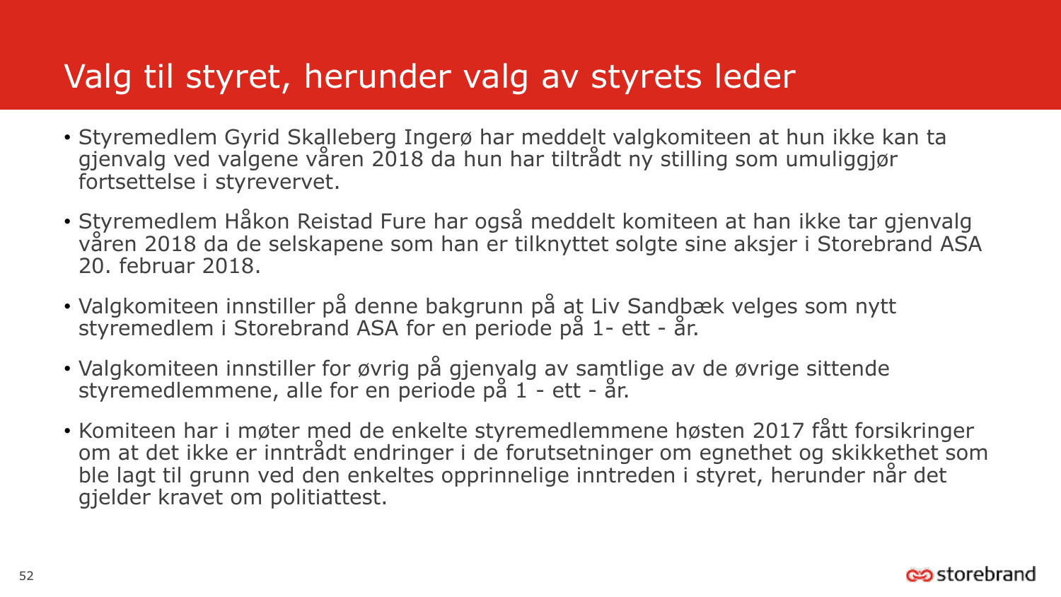# Valg til styret, herunder valg av styrets leder

- Styremedlem Gyrid Skalleberg Ingerø har meddelt valgkomiteen at hun ikke kan ta gjenvalg ved valgene våren 2018 da hun har tiltrådt ny stilling som umuliggjør fortsettelse i styrevervet.
- Styremedlem Håkon Reistad Fure har også meddelt komiteen at han ikke tar gjenvalg våren 2018 da de selskapene som han er tilknyttet solgte sine aksjer i Storebrand ASA 20. februar 2018.
- Valgkomiteen innstiller på denne bakgrunn på at Liv Sandbæk velges som nytt styremedlem i Storebrand ASA for en periode på 1- ett - år.
- Valgkomiteen innstiller for øvrig på gjenvalg av samtlige av de øvrige sittende styremedlemmene, alle for en periode på 1 - ett - år.
- Komiteen har i møter med de enkelte styremedlemmene høsten 2017 fått forsikringer om at det ikke er inntrådt endringer i de forutsetninger om egnethet og skikkethet som ble lagt til grunn ved den enkeltes opprinnelige inntreden i styret, herunder når det gjelder kravet om politiattest.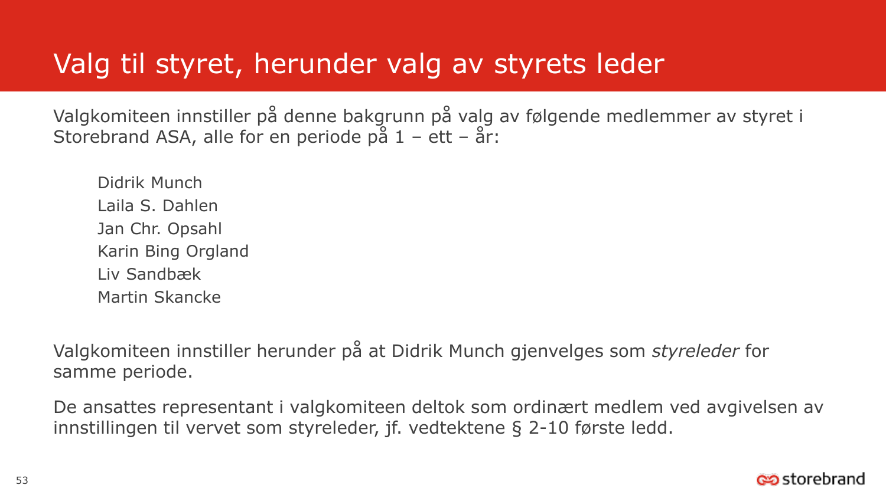# Valg til styret, herunder valg av styrets leder

Valgkomiteen innstiller på denne bakgrunn på valg av følgende medlemmer av styret i Storebrand ASA, alle for en periode på 1 – ett – år:

Didrik Munch
Laila S. Dahlen
Jan Chr. Opsahl
Karin Bing Orgland
Liv Sandbæk
Martin Skancke

Valgkomiteen innstiller herunder på at Didrik Munch gjenvelges som *styreleder* for samme periode.

De ansattes representant i valgkomiteen deltok som ordinært medlem ved avgivelsen av innstillingen til vervet som styreleder, jf. vedtektene § 2-10 første ledd.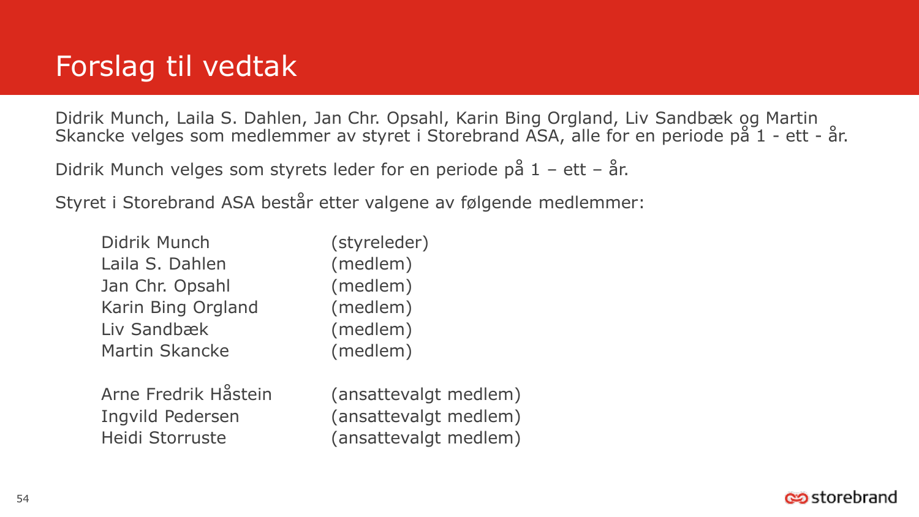# Forslag til vedtak

Didrik Munch, Laila S. Dahlen, Jan Chr. Opsahl, Karin Bing Orgland, Liv Sandbæk og Martin Skancke velges som medlemmer av styret i Storebrand ASA, alle for en periode på 1 - ett - år.

Didrik Munch velges som styrets leder for en periode på 1 – ett – år.

Styret i Storebrand ASA består etter valgene av følgende medlemmer:

| | |
|---|---|
| Didrik Munch | (styreleder) |
| Laila S. Dahlen | (medlem) |
| Jan Chr. Opsahl | (medlem) |
| Karin Bing Orgland | (medlem) |
| Liv Sandbæk | (medlem) |
| Martin Skancke | (medlem) |
| | |
| Arne Fredrik Håstein | (ansattevalgt medlem) |
| Ingvild Pedersen | (ansattevalgt medlem) |
| Heidi Storruste | (ansattevalgt medlem) |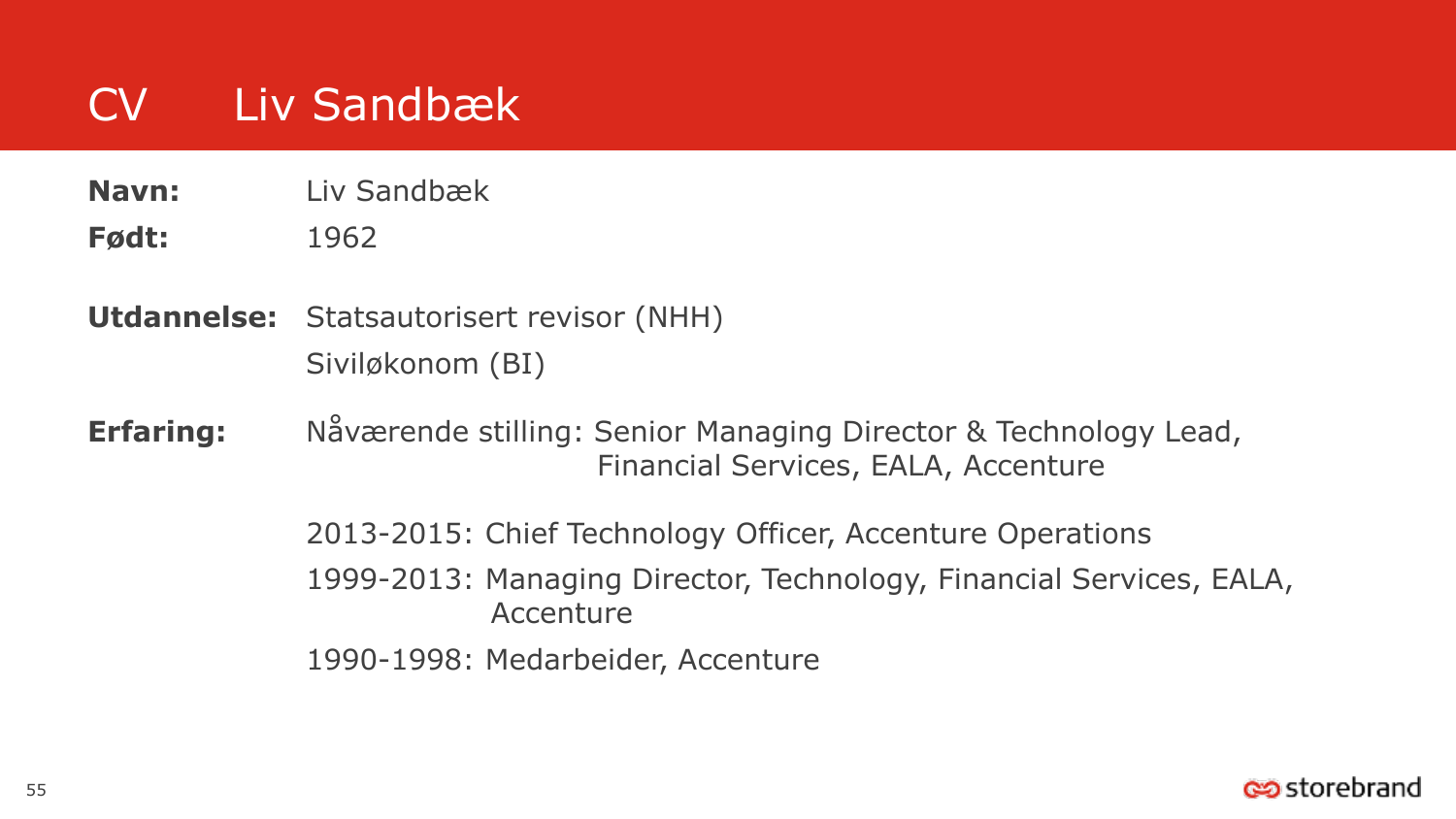# CV Liv Sandbæk

**Navn:** Liv Sandbæk

**Født:** 1962

**Utdannelse:** Statsautorisert revisor (NHH)
Siviløkonom (BI)

**Erfaring:** Nåværende stilling: Senior Managing Director & Technology Lead, Financial Services, EALA, Accenture

2013-2015: Chief Technology Officer, Accenture Operations

1999-2013: Managing Director, Technology, Financial Services, EALA, Accenture

1990-1998: Medarbeider, Accenture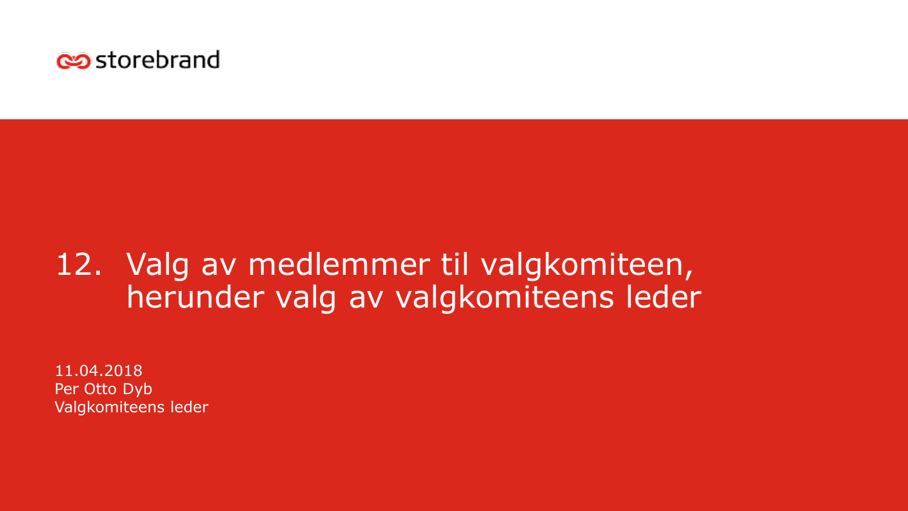storebrand

# 12. Valg av medlemmer til valgkomiteen, herunder valg av valgkomiteens leder

11.04.2018
Per Otto Dyb
Valgkomiteens leder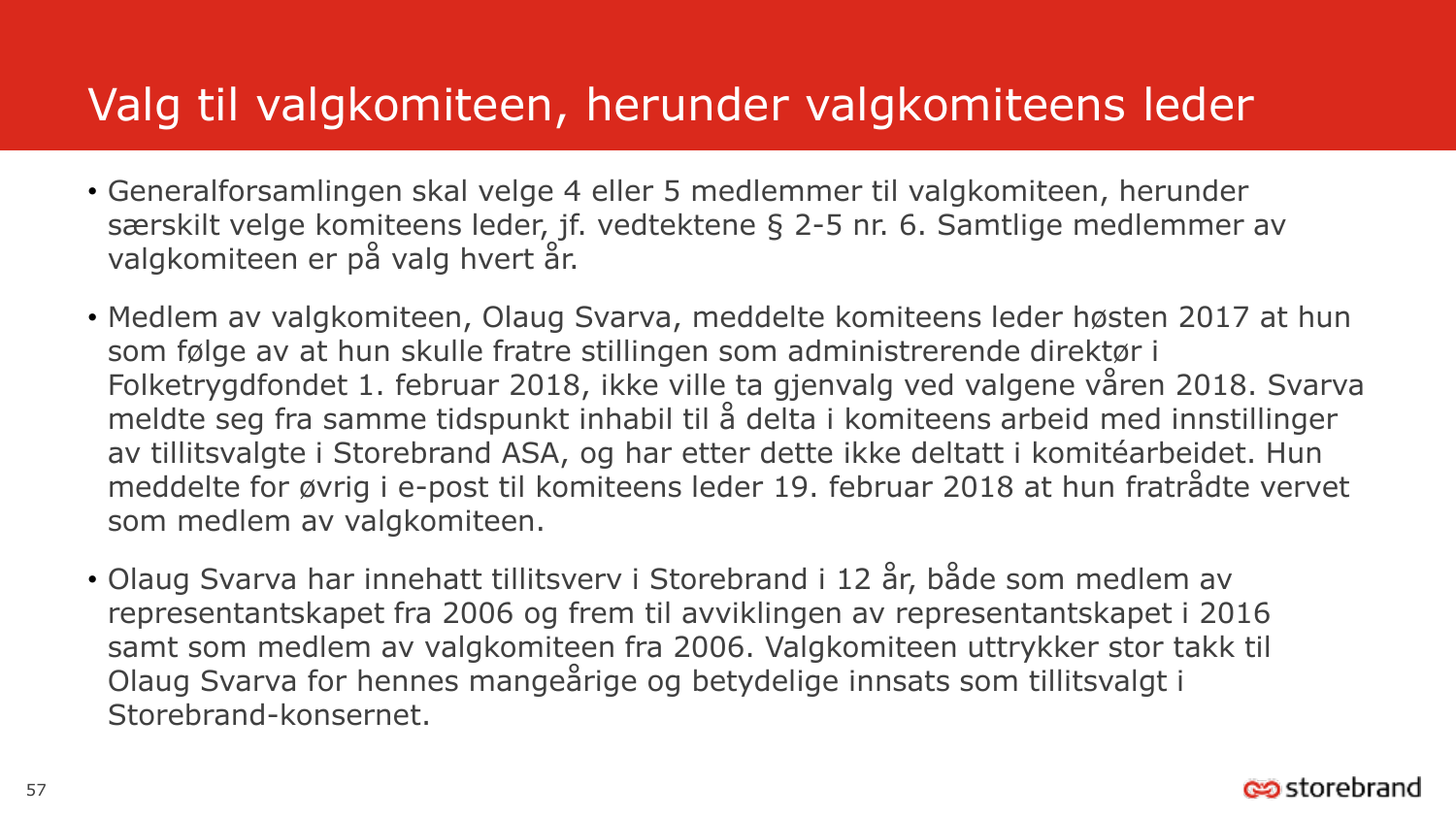# Valg til valgkomiteen, herunder valgkomiteens leder

- Generalforsamlingen skal velge 4 eller 5 medlemmer til valgkomiteen, herunder særskilt velge komiteens leder, jf. vedtektene § 2-5 nr. 6. Samtlige medlemmer av valgkomiteen er på valg hvert år.
- Medlem av valgkomiteen, Olaug Svarva, meddelte komiteens leder høsten 2017 at hun som følge av at hun skulle fratre stillingen som administrerende direktør i Folketrygdfondet 1. februar 2018, ikke ville ta gjenvalg ved valgene våren 2018. Svarva meldte seg fra samme tidspunkt inhabil til å delta i komiteens arbeid med innstillinger av tillitsvalgte i Storebrand ASA, og har etter dette ikke deltatt i komitéarbeidet. Hun meddelte for øvrig i e-post til komiteens leder 19. februar 2018 at hun fratrådte vervet som medlem av valgkomiteen.
- Olaug Svarva har innehatt tillitsverv i Storebrand i 12 år, både som medlem av representantskapet fra 2006 og frem til avviklingen av representantskapet i 2016 samt som medlem av valgkomiteen fra 2006. Valgkomiteen uttrykker stor takk til Olaug Svarva for hennes mangeårige og betydelige innsats som tillitsvalgt i Storebrand-konsernet.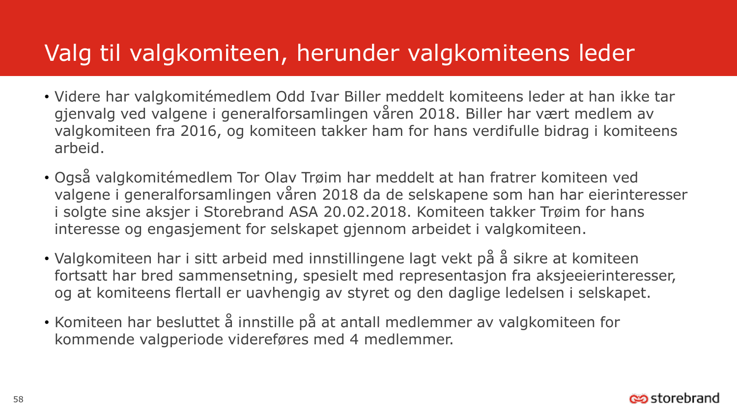# Valg til valgkomiteen, herunder valgkomiteens leder

- Videre har valgkomitémedlem Odd Ivar Biller meddelt komiteens leder at han ikke tar gjenvalg ved valgene i generalforsamlingen våren 2018. Biller har vært medlem av valgkomiteen fra 2016, og komiteen takker ham for hans verdifulle bidrag i komiteens arbeid.
- Også valgkomitémedlem Tor Olav Trøim har meddelt at han fratrer komiteen ved valgene i generalforsamlingen våren 2018 da de selskapene som han har eierinteresser i solgte sine aksjer i Storebrand ASA 20.02.2018. Komiteen takker Trøim for hans interesse og engasjement for selskapet gjennom arbeidet i valgkomiteen.
- Valgkomiteen har i sitt arbeid med innstillingene lagt vekt på å sikre at komiteen fortsatt har bred sammensetning, spesielt med representasjon fra aksjeeierinteresser, og at komiteens flertall er uavhengig av styret og den daglige ledelsen i selskapet.
- Komiteen har besluttet å innstille på at antall medlemmer av valgkomiteen for kommende valgperiode videreføres med 4 medlemmer.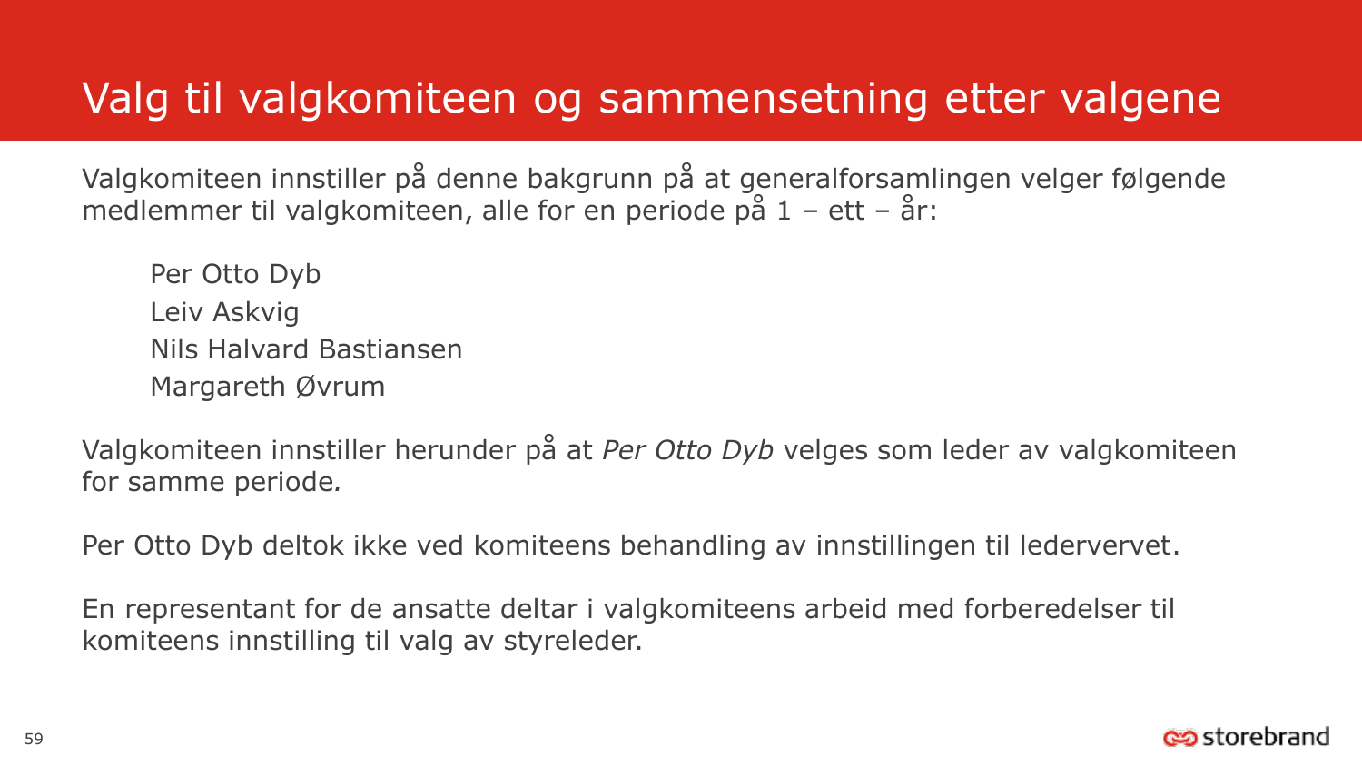# Valg til valgkomiteen og sammensetning etter valgene

Valgkomiteen innstiller på denne bakgrunn på at generalforsamlingen velger følgende medlemmer til valgkomiteen, alle for en periode på 1 – ett – år:

Per Otto Dyb
Leiv Askvig
Nils Halvard Bastiansen
Margareth Øvrum

Valgkomiteen innstiller herunder på at *Per Otto Dyb* velges som leder av valgkomiteen for samme periode.

Per Otto Dyb deltok ikke ved komiteens behandling av innstillingen til ledervervet.

En representant for de ansatte deltar i valgkomiteens arbeid med forberedelser til komiteens innstilling til valg av styreleder.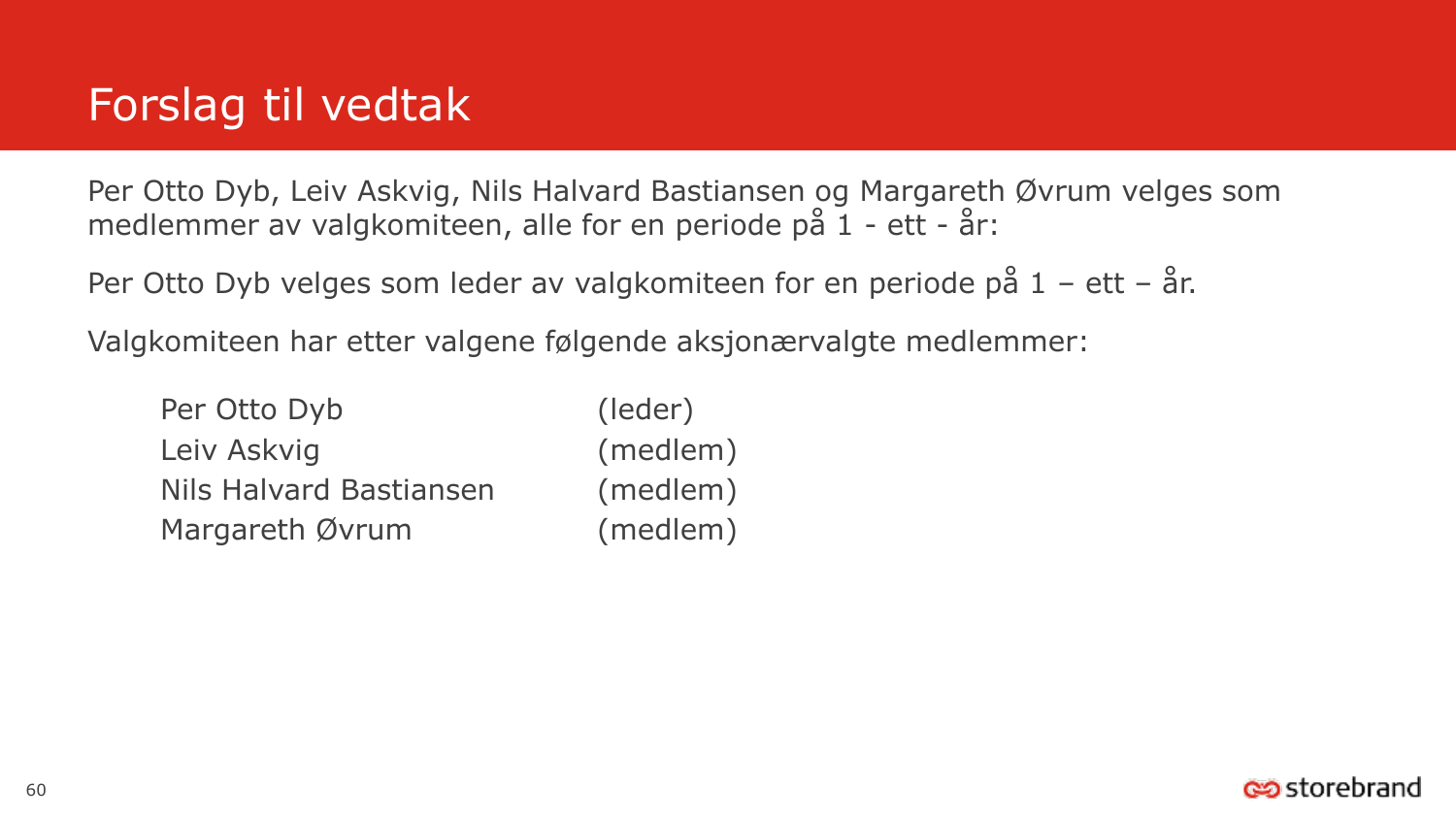# Forslag til vedtak

Per Otto Dyb, Leiv Askvig, Nils Halvard Bastiansen og Margareth Øvrum velges som medlemmer av valgkomiteen, alle for en periode på 1 - ett - år:

Per Otto Dyb velges som leder av valgkomiteen for en periode på 1 – ett – år.

Valgkomiteen har etter valgene følgende aksjonærvalgte medlemmer:

| | |
|---|---|
| Per Otto Dyb | (leder) |
| Leiv Askvig | (medlem) |
| Nils Halvard Bastiansen | (medlem) |
| Margareth Øvrum | (medlem) |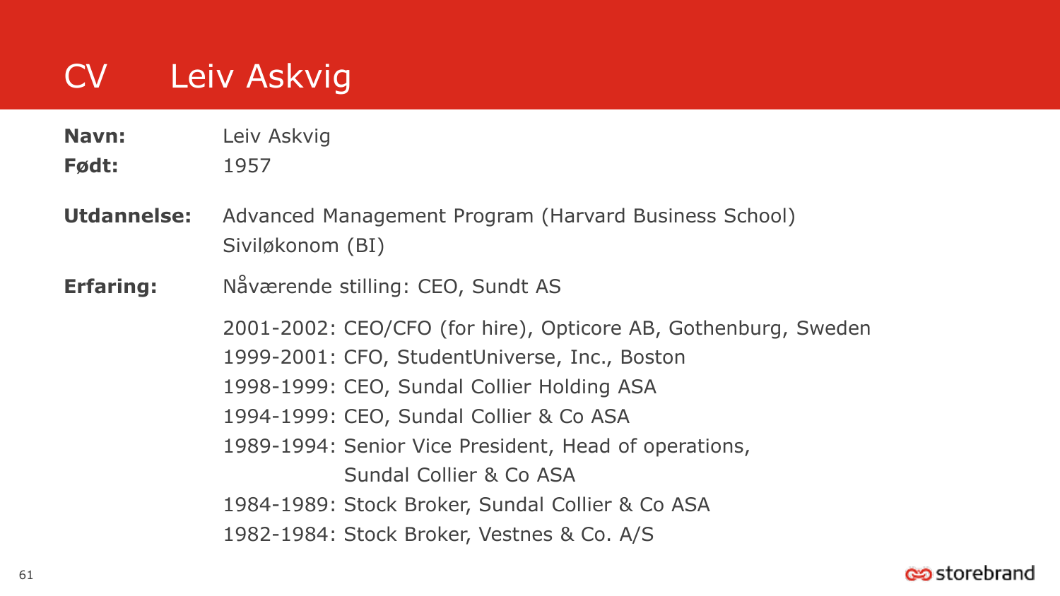# CV Leiv Askvig

**Navn:** Leiv Askvig

**Født:** 1957

**Utdannelse:** Advanced Management Program (Harvard Business School)
Siviløkonom (BI)

**Erfaring:** Nåværende stilling: CEO, Sundt AS

2001-2002: CEO/CFO (for hire), Opticore AB, Gothenburg, Sweden
1999-2001: CFO, StudentUniverse, Inc., Boston
1998-1999: CEO, Sundal Collier Holding ASA
1994-1999: CEO, Sundal Collier & Co ASA
1989-1994: Senior Vice President, Head of operations, Sundal Collier & Co ASA
1984-1989: Stock Broker, Sundal Collier & Co ASA
1982-1984: Stock Broker, Vestnes & Co. A/S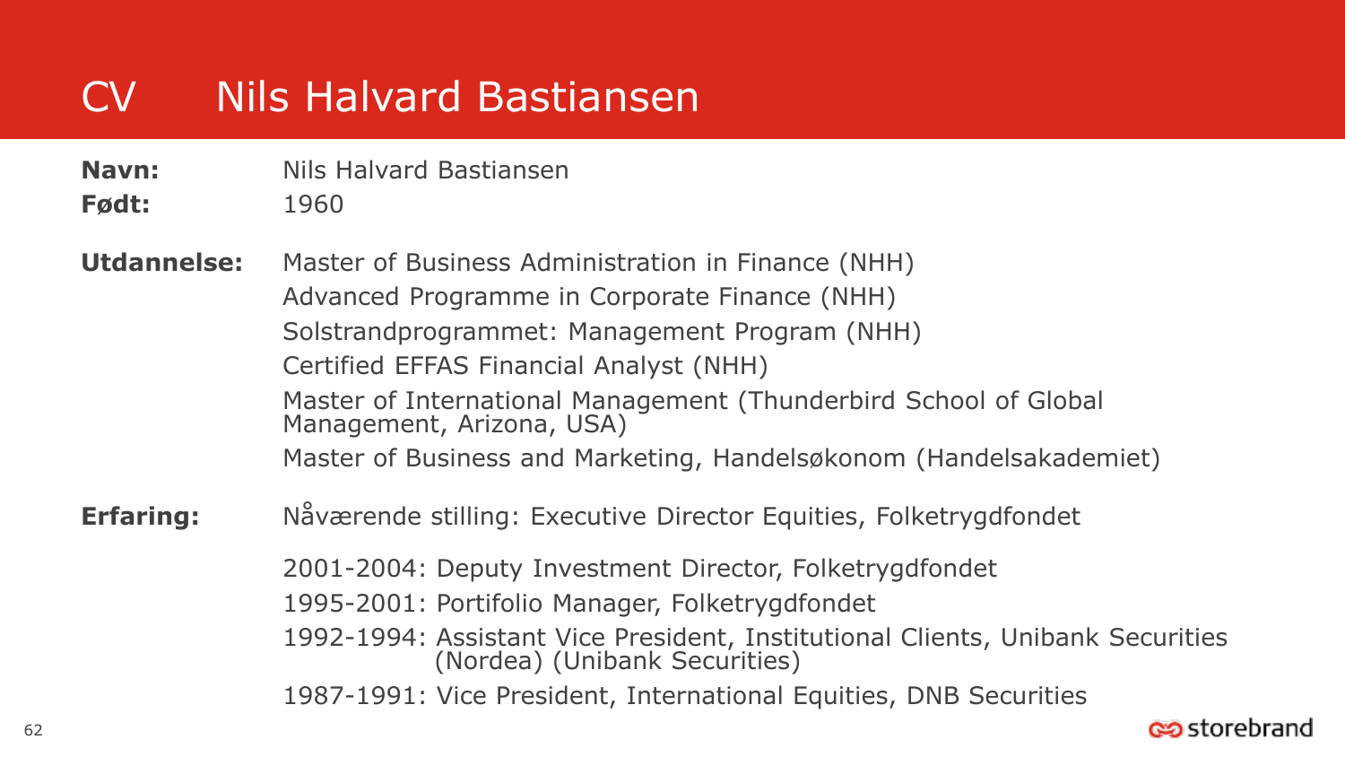# CV Nils Halvard Bastiansen

**Navn:** Nils Halvard Bastiansen

**Født:** 1960

**Utdannelse:**

- Master of Business Administration in Finance (NHH)
- Advanced Programme in Corporate Finance (NHH)
- Solstrandprogrammet: Management Program (NHH)
- Certified EFFAS Financial Analyst (NHH)
- Master of International Management (Thunderbird School of Global Management, Arizona, USA)
- Master of Business and Marketing, Handelsøkonom (Handelsakademiet)

**Erfaring:**

Nåværende stilling: Executive Director Equities, Folketrygdfondet

- 2001-2004: Deputy Investment Director, Folketrygdfondet
- 1995-2001: Portifolio Manager, Folketrygdfondet
- 1992-1994: Assistant Vice President, Institutional Clients, Unibank Securities (Nordea) (Unibank Securities)
- 1987-1991: Vice President, International Equities, DNB Securities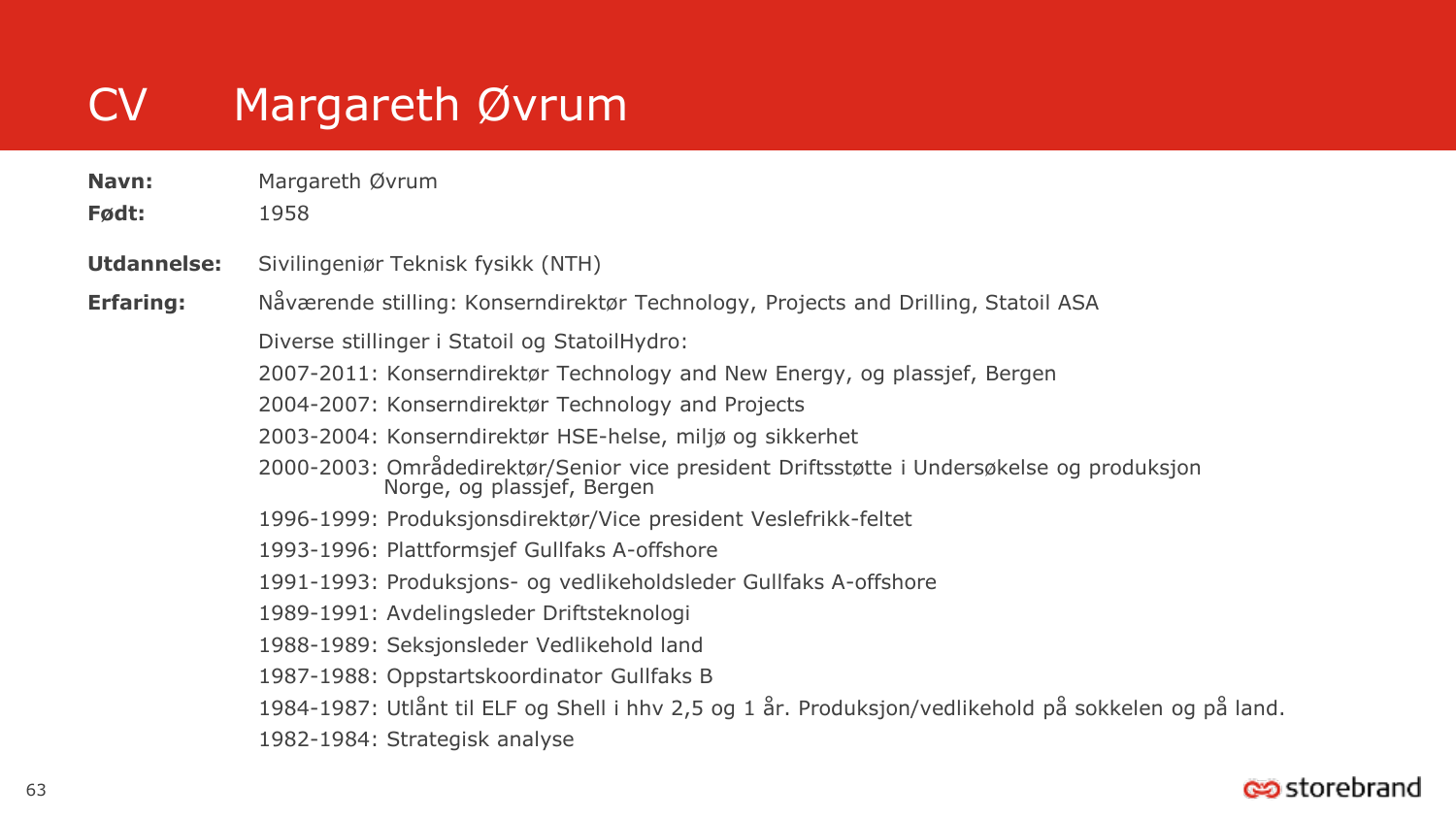# CV Margareth Øvrum

**Navn:** Margareth Øvrum

**Født:** 1958

**Utdannelse:** Sivilingeniør Teknisk fysikk (NTH)

**Erfaring:** Nåværende stilling: Konserndirektør Technology, Projects and Drilling, Statoil ASA

Diverse stillinger i Statoil og StatoilHydro:

- 2007-2011: Konserndirektør Technology and New Energy, og plassjef, Bergen
- 2004-2007: Konserndirektør Technology and Projects
- 2003-2004: Konserndirektør HSE-helse, miljø og sikkerhet
- 2000-2003: Områdedirektør/Senior vice president Driftsstøtte i Undersøkelse og produksjon Norge, og plassjef, Bergen
- 1996-1999: Produksjonsdirektør/Vice president Veslefrikk-feltet
- 1993-1996: Plattformsjef Gullfaks A-offshore
- 1991-1993: Produksjons- og vedlikeholdsleder Gullfaks A-offshore
- 1989-1991: Avdelingsleder Driftsteknologi
- 1988-1989: Seksjonsleder Vedlikehold land
- 1987-1988: Oppstartskoordinator Gullfaks B
- 1984-1987: Utlånt til ELF og Shell i hhv 2,5 og 1 år. Produksjon/vedlikehold på sokkelen og på land.
- 1982-1984: Strategisk analyse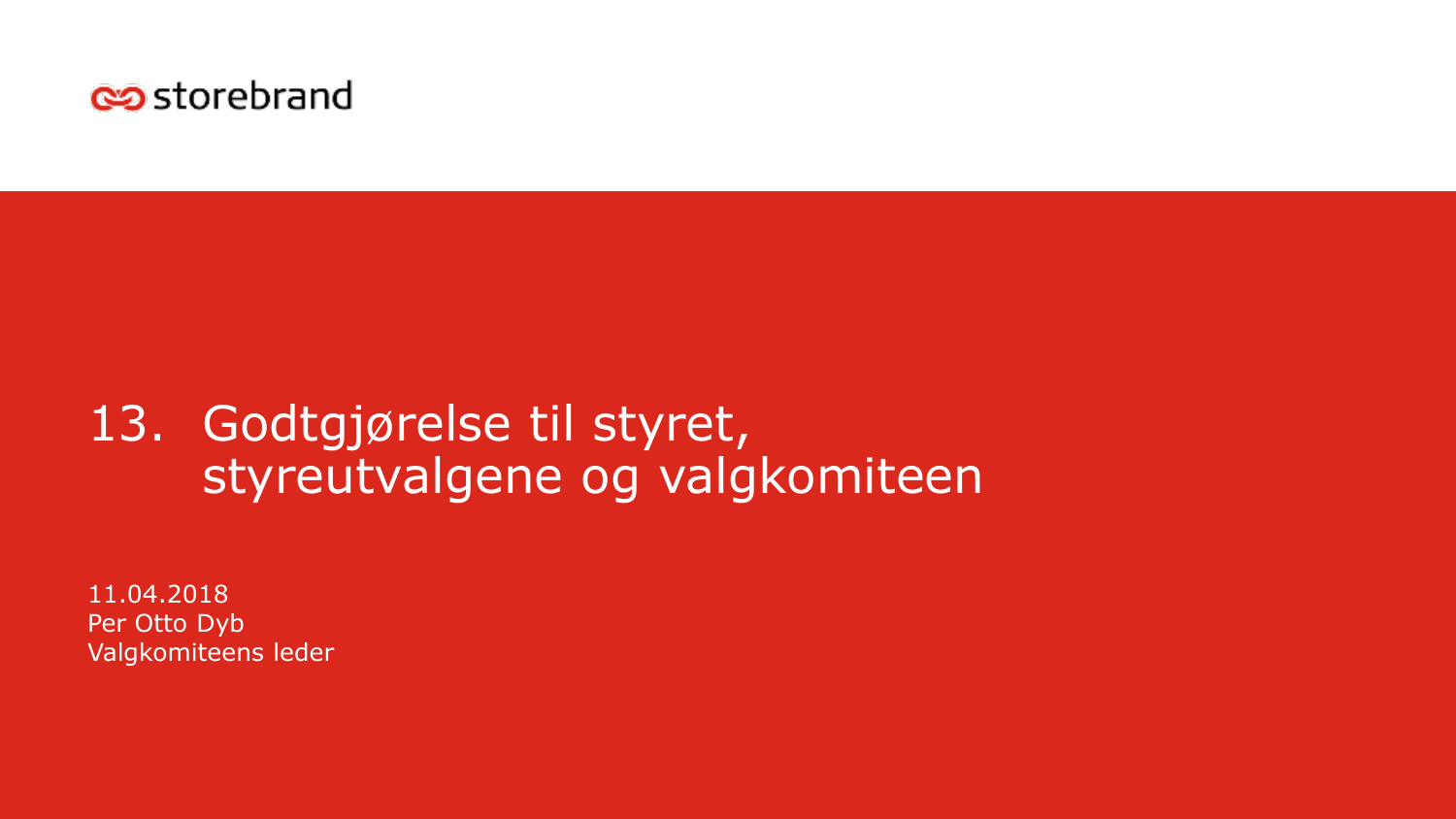storebrand

# 13. Godtgjørelse til styret, styreutvalgene og valgkomiteen

11.04.2018
Per Otto Dyb
Valgkomiteens leder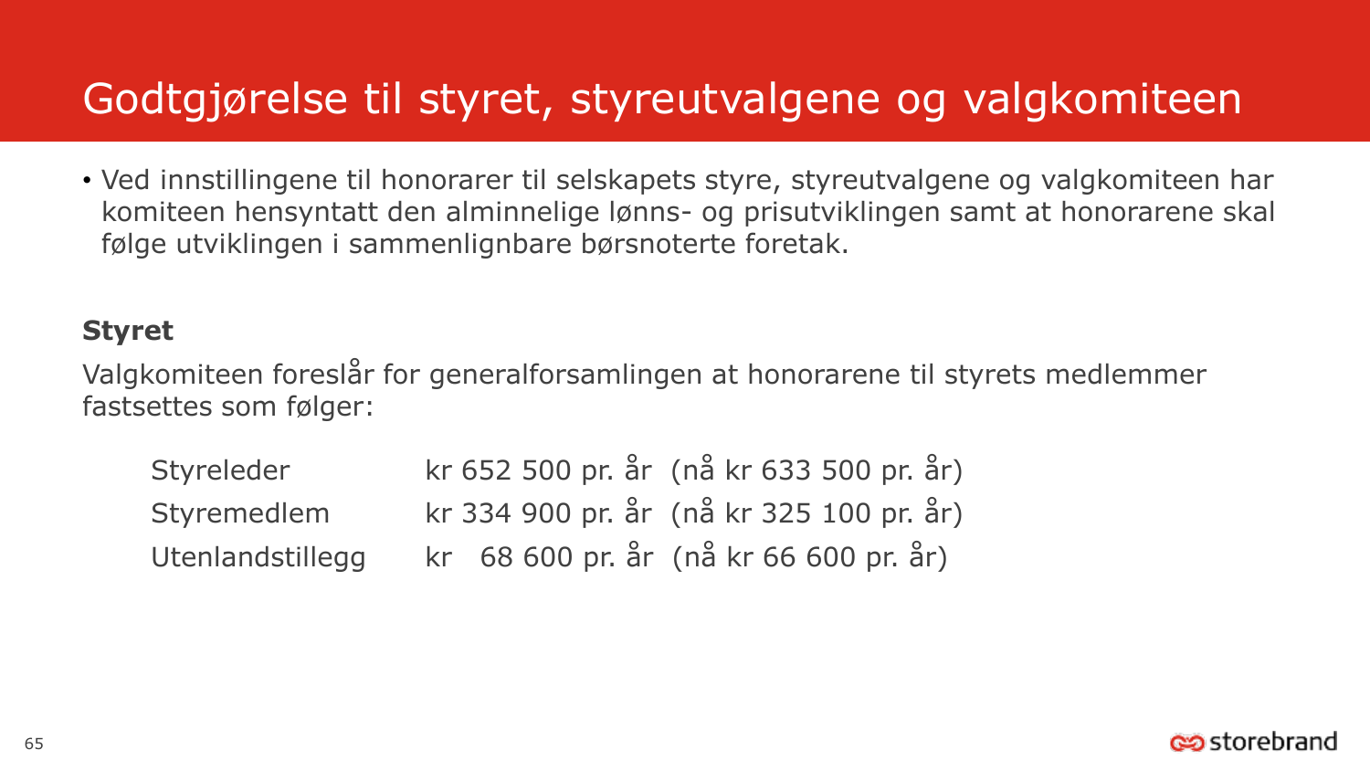# Godtgjørelse til styret, styreutvalgene og valgkomiteen

- Ved innstillingene til honorarer til selskapets styre, styreutvalgene og valgkomiteen har komiteen hensyntatt den alminnelige lønns- og prisutviklingen samt at honorarene skal følge utviklingen i sammenlignbare børsnoterte foretak.

**Styret**

Valgkomiteen foreslår for generalforsamlingen at honorarene til styrets medlemmer fastsettes som følger:

| | | |
|---|---|---|
| Styreleder | kr 652 500 pr. år | (nå kr 633 500 pr. år) |
| Styremedlem | kr 334 900 pr. år | (nå kr 325 100 pr. år) |
| Utenlandstillegg | kr 68 600 pr. år | (nå kr 66 600 pr. år) |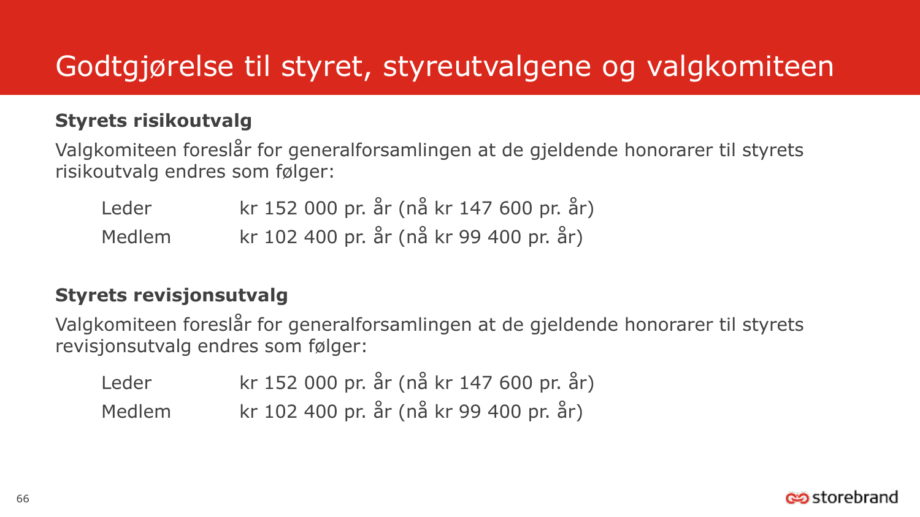# Godtgjørelse til styret, styreutvalgene og valgkomiteen

**Styrets risikoutvalg**

Valgkomiteen foreslår for generalforsamlingen at de gjeldende honorarer til styrets risikoutvalg endres som følger:

| | |
|---|---|
| Leder | kr 152 000 pr. år (nå kr 147 600 pr. år) |
| Medlem | kr 102 400 pr. år (nå kr 99 400 pr. år) |

**Styrets revisjonsutvalg**

Valgkomiteen foreslår for generalforsamlingen at de gjeldende honorarer til styrets revisjonsutvalg endres som følger:

| | |
|---|---|
| Leder | kr 152 000 pr. år (nå kr 147 600 pr. år) |
| Medlem | kr 102 400 pr. år (nå kr 99 400 pr. år) |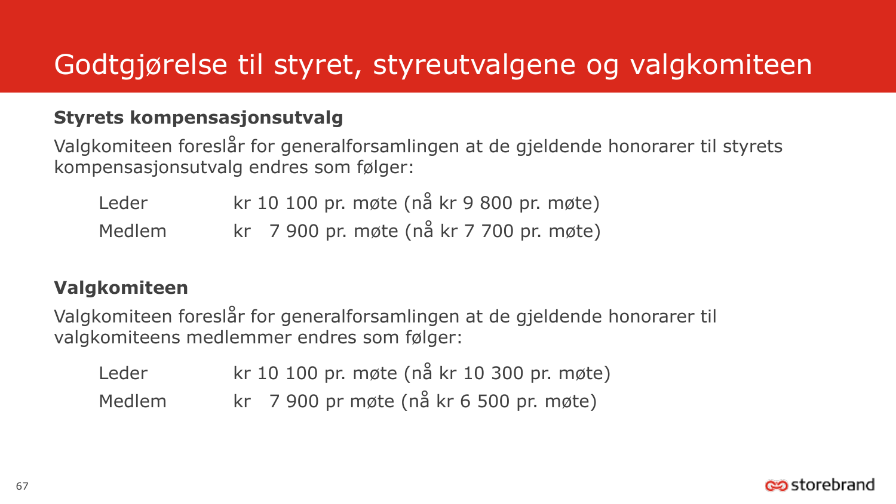# Godtgjørelse til styret, styreutvalgene og valgkomiteen

**Styrets kompensasjonsutvalg**

Valgkomiteen foreslår for generalforsamlingen at de gjeldende honorarer til styrets kompensasjonsutvalg endres som følger:

| | |
|---|---|
| Leder | kr 10 100 pr. møte (nå kr 9 800 pr. møte) |
| Medlem | kr 7 900 pr. møte (nå kr 7 700 pr. møte) |

**Valgkomiteen**

Valgkomiteen foreslår for generalforsamlingen at de gjeldende honorarer til valgkomiteens medlemmer endres som følger:

| | |
|---|---|
| Leder | kr 10 100 pr. møte (nå kr 10 300 pr. møte) |
| Medlem | kr 7 900 pr møte (nå kr 6 500 pr. møte) |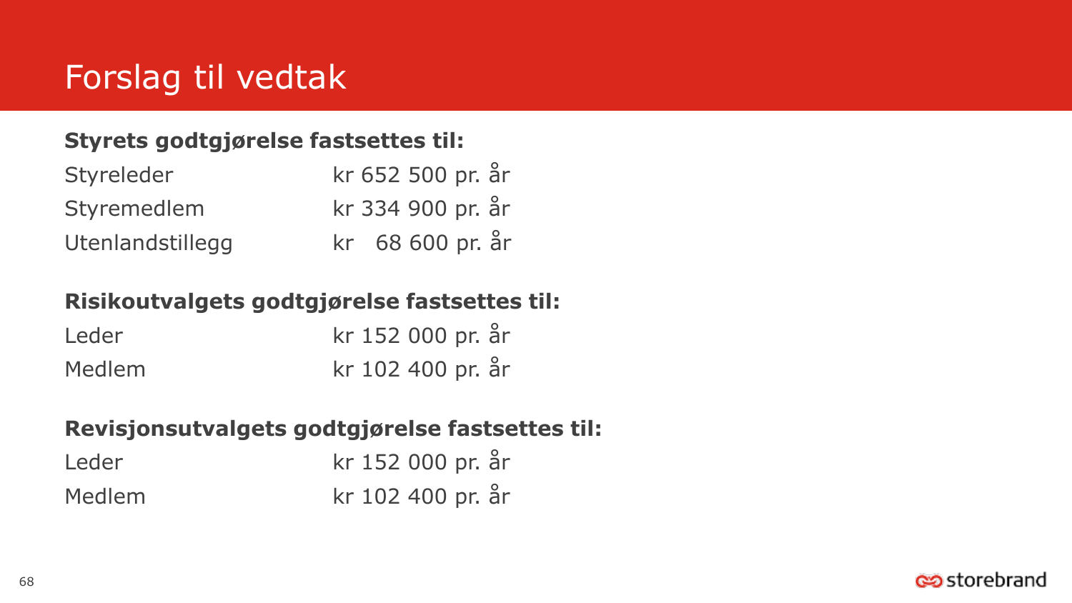# Forslag til vedtak

**Styrets godtgjørelse fastsettes til:**

| | |
|---|---|
| Styreleder | kr 652 500 pr. år |
| Styremedlem | kr 334 900 pr. år |
| Utenlandstillegg | kr 68 600 pr. år |

**Risikoutvalgets godtgjørelse fastsettes til:**

| | |
|---|---|
| Leder | kr 152 000 pr. år |
| Medlem | kr 102 400 pr. år |

**Revisjonsutvalgets godtgjørelse fastsettes til:**

| | |
|---|---|
| Leder | kr 152 000 pr. år |
| Medlem | kr 102 400 pr. år |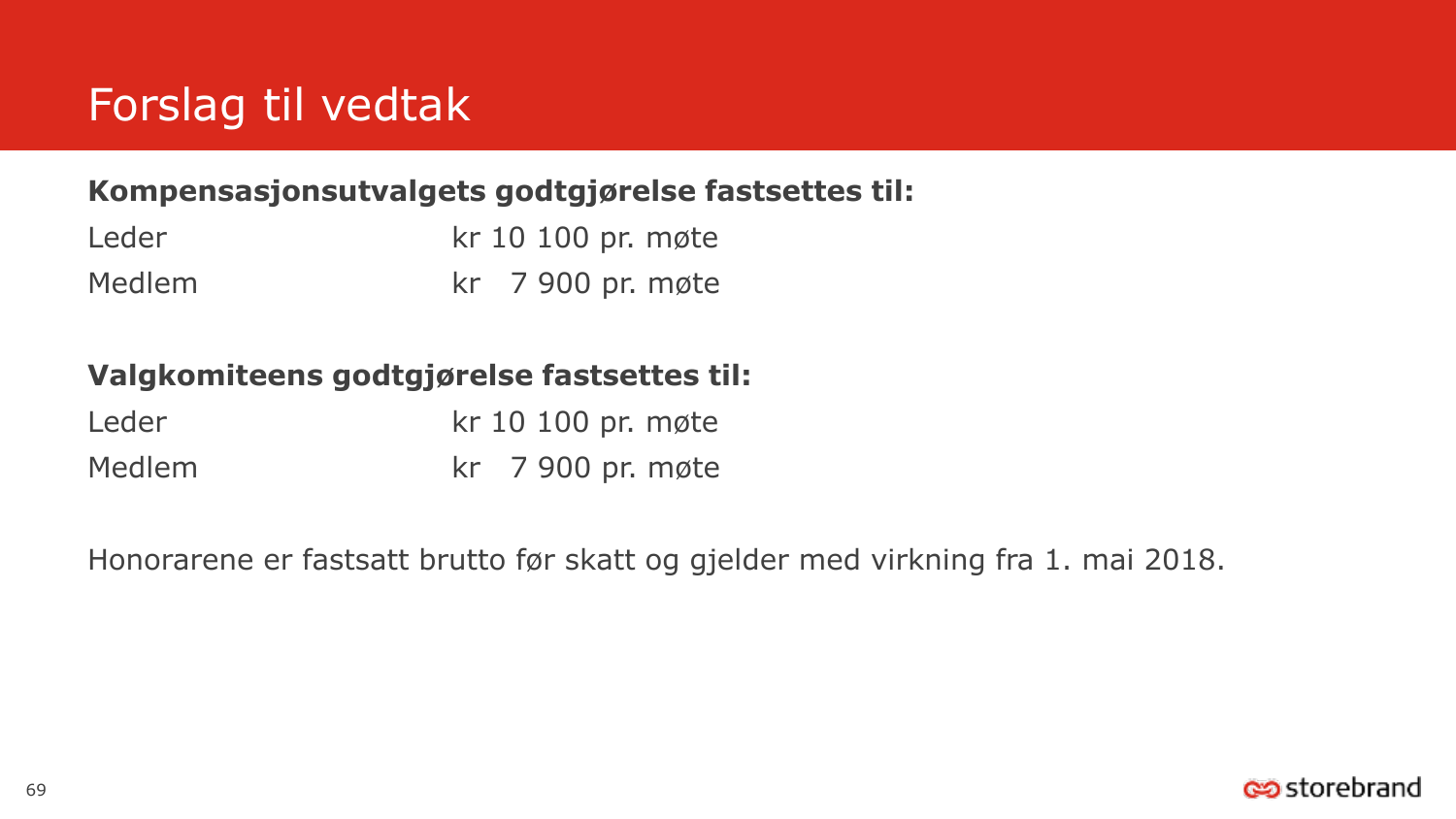# Forslag til vedtak

**Kompensasjonsutvalgets godtgjørelse fastsettes til:**

| | |
|---|---|
| Leder | kr 10 100 pr. møte |
| Medlem | kr 7 900 pr. møte |

**Valgkomiteens godtgjørelse fastsettes til:**

| | |
|---|---|
| Leder | kr 10 100 pr. møte |
| Medlem | kr 7 900 pr. møte |

Honorarene er fastsatt brutto før skatt og gjelder med virkning fra 1. mai 2018.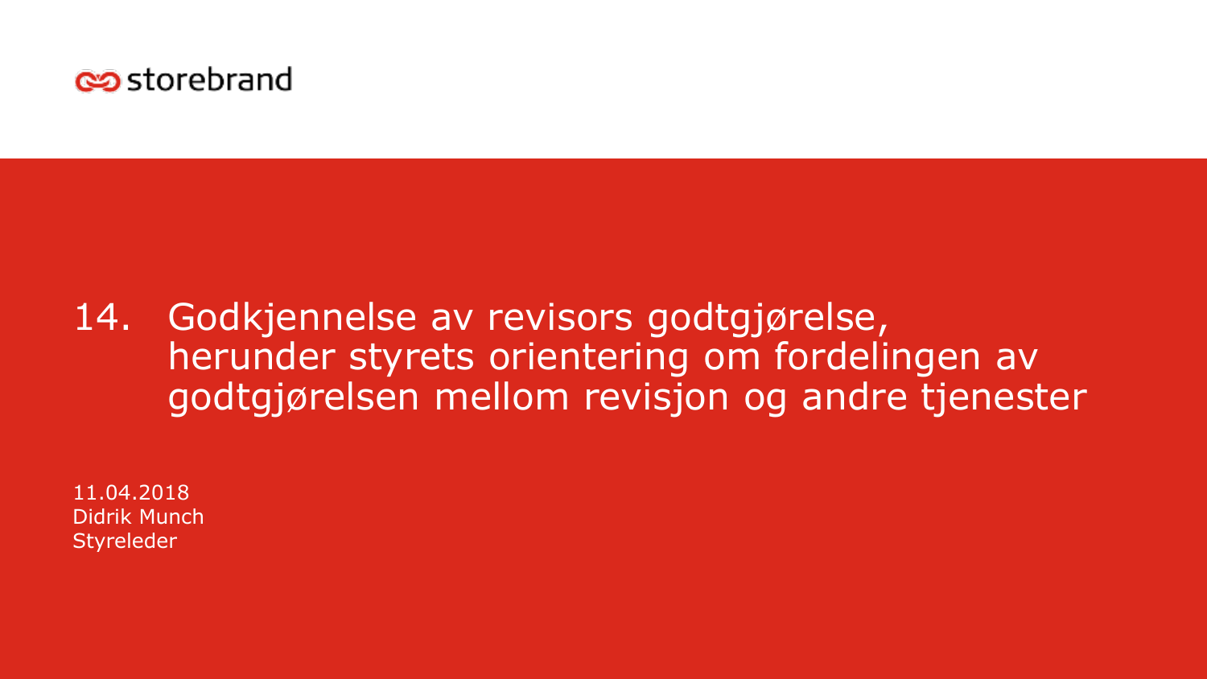storebrand

# 14. Godkjennelse av revisors godtgjørelse, herunder styrets orientering om fordelingen av godtgjørelsen mellom revisjon og andre tjenester

11.04.2018
Didrik Munch
Styreleder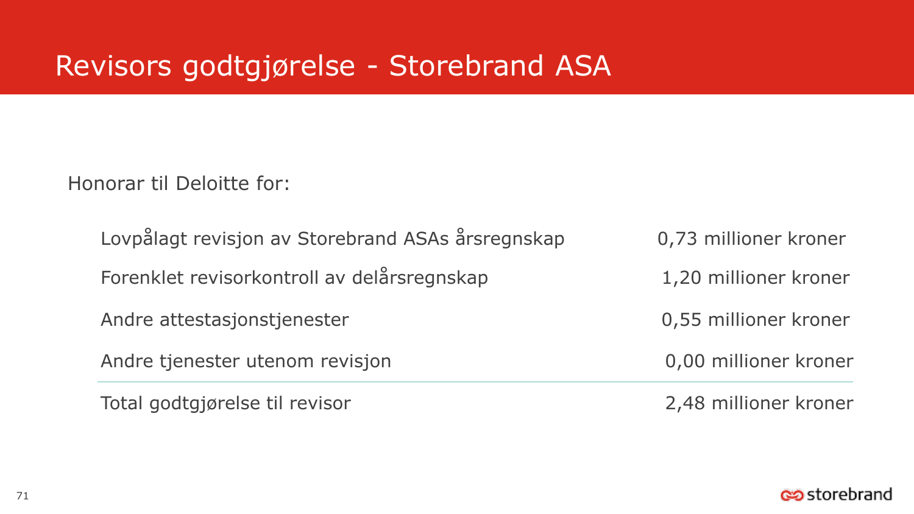# Revisors godtgjørelse - Storebrand ASA

Honorar til Deloitte for:

| | |
|---|---|
| Lovpålagt revisjon av Storebrand ASAs årsregnskap | 0,73 millioner kroner |
| Forenklet revisorkontroll av delårsregnskap | 1,20 millioner kroner |
| Andre attestasjonstjenester | 0,55 millioner kroner |
| Andre tjenester utenom revisjon | 0,00 millioner kroner |
| Total godtgjørelse til revisor | 2,48 millioner kroner |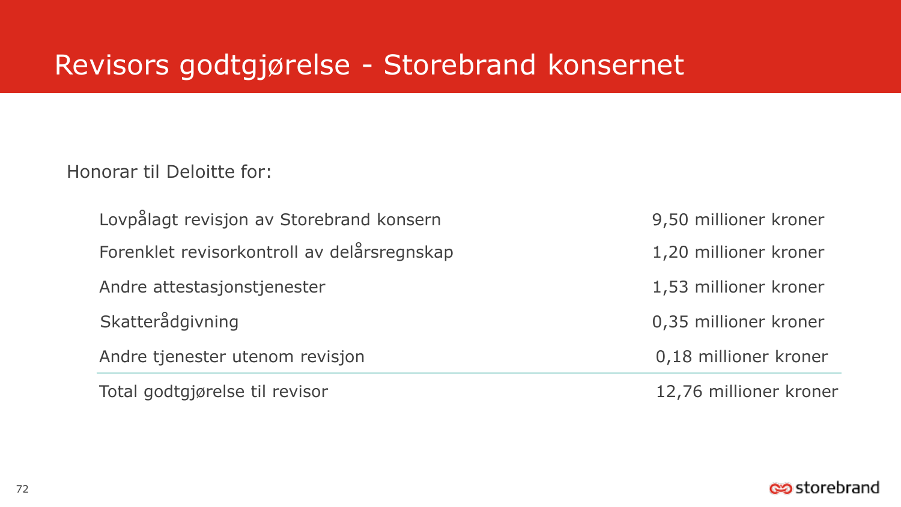# Revisors godtgjørelse - Storebrand konsernet

Honorar til Deloitte for:

| | |
|---|---|
| Lovpålagt revisjon av Storebrand konsern | 9,50 millioner kroner |
| Forenklet revisorkontroll av delårsregnskap | 1,20 millioner kroner |
| Andre attestasjonstjenester | 1,53 millioner kroner |
| Skatterådgivning | 0,35 millioner kroner |
| Andre tjenester utenom revisjon | 0,18 millioner kroner |
| Total godtgjørelse til revisor | 12,76 millioner kroner |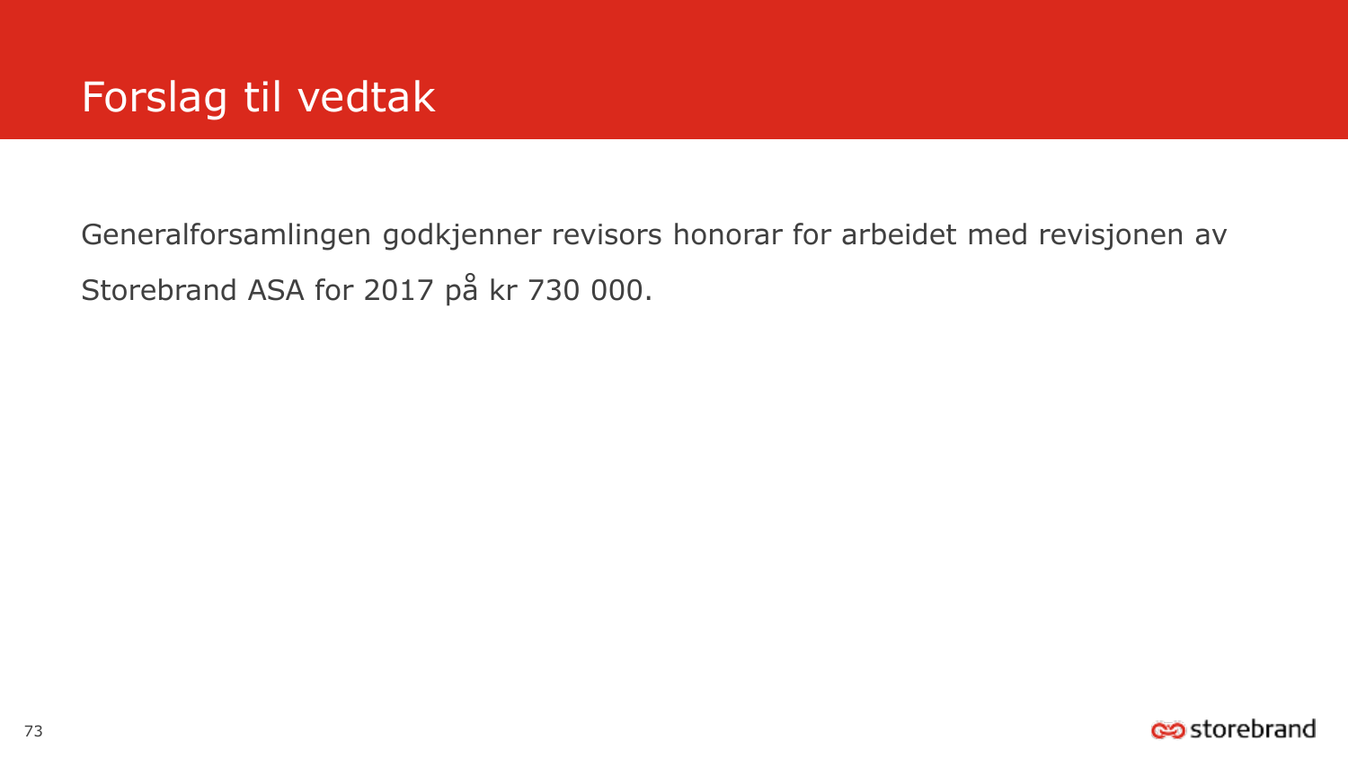# Forslag til vedtak

Generalforsamlingen godkjenner revisors honorar for arbeidet med revisjonen av Storebrand ASA for 2017 på kr 730 000.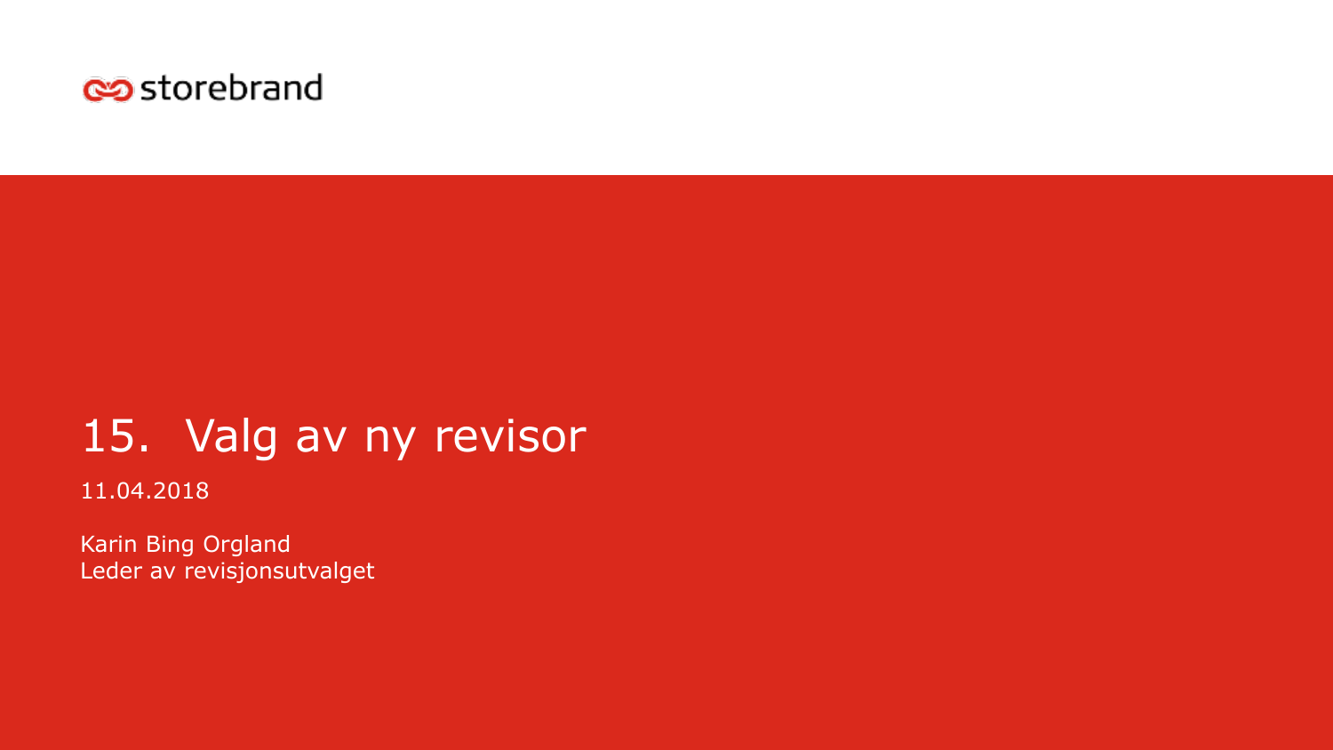storebrand

# 15. Valg av ny revisor

11.04.2018

Karin Bing Orgland
Leder av revisjonsutvalget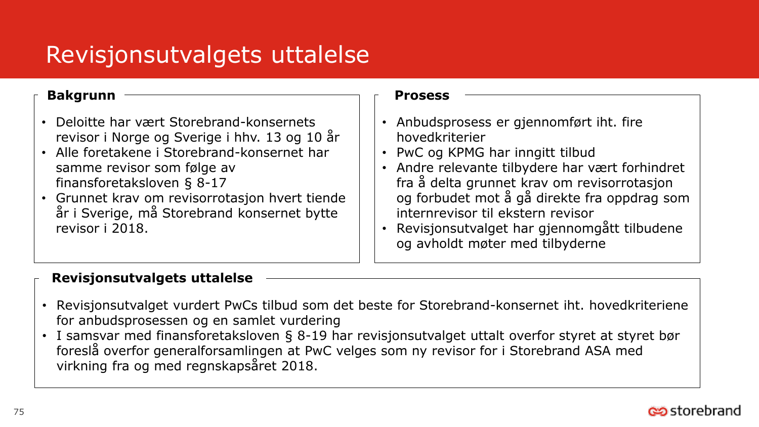# Revisjonsutvalgets uttalelse

### Bakgrunn

- Deloitte har vært Storebrand-konsernets revisor i Norge og Sverige i hhv. 13 og 10 år
- Alle foretakene i Storebrand-konsernet har samme revisor som følge av finansforetaksloven § 8-17
- Grunnet krav om revisorrotasjon hvert tiende år i Sverige, må Storebrand konsernet bytte revisor i 2018.

### Prosess

- Anbudsprosess er gjennomført iht. fire hovedkriterier
- PwC og KPMG har inngitt tilbud
- Andre relevante tilbydere har vært forhindret fra å delta grunnet krav om revisorrotasjon og forbudet mot å gå direkte fra oppdrag som internrevisor til ekstern revisor
- Revisjonsutvalget har gjennomgått tilbudene og avholdt møter med tilbyderne

### Revisjonsutvalgets uttalelse

- Revisjonsutvalget vurdert PwCs tilbud som det beste for Storebrand-konsernet iht. hovedkriteriene for anbudsprosessen og en samlet vurdering
- I samsvar med finansforetaksloven § 8-19 har revisjonsutvalget uttalt overfor styret at styret bør foreslå overfor generalforsamlingen at PwC velges som ny revisor for i Storebrand ASA med virkning fra og med regnskapsåret 2018.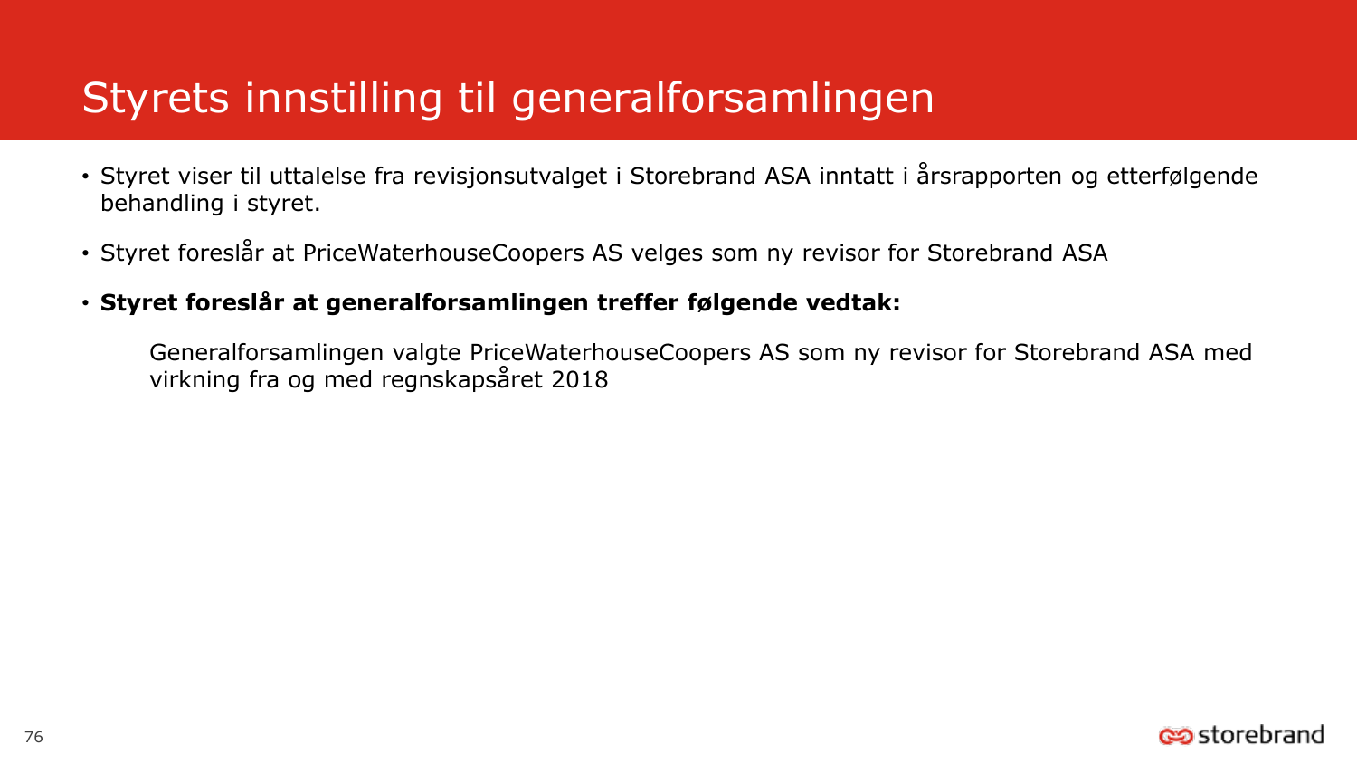# Styrets innstilling til generalforsamlingen

- Styret viser til uttalelse fra revisjonsutvalget i Storebrand ASA inntatt i årsrapporten og etterfølgende behandling i styret.
- Styret foreslår at PriceWaterhouseCoopers AS velges som ny revisor for Storebrand ASA
- **Styret foreslår at generalforsamlingen treffer følgende vedtak:**

  Generalforsamlingen valgte PriceWaterhouseCoopers AS som ny revisor for Storebrand ASA med virkning fra og med regnskapsåret 2018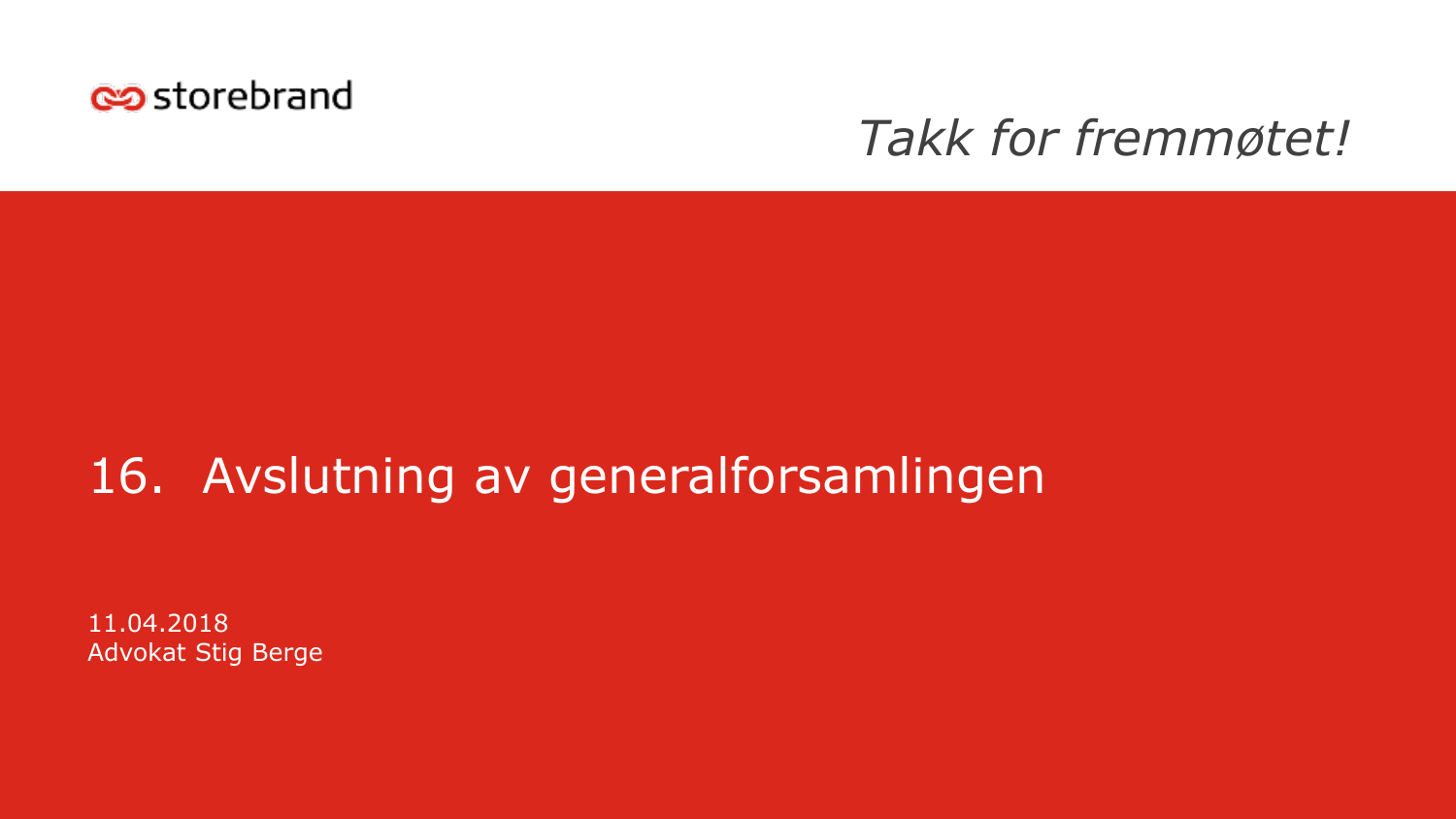storebrand

*Takk for fremmøtet!*

# 16. Avslutning av generalforsamlingen

11.04.2018
Advokat Stig Berge